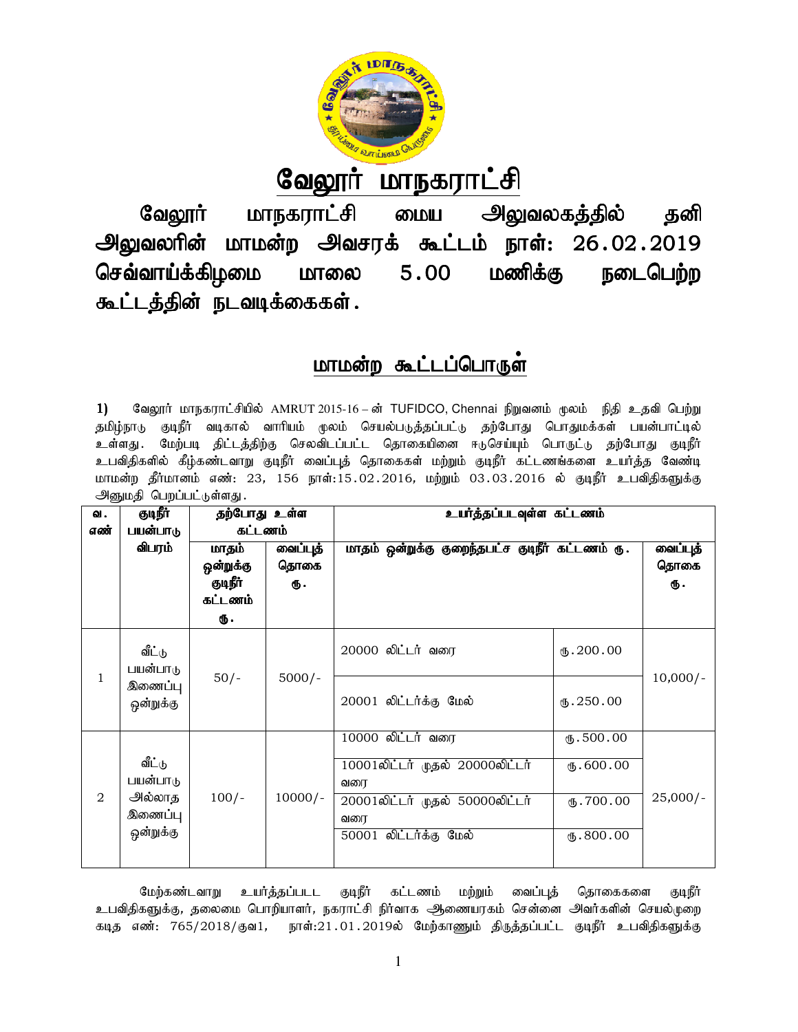# வேலூர் மாநகராட்சி

**வேலூர் மாநகராட்சி மைய அலுவலகத்தில் தனி அலுவலரின் மாமன்ற அவசரக் கூட்டம் நாள்: 26.02.2019 செவ்வாய்க்கிழமை மாலை 5.00 மணிக்கு நடைபெற்ற கூட்டத்தின் நடவடிக்கைகள்.**

## மாமன்ற கூட்டப்பொருள்

**1)** வேலூர் மாநகராட்சியில் AMRUT 2015-16 – ன் TUFIDCO, Chennai நிறுவனம் மூலம் நிதி உதவி பெற்று தமிழ்நாடு குடிநீர் வடிகால் வாரியம் மூலம் செயல்படுத்தப்பட்டு தற்போது பொதுமக்கள் பயன்பாட்டில் உள்ளது. மேற்படி திட்டத்திற்கு செலவிடப்பட்ட தொகையினை ஈடுசெய்யும் பொருட்டு தற்போது குடிநீர் உபவிதிகளில் கீழ்கண்டவாறு குடிநீர் வைப்புத் தொகைகள் மற்றும் குடிநீர் கட்டணங்களை உயர்த்த வேண்டி மாமன்ற தீர்மானம் எண்: 23, 156 நாள்:15.02.2016, மற்றும் 03.03.2016 ல் குடிநீர் உபவிதிகளுக்கு அனுமதி பெறப்பட்டுள்ளது.

| வ. எண் | குடிநீர் பயன்பாடு விபரம் | தற்போது உள்ள கட்டணம் | | உயர்த்தப்படவுள்ள கட்டணம் | | |
|---|---|---|---|---|---|---|
| | | மாதம் ஒன்றுக்கு குடிநீர் கட்டணம் ரூ. | வைப்புத் தொகை ரூ. | மாதம் ஒன்றுக்கு குறைந்தபட்ச குடிநீர் கட்டணம் ரூ. | | வைப்புத் தொகை ரூ. |
| 1 | வீட்டு பயன்பாடு இணைப்பு ஒன்றுக்கு | 50/- | 5000/- | 20000 லிட்டர் வரை | ரூ.200.00 | 10,000/- |
| | | | | 20001 லிட்டர்க்கு மேல் | ரூ.250.00 | |
| 2 | வீட்டு பயன்பாடு அல்லாத இணைப்பு ஒன்றுக்கு | 100/- | 10000/- | 10000 லிட்டர் வரை | ரூ.500.00 | 25,000/- |
| | | | | 10001லிட்டர் முதல் 20000லிட்டர் வரை | ரூ.600.00 | |
| | | | | 20001லிட்டர் முதல் 50000லிட்டர் வரை | ரூ.700.00 | |
| | | | | 50001 லிட்டர்க்கு மேல் | ரூ.800.00 | |

மேற்கண்டவாறு உயர்த்தப்பட்ட குடிநீர் கட்டணம் மற்றும் வைப்புத் தொகைகளை குடிநீர் உபவிதிகளுக்கு, தலைமை பொறியாளர், நகராட்சி நிர்வாக ஆணையரகம் சென்னை அவர்களின் செயல்முறை கடித எண்: 765/2018/குவ1, நாள்:21.01.2019ல் மேற்காணும் திருத்தப்பட்ட குடிநீர் உபவிதிகளுக்கு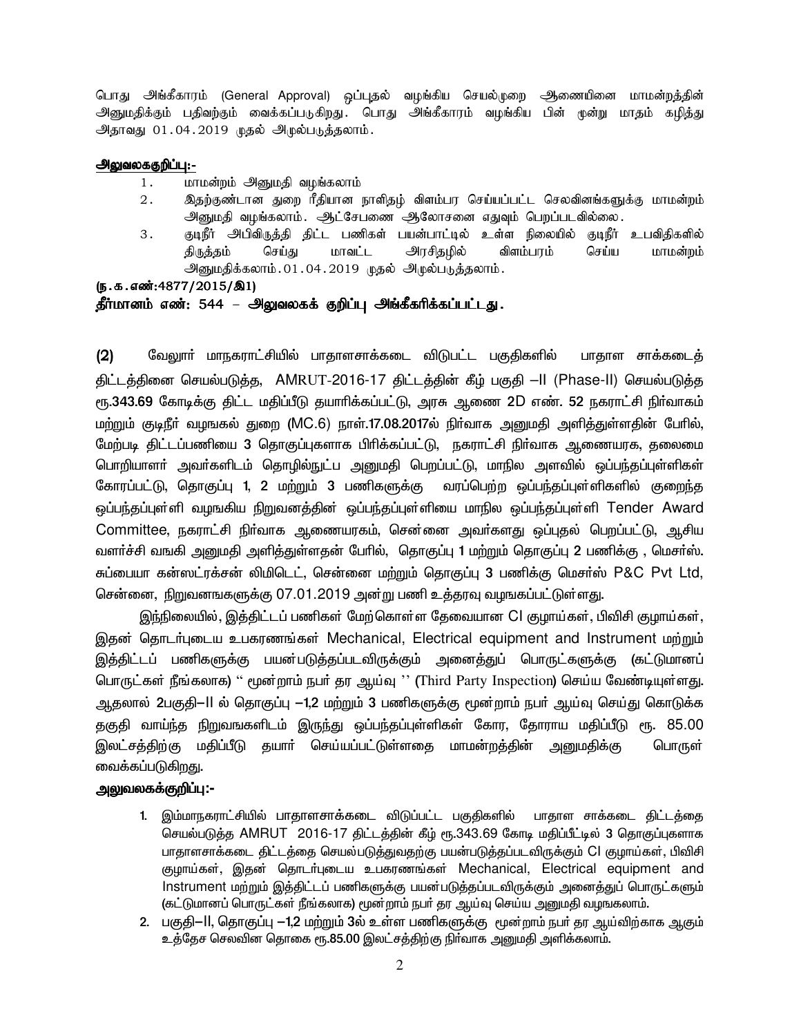பொது அங்கீகாரம் (General Approval) ஒப்புதல் வழங்கிய செயல்முறை ஆணையினை மாமன்றத்தின் அனுமதிக்கும் பதிவற்கும் வைக்கப்படுகிறது. பொது அங்கீகாரம் வழங்கிய பின் மூன்று மாதம் கழித்து அதாவது 01.04.2019 முதல் அமுல்படுத்தலாம்.

**அலுவலககுறிப்பு:-**

1. மாமன்றம் அனுமதி வழங்கலாம்
2. இதற்குண்டான துறை ரீதியான நாளிதழ் விளம்பர செய்யப்பட்ட செலவினங்களுக்கு மாமன்றம் அனுமதி வழங்கலாம். ஆட்சேபணை ஆலோசனை எதுவும் பெறப்படவில்லை.
3. குடிநீர் அபிவிருத்தி திட்ட பணிகள் பயன்பாட்டில் உள்ள நிலையில் குடிநீர் உபவிதிகளில் திருத்தம் செய்து மாவட்ட அரசிதழில் விளம்பரம் செய்ய மாமன்றம் அனுமதிக்கலாம்.01.04.2019 முதல் அமுல்படுத்தலாம்.

**(ந.க.எண்:4877/2015/இ1)**

**தீர்மானம் எண்: 544 – அலுவலகக் குறிப்பு அங்கீகரிக்கப்பட்டது.**

**(2)** வேலூர் மாநகராட்சியில் பாதாளசாக்கடை விடுபட்ட பகுதிகளில் பாதாள சாக்கடைத் திட்டத்தினை செயல்படுத்த, AMRUT-2016-17 திட்டத்தின் கீழ் பகுதி –II (Phase-II) செயல்படுத்த ரூ.343.69 கோடிக்கு திட்ட மதிப்பீடு தயாரிக்கப்பட்டு, அரசு ஆணை 2D எண். 52 நகராட்சி நிர்வாகம் மற்றும் குடிநீர் வழஙகல் துறை (MC.6) நாள்.17.08.2017ல் நிர்வாக அனுமதி அளித்துள்ளதின் பேரில், மேற்படி திட்டப்பணியை 3 தொகுப்புகளாக பிரிக்கப்பட்டு, நகராட்சி நிர்வாக ஆணையரக, தலைமை பொறியாளர் அவர்களிடம் தொழில்நுட்ப அனுமதி பெறப்பட்டு, மாநில அளவில் ஒப்பந்தப்புள்ளிகள் கோரப்பட்டு, தொகுப்பு 1, 2 மற்றும் 3 பணிகளுக்கு வரப்பெற்ற ஒப்பந்தப்புள்ளிகளில் குறைந்த ஒப்பந்தப்புள்ளி வழஙகிய நிறுவனத்தின் ஒப்பந்தப்புள்ளியை மாநில ஒப்பந்தப்புள்ளி Tender Award Committee, நகராட்சி நிர்வாக ஆணையரகம், சென்னை அவர்களது ஒப்புதல் பெறப்பட்டு, ஆசிய வளர்ச்சி வஙகி அனுமதி அளித்துள்ளதன் பேரில், தொகுப்பு 1 மற்றும் தொகுப்பு 2 பணிக்கு , மெசர்ஸ். சுப்பையா கன்ஸட்ரக்சன் லிமிடெட், சென்னை மற்றும் தொகுப்பு 3 பணிக்கு மெசர்ஸ் P&C Pvt Ltd, சென்னை, நிறுவனஙகளுக்கு 07.01.2019 அன்று பணி உத்தரவு வழஙகப்பட்டுள்ளது.

இந்நிலையில், இத்திட்டப் பணிகள் மேற்கொள்ள தேவையான CI குழாய்கள், பிவிசி குழாய்கள், இதன் தொடர்புடைய உபகரணங்கள் Mechanical, Electrical equipment and Instrument மற்றும் இத்திட்டப் பணிகளுக்கு பயன்படுத்தப்படவிருக்கும் அனைத்துப் பொருட்களுக்கு (கட்டுமானப் பொருட்கள் நீங்கலாக) '' மூன்றாம் நபர் தர ஆய்வு '' (Third Party Inspection) செய்ய வேண்டியுள்ளது. ஆதலால் 2பகுதி–II ல் தொகுப்பு –1,2 மற்றும் 3 பணிகளுக்கு மூன்றாம் நபர் ஆய்வு செய்து கொடுக்க தகுதி வாய்ந்த நிறுவஙகளிடம் இருந்து ஒப்பந்தப்புள்ளிகள் கோர, தோராய மதிப்பீடு ரூ. 85.00 இலட்சத்திற்கு மதிப்பீடு தயார் செய்யப்பட்டுள்ளதை மாமன்றத்தின் அனுமதிக்கு பொருள் வைக்கப்படுகிறது.

**அலுவலகக்குறிப்பு:-**

1. இம்மாநகராட்சியில் பாதாளசாக்கடை விடுப்பட்ட பகுதிகளில் பாதாள சாக்கடை திட்டத்தை செயல்படுத்த AMRUT 2016-17 திட்டத்தின் கீழ் ரூ.343.69 கோடி மதிப்பீட்டில் 3 தொகுப்புகளாக பாதாளசாக்கடை திட்டத்தை செயல்படுத்துவதற்கு பயன்படுத்தப்படவிருக்கும் CI குழாய்கள், பிவிசி குழாய்கள், இதன் தொடர்புடைய உபகரணங்கள் Mechanical, Electrical equipment and Instrument மற்றும் இத்திட்டப் பணிகளுக்கு பயன்படுத்தப்படவிருக்கும் அனைத்துப் பொருட்களும் (கட்டுமானப் பொருட்கள் நீங்கலாக) மூன்றாம் நபர் தர ஆய்வு செய்ய அனுமதி வழஙகலாம்.
2. பகுதி–II, தொகுப்பு –1,2 மற்றும் 3ல் உள்ள பணிகளுக்கு மூன்றாம் நபர் தர ஆய்விற்காக ஆகும் உத்தேச செலவின தொகை ரூ.85.00 இலட்சத்திற்கு நிர்வாக அனுமதி அளிக்கலாம்.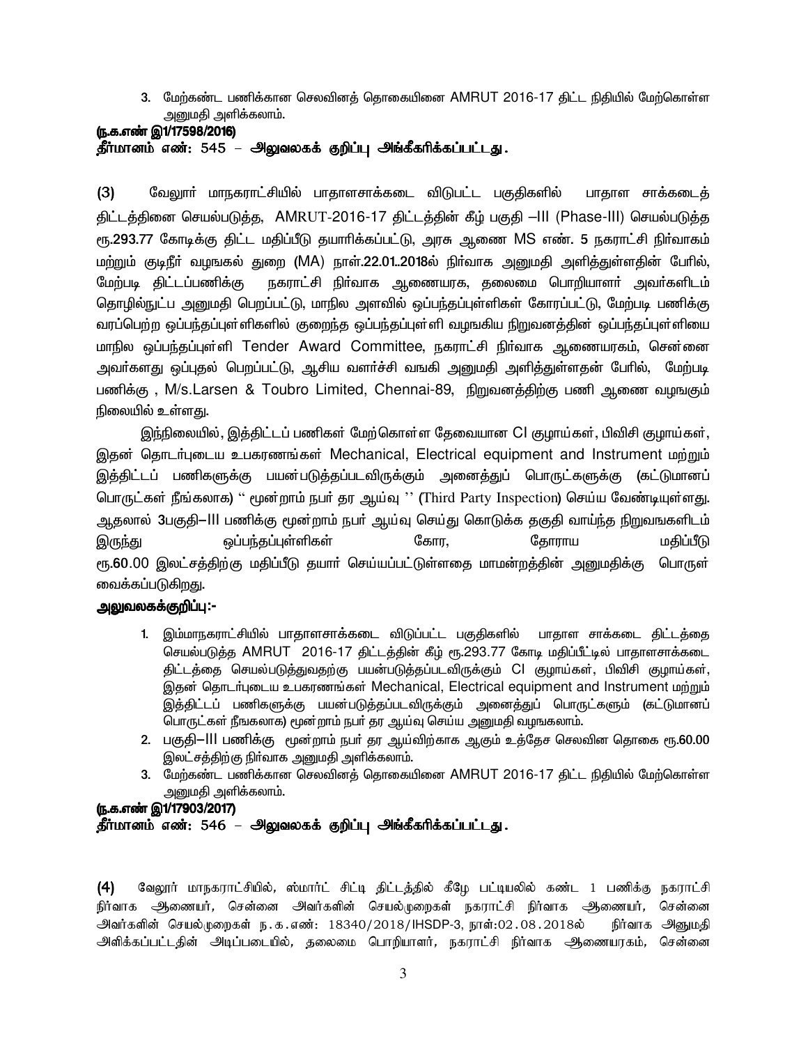3. மேற்கண்ட பணிக்கான செலவினத் தொகையினை AMRUT 2016-17 திட்ட நிதியில் மேற்கொள்ள அனுமதி அளிக்கலாம்.

**(ந.க.எண் இ1/17598/2016)**

**தீர்மானம் எண்: 545 – அலுவலகக் குறிப்பு அங்கீகரிக்கப்பட்டது.**

**(3)** வேலூர் மாநகராட்சியில் பாதாளசாக்கடை விடுபட்ட பகுதிகளில் பாதாள சாக்கடைத் திட்டத்தினை செயல்படுத்த, AMRUT-2016-17 திட்டத்தின் கீழ் பகுதி –III (Phase-III) செயல்படுத்த ரூ.293.77 கோடிக்கு திட்ட மதிப்பீடு தயாரிக்கப்பட்டு, அரசு ஆணை MS எண். 5 நகராட்சி நிர்வாகம் மற்றும் குடிநீர் வழங்கல் துறை (MA) நாள்.22.01..2018ல் நிர்வாக அனுமதி அளித்துள்ளதின் பேரில், மேற்படி திட்டப்பணிக்கு நகராட்சி நிர்வாக ஆணையரக, தலைமை பொறியாளர் அவர்களிடம் தொழில்நுட்ப அனுமதி பெறப்பட்டு, மாநில அளவில் ஒப்பந்தப்புள்ளிகள் கோரப்பட்டு, மேற்படி பணிக்கு வரப்பெற்ற ஒப்பந்தப்புள்ளிகளில் குறைந்த ஒப்பந்தப்புள்ளி வழங்கிய நிறுவனத்தின் ஒப்பந்தப்புள்ளியை மாநில ஒப்பந்தப்புள்ளி Tender Award Committee, நகராட்சி நிர்வாக ஆணையரகம், சென்னை அவர்களது ஒப்புதல் பெறப்பட்டு, ஆசிய வளர்ச்சி வங்கி அனுமதி அளித்துள்ளதன் பேரில், மேற்படி பணிக்கு , M/s.Larsen & Toubro Limited, Chennai-89, நிறுவனத்திற்கு பணி ஆணை வழங்கும் நிலையில் உள்ளது.

இந்நிலையில், இத்திட்டப் பணிகள் மேற்கொள்ள தேவையான CI குழாய்கள், பிவிசி குழாய்கள், இதன் தொடர்புடைய உபகரணங்கள் Mechanical, Electrical equipment and Instrument மற்றும் இத்திட்டப் பணிகளுக்கு பயன்படுத்தப்படவிருக்கும் அனைத்துப் பொருட்களுக்கு (கட்டுமானப் பொருட்கள் நீங்கலாக) " மூன்றாம் நபர் தர ஆய்வு " (Third Party Inspection) செய்ய வேண்டியுள்ளது. ஆதலால் 3பகுதி–III பணிக்கு மூன்றாம் நபர் ஆய்வு செய்து கொடுக்க தகுதி வாய்ந்த நிறுவனங்களிடம் இருந்து ஒப்பந்தப்புள்ளிகள் கோர, தோராய மதிப்பீடு ரூ.60.00 இலட்சத்திற்கு மதிப்பீடு தயார் செய்யப்பட்டுள்ளதை மாமன்றத்தின் அனுமதிக்கு பொருள் வைக்கப்படுகிறது.

**அலுவலகக்குறிப்பு:-**

1. இம்மாநகராட்சியில் பாதாளசாக்கடை விடுப்பட்ட பகுதிகளில் பாதாள சாக்கடை திட்டத்தை செயல்படுத்த AMRUT 2016-17 திட்டத்தின் கீழ் ரூ.293.77 கோடி மதிப்பீட்டில் பாதாளசாக்கடை திட்டத்தை செயல்படுத்துவதற்கு பயன்படுத்தப்படவிருக்கும் CI குழாய்கள், பிவிசி குழாய்கள், இதன் தொடர்புடைய உபகரணங்கள் Mechanical, Electrical equipment and Instrument மற்றும் இத்திட்டப் பணிகளுக்கு பயன்படுத்தப்படவிருக்கும் அனைத்துப் பொருட்களும் (கட்டுமானப் பொருட்கள் நீங்கலாக) மூன்றாம் நபர் தர ஆய்வு செய்ய அனுமதி வழங்கலாம்.
2. பகுதி–III பணிக்கு மூன்றாம் நபர் தர ஆய்விற்காக ஆகும் உத்தேச செலவின தொகை ரூ.60.00 இலட்சத்திற்கு நிர்வாக அனுமதி அளிக்கலாம்.
3. மேற்கண்ட பணிக்கான செலவினத் தொகையினை AMRUT 2016-17 திட்ட நிதியில் மேற்கொள்ள அனுமதி அளிக்கலாம்.

**(ந.க.எண் இ1/17903/2017)**

**தீர்மானம் எண்: 546 – அலுவலகக் குறிப்பு அங்கீகரிக்கப்பட்டது.**

**(4)** வேலூர் மாநகராட்சியில், ஸ்மார்ட் சிட்டி திட்டத்தில் கீழே பட்டியலில் கண்ட 1 பணிக்கு நகராட்சி நிர்வாக ஆணையர், சென்னை அவர்களின் செயல்முறைகள் நகராட்சி நிர்வாக ஆணையர், சென்னை அவர்களின் செயல்முறைகள் ந.க.எண்: 18340/2018/IHSDP-3, நாள்:02.08.2018ல் நிர்வாக அனுமதி அளிக்கப்பட்டதின் அடிப்படையில், தலைமை பொறியாளர், நகராட்சி நிர்வாக ஆணையரகம், சென்னை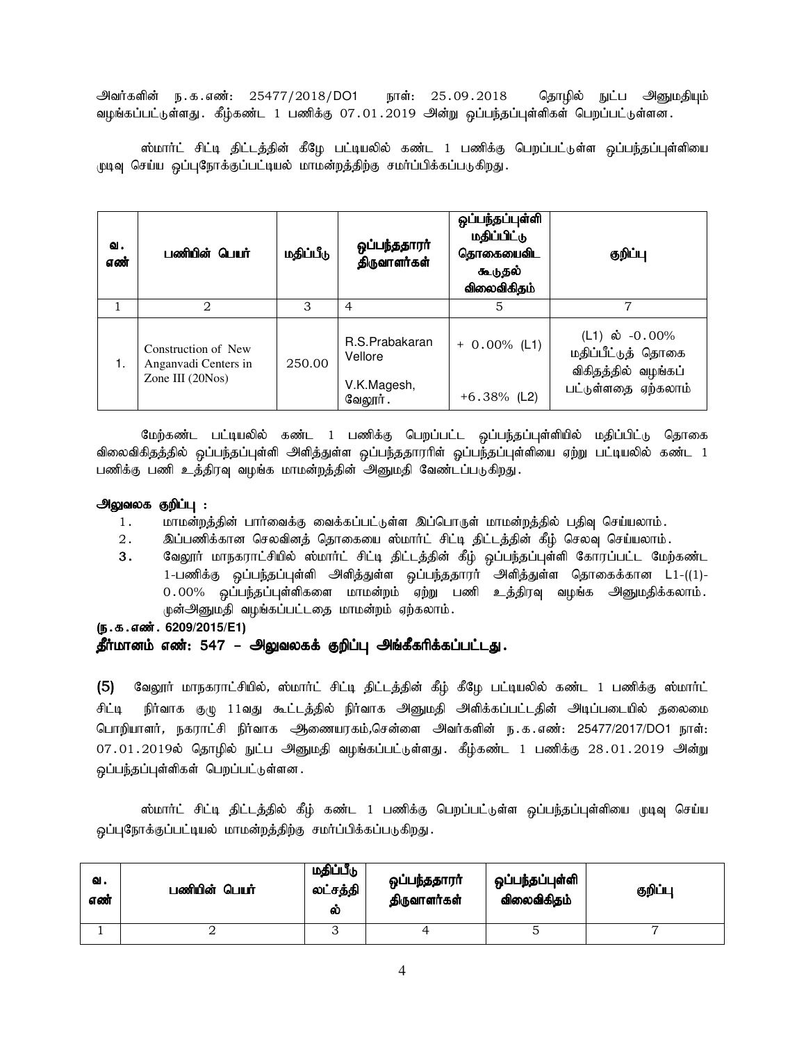அவர்களின் ந.க.எண்: 25477/2018/DO1 நாள்: 25.09.2018 தொழில் நுட்ப அனுமதியும் வழங்கப்பட்டுள்ளது. கீழ்கண்ட 1 பணிக்கு 07.01.2019 அன்று ஒப்பந்தப்புள்ளிகள் பெறப்பட்டுள்ளன.

ஸ்மார்ட் சிட்டி திட்டத்தின் கீழே பட்டியலில் கண்ட 1 பணிக்கு பெறப்பட்டுள்ள ஒப்பந்தப்புள்ளியை முடிவு செய்ய ஒப்புநோக்குப்பட்டியல் மாமன்றத்திற்கு சமர்ப்பிக்கப்படுகிறது.

| வ. எண் | பணியின் பெயர் | மதிப்பீடு | ஒப்பந்ததாரர் திருவாளர்கள் | ஒப்பந்தப்புள்ளி மதிப்பிட்டு தொகையைவிட கூடுதல் விலைவிகிதம் | குறிப்பு |
|---|---|---|---|---|---|
| 1 | 2 | 3 | 4 | 5 | 7 |
| 1. | Construction of New Anganvadi Centers in Zone III (20Nos) | 250.00 | R.S.Prabakaran Vellore<br>V.K.Magesh, வேலூர். | + 0.00% (L1)<br>+6.38% (L2) | (L1) ல் -0.00% மதிப்பீட்டுத் தொகை விகிதத்தில் வழங்கப் பட்டுள்ளதை ஏற்கலாம் |

மேற்கண்ட பட்டியலில் கண்ட 1 பணிக்கு பெறப்பட்ட ஒப்பந்தப்புள்ளியில் மதிப்பிட்டு தொகை விலைவிகிதத்தில் ஒப்பந்தப்புள்ளி அளித்துள்ள ஒப்பந்ததாரரின் ஒப்பந்தப்புள்ளியை ஏற்று பட்டியலில் கண்ட 1 பணிக்கு பணி உத்திரவு வழங்க மாமன்றத்தின் அனுமதி வேண்டப்படுகிறது.

**அலுவலக குறிப்பு :**

1. மாமன்றத்தின் பார்வைக்கு வைக்கப்பட்டுள்ள இப்பொருள் மாமன்றத்தில் பதிவு செய்யலாம்.
2. இப்பணிக்கான செலவினத் தொகையை ஸ்மார்ட் சிட்டி திட்டத்தின் கீழ் செலவு செய்யலாம்.
3. வேலூர் மாநகராட்சியில் ஸ்மார்ட் சிட்டி திட்டத்தின் கீழ் ஒப்பந்தப்புள்ளி கோரப்பட்ட மேற்கண்ட 1-பணிக்கு ஒப்பந்தப்புள்ளி அளித்துள்ள ஒப்பந்ததாரர் அளித்துள்ள தொகைக்கான L1-((1)-0.00% ஒப்பந்தப்புள்ளிகளை மாமன்றம் ஏற்று பணி உத்திரவு வழங்க அனுமதிக்கலாம். முன்அனுமதி வழங்கப்பட்டதை மாமன்றம் ஏற்கலாம்.

**(ந.க.எண். 6209/2015/E1)**

**தீர்மானம் எண்: 547 – அலுவலகக் குறிப்பு அங்கீகரிக்கப்பட்டது.**

(5) வேலூர் மாநகராட்சியில், ஸ்மார்ட் சிட்டி திட்டத்தின் கீழ் கீழே பட்டியலில் கண்ட 1 பணிக்கு ஸ்மார்ட் சிட்டி நிர்வாக குழு 11வது கூட்டத்தில் நிர்வாக அனுமதி அளிக்கப்பட்டதின் அடிப்படையில் தலைமை பொறியாளர், நகராட்சி நிர்வாக ஆணையரகம்,சென்னை அவர்களின் ந.க.எண்: 25477/2017/DO1 நாள்: 07.01.2019ல் தொழில் நுட்ப அனுமதி வழங்கப்பட்டுள்ளது. கீழ்கண்ட 1 பணிக்கு 28.01.2019 அன்று ஒப்பந்தப்புள்ளிகள் பெறப்பட்டுள்ளன.

ஸ்மார்ட் சிட்டி திட்டத்தில் கீழ் கண்ட 1 பணிக்கு பெறப்பட்டுள்ள ஒப்பந்தப்புள்ளியை முடிவு செய்ய ஒப்புநோக்குப்பட்டியல் மாமன்றத்திற்கு சமர்ப்பிக்கப்படுகிறது.

| வ. எண் | பணியின் பெயர் | மதிப்பீடு லட்சத்தில் | ஒப்பந்ததாரர் திருவாளர்கள் | ஒப்பந்தப்புள்ளி விலைவிகிதம் | குறிப்பு |
|---|---|---|---|---|---|
| 1 | 2 | 3 | 4 | 5 | 7 |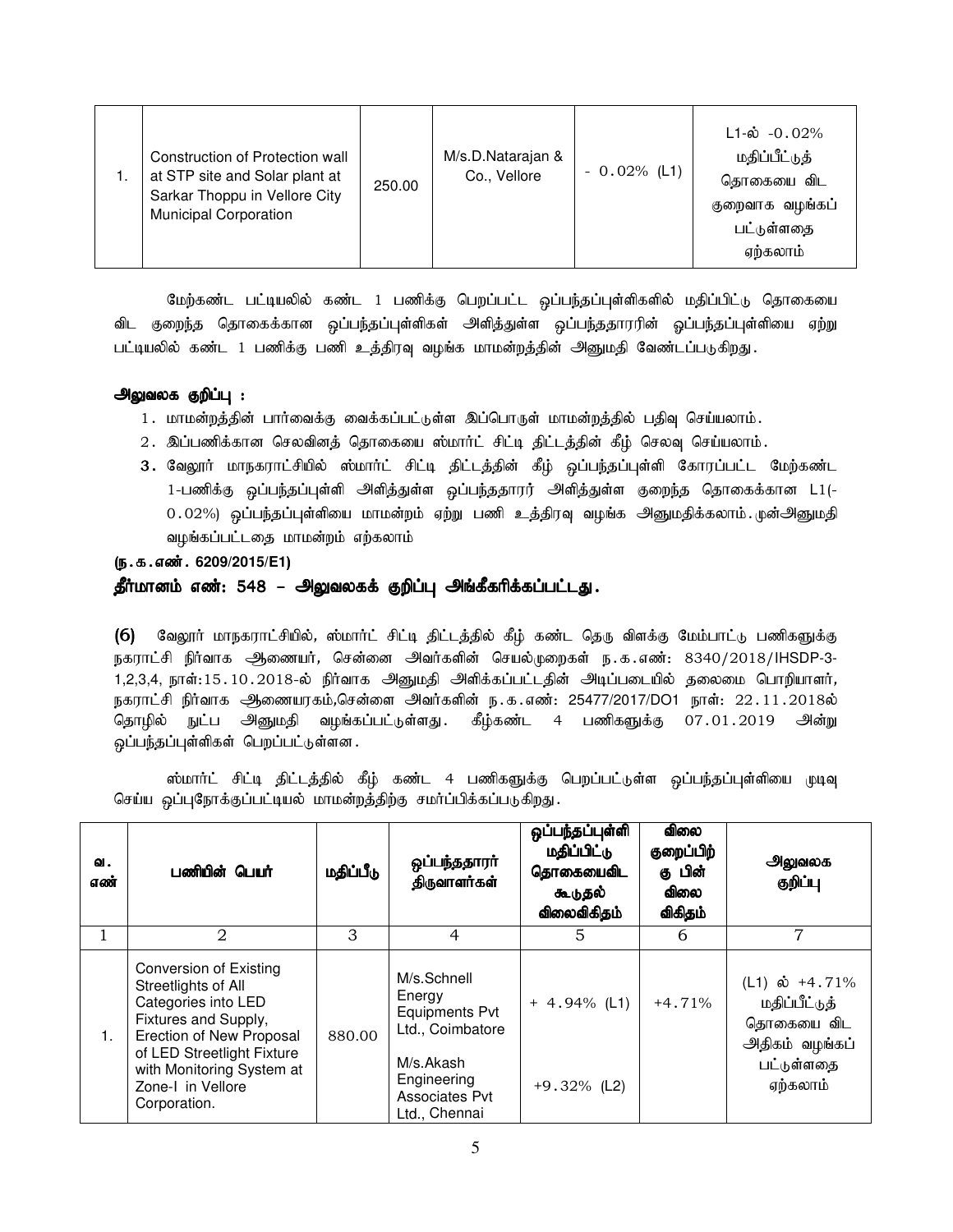| 1. | Construction of Protection wall at STP site and Solar plant at Sarkar Thoppu in Vellore City Municipal Corporation | 250.00 | M/s.D.Natarajan & Co., Vellore | - 0.02% (L1) | L1-ல் -0.02% மதிப்பீட்டுத் தொகையை விட குறைவாக வழங்கப் பட்டுள்ளதை ஏற்கலாம் |
|---|---|---|---|---|---|

மேற்கண்ட பட்டியலில் கண்ட 1 பணிக்கு பெறப்பட்ட ஒப்பந்தப்புள்ளிகளில் மதிப்பிட்டு தொகையை விட குறைந்த தொகைக்கான ஒப்பந்தப்புள்ளிகள் அளித்துள்ள ஒப்பந்ததாரரின் ஒப்பந்தப்புள்ளியை ஏற்று பட்டியலில் கண்ட 1 பணிக்கு பணி உத்திரவு வழங்க மாமன்றத்தின் அனுமதி வேண்டப்படுகிறது.

**அலுவலக குறிப்பு :**

1. மாமன்றத்தின் பார்வைக்கு வைக்கப்பட்டுள்ள இப்பொருள் மாமன்றத்தில் பதிவு செய்யலாம்.
2. இப்பணிக்கான செலவினத் தொகையை ஸ்மார்ட் சிட்டி திட்டத்தின் கீழ் செலவு செய்யலாம்.
3. வேலூர் மாநகராட்சியில் ஸ்மார்ட் சிட்டி திட்டத்தின் கீழ் ஒப்பந்தப்புள்ளி கோரப்பட்ட மேற்கண்ட 1-பணிக்கு ஒப்பந்தப்புள்ளி அளித்துள்ள ஒப்பந்ததாரர் அளித்துள்ள குறைந்த தொகைக்கான L1(-0.02%) ஒப்பந்தப்புள்ளியை மாமன்றம் ஏற்று பணி உத்திரவு வழங்க அனுமதிக்கலாம்.முன்அனுமதி வழங்கப்பட்டதை மாமன்றம் ஏற்கலாம்

**(ந.க.எண். 6209/2015/E1)**

**தீர்மானம் எண்: 548 – அலுவலகக் குறிப்பு அங்கீகரிக்கப்பட்டது.**

**(6)** வேலூர் மாநகராட்சியில், ஸ்மார்ட் சிட்டி திட்டத்தில் கீழ் கண்ட தெரு விளக்கு மேம்பாட்டு பணிகளுக்கு நகராட்சி நிர்வாக ஆணையர், சென்னை அவர்களின் செயல்முறைகள் ந.க.எண்: 8340/2018/IHSDP-3-1,2,3,4, நாள்:15.10.2018-ல் நிர்வாக அனுமதி அளிக்கப்பட்டதின் அடிப்படையில் தலைமை பொறியாளர், நகராட்சி நிர்வாக ஆணையரகம்,சென்னை அவர்களின் ந.க.எண்: 25477/2017/DO1 நாள்: 22.11.2018ல் தொழில் நுட்ப அனுமதி வழங்கப்பட்டுள்ளது. கீழ்கண்ட 4 பணிகளுக்கு 07.01.2019 அன்று ஒப்பந்தப்புள்ளிகள் பெறப்பட்டுள்ளன.

ஸ்மார்ட் சிட்டி திட்டத்தில் கீழ் கண்ட 4 பணிகளுக்கு பெறப்பட்டுள்ள ஒப்பந்தப்புள்ளியை முடிவு செய்ய ஒப்புநோக்குப்பட்டியல் மாமன்றத்திற்கு சமர்ப்பிக்கப்படுகிறது.

| வ. எண் | பணியின் பெயர் | மதிப்பீடு | ஒப்பந்ததாரர் திருவாளர்கள் | ஒப்பந்தப்புள்ளி மதிப்பிட்டு தொகையைவிட கூடுதல் விலைவிகிதம் | விலை குறைப்பிற்கு பின் விலை விகிதம் | அலுவலக குறிப்பு |
|---|---|---|---|---|---|---|
| 1 | 2 | 3 | 4 | 5 | 6 | 7 |
| 1. | Conversion of Existing Streetlights of All Categories into LED Fixtures and Supply, Erection of New Proposal of LED Streetlight Fixture with Monitoring System at Zone-I in Vellore Corporation. | 880.00 | M/s.Schnell Energy Equipments Pvt Ltd., Coimbatore<br>M/s.Akash Engineering Associates Pvt Ltd., Chennai | + 4.94% (L1)<br>+9.32% (L2) | +4.71% | (L1) ல் +4.71% மதிப்பீட்டுத் தொகையை விட அதிகம் வழங்கப் பட்டுள்ளதை ஏற்கலாம் |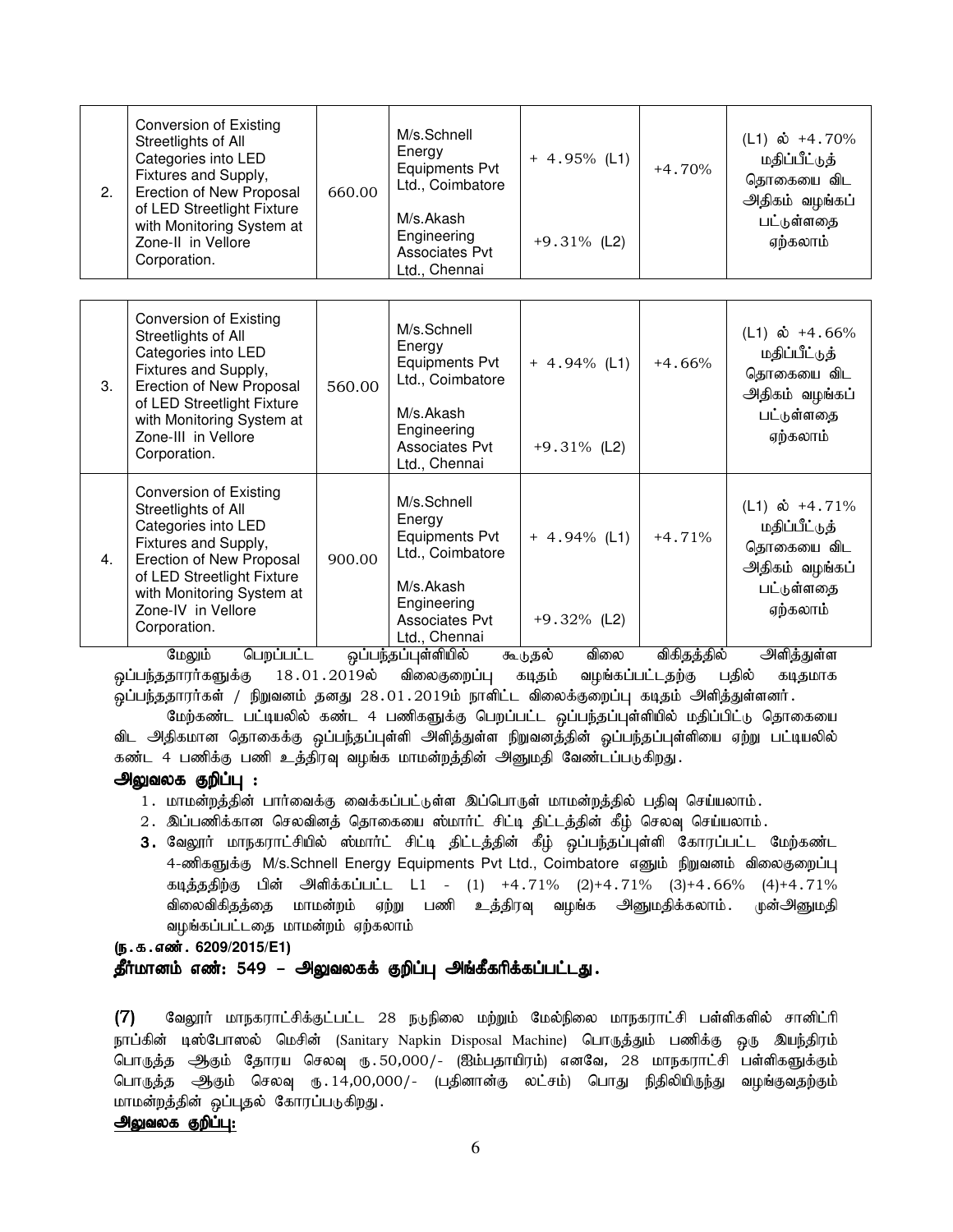| 2. | Conversion of Existing Streetlights of All Categories into LED Fixtures and Supply, Erection of New Proposal of LED Streetlight Fixture with Monitoring System at Zone-II in Vellore Corporation. | 660.00 | M/s.Schnell Energy Equipments Pvt Ltd., Coimbatore<br><br>M/s.Akash Engineering Associates Pvt Ltd., Chennai | + 4.95% (L1)<br><br>+9.31% (L2) | +4.70% | (L1) ல் +4.70% மதிப்பீட்டுத் தொகையை விட அதிகம் வழங்கப் பட்டுள்ளதை ஏற்கலாம் |
|---|---|---|---|---|---|---|
| 3. | Conversion of Existing Streetlights of All Categories into LED Fixtures and Supply, Erection of New Proposal of LED Streetlight Fixture with Monitoring System at Zone-III in Vellore Corporation. | 560.00 | M/s.Schnell Energy Equipments Pvt Ltd., Coimbatore<br><br>M/s.Akash Engineering Associates Pvt Ltd., Chennai | + 4.94% (L1)<br><br>+9.31% (L2) | +4.66% | (L1) ல் +4.66% மதிப்பீட்டுத் தொகையை விட அதிகம் வழங்கப் பட்டுள்ளதை ஏற்கலாம் |
| 4. | Conversion of Existing Streetlights of All Categories into LED Fixtures and Supply, Erection of New Proposal of LED Streetlight Fixture with Monitoring System at Zone-IV in Vellore Corporation. | 900.00 | M/s.Schnell Energy Equipments Pvt Ltd., Coimbatore<br><br>M/s.Akash Engineering Associates Pvt Ltd., Chennai | + 4.94% (L1)<br><br>+9.32% (L2) | +4.71% | (L1) ல் +4.71% மதிப்பீட்டுத் தொகையை விட அதிகம் வழங்கப் பட்டுள்ளதை ஏற்கலாம் |

மேலும் பெறப்பட்ட ஒப்பந்தப்புள்ளியில் கூடுதல் விலை விகிதத்தில் அளித்துள்ள ஒப்பந்ததாரர்களுக்கு 18.01.2019ல் விலைகுறைப்பு கடிதம் வழங்கப்பட்டதற்கு பதில் கடிதமாக ஒப்பந்ததாரர்கள் / நிறுவனம் தனது 28.01.2019ம் நாளிட்ட விலைக்குறைப்பு கடிதம் அளித்துள்ளனர்.

மேற்கண்ட பட்டியலில் கண்ட 4 பணிகளுக்கு பெறப்பட்ட ஒப்பந்தப்புள்ளியில் மதிப்பிட்டு தொகையை விட அதிகமான தொகைக்கு ஒப்பந்தப்புள்ளி அளித்துள்ள நிறுவனத்தின் ஒப்பந்தப்புள்ளியை ஏற்று பட்டியலில் கண்ட 4 பணிக்கு பணி உத்திரவு வழங்க மாமன்றத்தின் அனுமதி வேண்டப்படுகிறது.

**அலுவலக குறிப்பு :**

1. மாமன்றத்தின் பார்வைக்கு வைக்கப்பட்டுள்ள இப்பொருள் மாமன்றத்தில் பதிவு செய்யலாம்.
2. இப்பணிக்கான செலவினத் தொகையை ஸ்மார்ட் சிட்டி திட்டத்தின் கீழ் செலவு செய்யலாம்.
3. வேலூர் மாநகராட்சியில் ஸ்மார்ட் சிட்டி திட்டத்தின் கீழ் ஒப்பந்தப்புள்ளி கோரப்பட்ட மேற்கண்ட 4-ணிகளுக்கு M/s.Schnell Energy Equipments Pvt Ltd., Coimbatore எனும் நிறுவனம் விலைகுறைப்பு கடித்ததிற்கு பின் அளிக்கப்பட்ட L1 - (1) +4.71% (2)+4.71% (3)+4.66% (4)+4.71% விலைவிகிதத்தை மாமன்றம் ஏற்று பணி உத்திரவு வழங்க அனுமதிக்கலாம். முன்அனுமதி வழங்கப்பட்டதை மாமன்றம் ஏற்கலாம்

**(ந.க.எண். 6209/2015/E1)**

**தீர்மானம் எண்: 549 – அலுவலகக் குறிப்பு அங்கீகரிக்கப்பட்டது.**

**(7)** வேலூர் மாநகராட்சிக்குட்பட்ட 28 நடுநிலை மற்றும் மேல்நிலை மாநகராட்சி பள்ளிகளில் சானிட்ரி நாப்கின் டிஸ்போஸல் மெசின் (Sanitary Napkin Disposal Machine) பொருத்தும் பணிக்கு ஒரு இயந்திரம் பொருத்த ஆகும் தோரய செலவு ரு.50,000/- (ஐம்பதாயிரம்) எனவே, 28 மாநகராட்சி பள்ளிகளுக்கும் பொருத்த ஆகும் செலவு ரு.14,00,000/- (பதினான்கு லட்சம்) பொது நிதியிருந்து வழங்குவதற்கும் மாமன்றத்தின் ஒப்புதல் கோரப்படுகிறது.

**அலுவலக குறிப்பு:**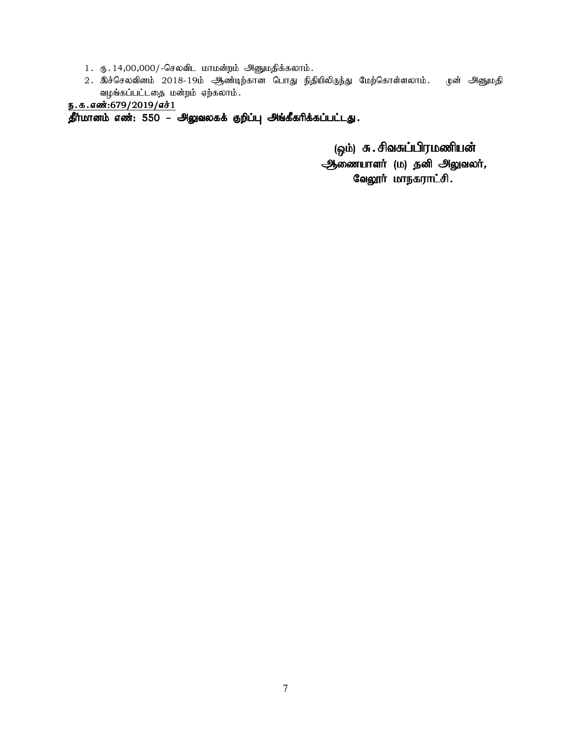1. ரு.14,00,000/-செலவிட மாமன்றம் அனுமதிக்கலாம்.
2. இச்செலவினம் 2018-19ம் ஆண்டிற்கான பொது நிதியிலிருந்து மேற்கொள்ளலாம். முன் அனுமதி வழங்கப்பட்டதை மன்றம் ஏற்கலாம்.

**ந.க.எண்:679/2019/எச்1**

**தீர்மானம் எண்: 550 – அலுவலகக் குறிப்பு அங்கீகரிக்கப்பட்டது.**

(ஒம்) சு.சிவசுப்பிரமணியன்
**ஆணையாளர் (ம) தனி அலுவலர்,**
**வேலூர் மாநகராட்சி.**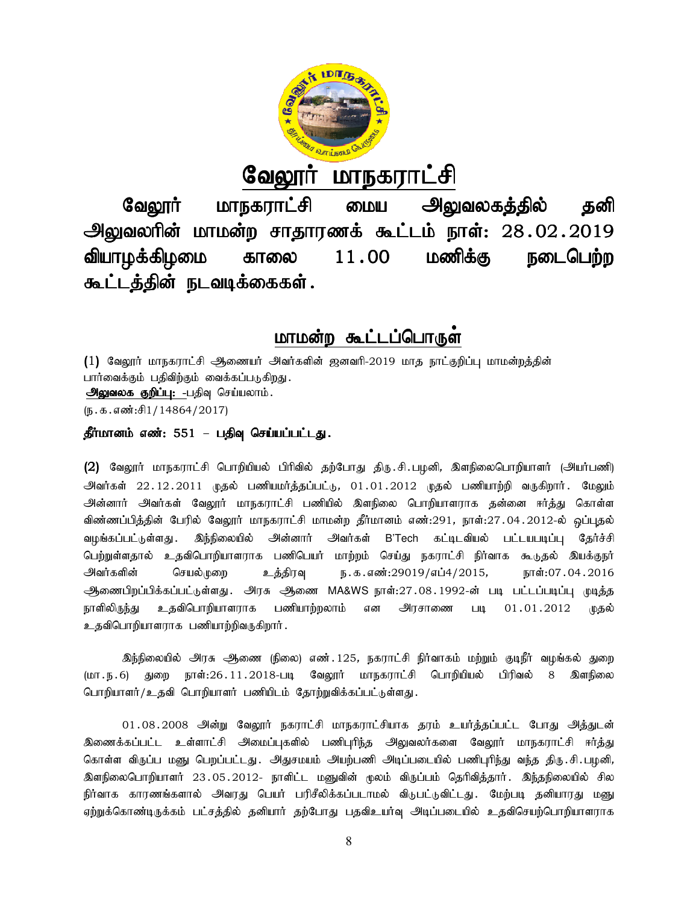# வேலூர் மாநகராட்சி

**வேலூர் மாநகராட்சி மைய அலுவலகத்தில் தனி அலுவலரின் மாமன்ற சாதாரணக் கூட்டம் நாள்: 28.02.2019 வியாழக்கிழமை காலை 11.00 மணிக்கு நடைபெற்ற கூட்டத்தின் நடவடிக்கைகள்.**

## மாமன்ற கூட்டப்பொருள்

(1) வேலூர் மாநகராட்சி ஆணையர் அவர்களின் ஜனவரி-2019 மாத நாட்குறிப்பு மாமன்றத்தின் பார்வைக்கும் பதிவிற்கும் வைக்கப்படுகிறது.

**அலுவலக குறிப்பு:** -பதிவு செய்யலாம்.

(ந.க.எண்:சி1/14864/2017)

**தீர்மானம் எண்: 551 – பதிவு செய்யப்பட்டது.**

(2) வேலூர் மாநகராட்சி பொறியியல் பிரிவில் தற்போது திரு.சி.பழனி, இளநிலைபொறியாளர் (அயர்பணி) அவர்கள் 22.12.2011 முதல் பணியமர்த்தப்பட்டு, 01.01.2012 முதல் பணியாற்றி வருகிறார். மேலும் அன்னார் அவர்கள் வேலூர் மாநகராட்சி பணியில் இளநிலை பொறியாளராக தன்னை ஈர்த்து கொள்ள விண்ணப்பித்தின் பேரில் வேலூர் மாநகராட்சி மாமன்ற தீர்மானம் எண்:291, நாள்:27.04.2012-ல் ஒப்புதல் வழங்கப்பட்டுள்ளது. இந்நிலையில் அன்னார் அவர்கள் B'Tech கட்டிடவியல் பட்டயபடிப்பு தேர்ச்சி பெற்றுள்ளதால் உதவிபொறியாளராக பணிபெயர் மாற்றம் செய்து நகராட்சி நிர்வாக கூடுதல் இயக்குநர் அவர்களின் செயல்முறை உத்திரவு ந.க.எண்:29019/எப்4/2015, நாள்:07.04.2016 ஆணைபிறப்பிக்கப்பட்டுள்ளது. அரசு ஆணை MA&WS நாள்:27.08.1992-ன் படி பட்டப்படிப்பு முடித்த நாளிலிருந்து உதவிபொறியாளராக பணியாற்றலாம் என அரசாணை படி 01.01.2012 முதல் உதவிபொறியாளராக பணியாற்றிவருகிறார்.

இந்நிலையில் அரசு ஆணை (நிலை) எண்.125, நகராட்சி நிர்வாகம் மற்றும் குடிநீர் வழங்கல் துறை (மா.ந.6) துறை நாள்:26.11.2018-படி வேலூர் மாநகராட்சி பொறியியல் பிரிவல் 8 இளநிலை பொறியாளர்/உதவி பொறியாளர் பணியிடம் தோற்றுவிக்கப்பட்டுள்ளது.

01.08.2008 அன்று வேலூர் நகராட்சி மாநகராட்சியாக தரம் உயர்த்தப்பட்ட போது அத்துடன் இணைக்கப்பட்ட உள்ளாட்சி அமைப்புகளில் பணிபுரிந்த அலுவலர்களை வேலூர் மாநகராட்சி ஈர்த்து கொள்ள விருப்ப மனு பெறப்பட்டது. அதுசமயம் அயற்பணி அடிப்படையில் பணிபுரிந்து வந்த திரு.சி.பழனி, இளநிலைபொறியாளர் 23.05.2012- நாளிட்ட மனுவின் மூலம் விருப்பம் தெரிவித்தார். இந்தநிலையில் சில நிர்வாக காரணங்களால் அவரது பெயர் பரிசீலிக்கப்படாமல் விடுபட்டுவிட்டது. மேற்படி தனியாரது மனு ஏற்றுக்கொண்டிருக்கம் பட்சத்தில் தனியார் தற்போது பதவிஉயர்வு அடிப்படையில் உதவிசெயற்பொறியாளராக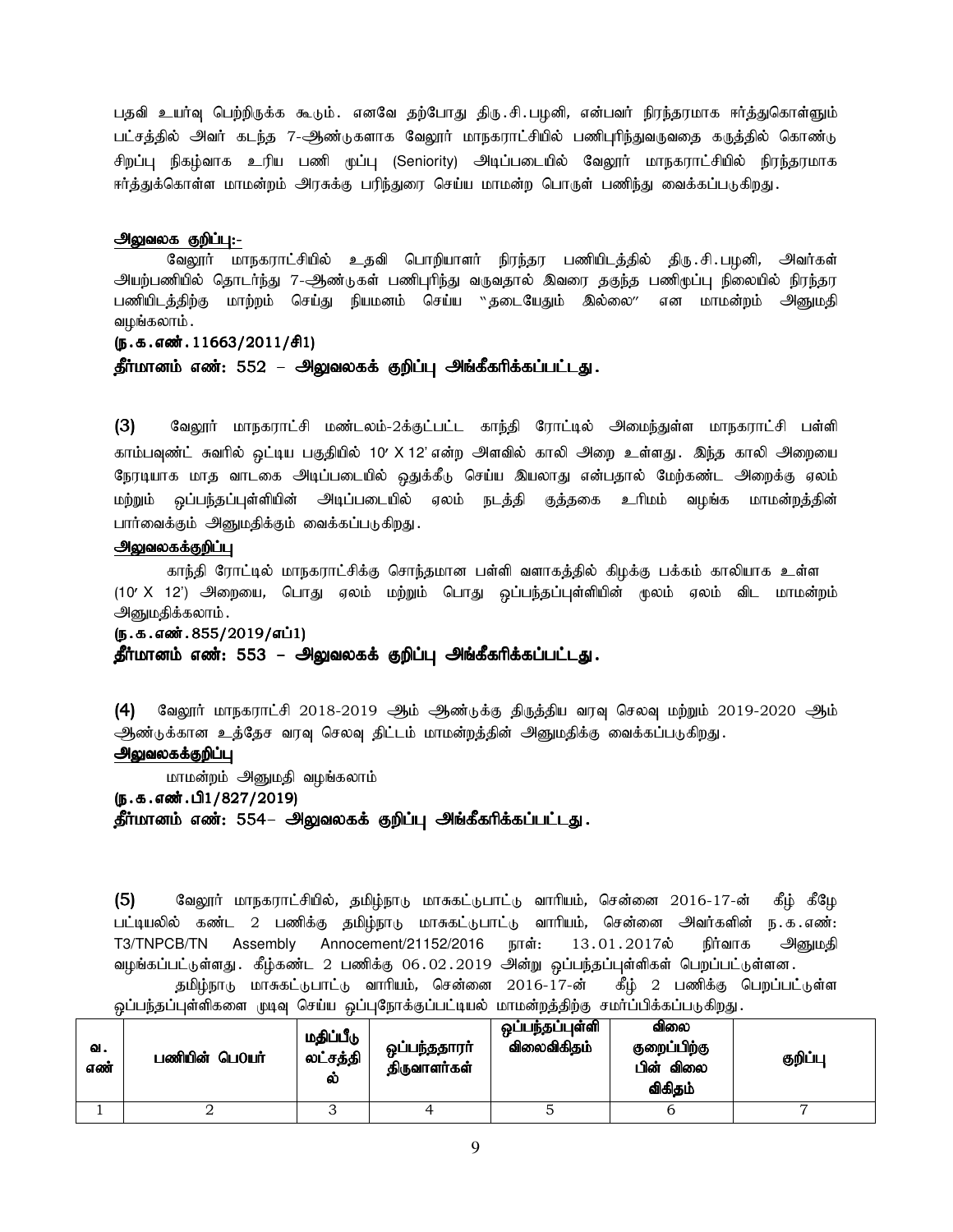பதவி உயர்வு பெற்றிருக்க கூடும். எனவே தற்போது திரு.சி.பழனி, என்பவர் நிரந்தரமாக ஈர்த்துகொள்ளும் பட்சத்தில் அவர் கடந்த 7-ஆண்டுகளாக வேலூர் மாநகராட்சியில் பணிபுரிந்துவருவதை கருத்தில் கொண்டு சிறப்பு நிகழ்வாக உரிய பணி மூப்பு (Seniority) அடிப்படையில் வேலூர் மாநகராட்சியில் நிரந்தரமாக ஈர்த்துக்கொள்ள மாமன்றம் அரசுக்கு பரிந்துரை செய்ய மாமன்ற பொருள் பணிந்து வைக்கப்படுகிறது.

**அலுவலக குறிப்பு:-**

வேலூர் மாநகராட்சியில் உதவி பொறியாளர் நிரந்தர பணியிடத்தில் திரு.சி.பழனி, அவர்கள் அயற்பணியில் தொடர்ந்து 7-ஆண்டுகள் பணிபுரிந்து வருவதால் இவரை தகுந்த பணிமூப்பு நிலையில் நிரந்தர பணியிடத்திற்கு மாற்றம் செய்து நியமனம் செய்ய "தடையேதும் இல்லை" என மாமன்றம் அனுமதி வழங்கலாம்.

**(ந.க.எண்.11663/2011/சி1)**

**தீர்மானம் எண்: 552 – அலுவலகக் குறிப்பு அங்கீகரிக்கப்பட்டது.**

**(3)** வேலூர் மாநகராட்சி மண்டலம்-2க்குட்பட்ட காந்தி ரோட்டில் அமைந்துள்ள மாநகராட்சி பள்ளி காம்பவுண்ட் சுவரில் ஒட்டிய பகுதியில் 10' X 12' என்ற அளவில் காலி அறை உள்ளது. இந்த காலி அறையை நேரடியாக மாத வாடகை அடிப்படையில் ஒதுக்கீடு செய்ய இயலாது என்பதால் மேற்கண்ட அறைக்கு ஏலம் மற்றும் ஒப்பந்தப்புள்ளியின் அடிப்படையில் ஏலம் நடத்தி குத்தகை உரிமம் வழங்க மாமன்றத்தின் பார்வைக்கும் அனுமதிக்கும் வைக்கப்படுகிறது.

**அலுவலகக்குறிப்பு**

காந்தி ரோட்டில் மாநகராட்சிக்கு சொந்தமான பள்ளி வளாகத்தில் கிழக்கு பக்கம் காலியாக உள்ள (10' X 12') அறையை, பொது ஏலம் மற்றும் பொது ஒப்பந்தப்புள்ளியின் மூலம் ஏலம் விட மாமன்றம் அனுமதிக்கலாம்.

**(ந.க.எண்.855/2019/எப்1)**

**தீர்மானம் எண்: 553 – அலுவலகக் குறிப்பு அங்கீகரிக்கப்பட்டது.**

**(4)** வேலூர் மாநகராட்சி 2018-2019 ஆம் ஆண்டுக்கு திருத்திய வரவு செலவு மற்றும் 2019-2020 ஆம் ஆண்டுக்கான உத்தேச வரவு செலவு திட்டம் மாமன்றத்தின் அனுமதிக்கு வைக்கப்படுகிறது.

**அலுவலகக்குறிப்பு**

மாமன்றம் அனுமதி வழங்கலாம்

**(ந.க.எண்.பி1/827/2019)**

**தீர்மானம் எண்: 554– அலுவலகக் குறிப்பு அங்கீகரிக்கப்பட்டது.**

**(5)** வேலூர் மாநகராட்சியில், தமிழ்நாடு மாசுகட்டுபாட்டு வாரியம், சென்னை 2016-17-ன் கீழ் கீழே பட்டியலில் கண்ட 2 பணிக்கு தமிழ்நாடு மாசுகட்டுபாட்டு வாரியம், சென்னை அவர்களின் ந.க.எண்: T3/TNPCB/TN Assembly Annocement/21152/2016 நாள்: 13.01.2017ல் நிர்வாக அனுமதி வழங்கப்பட்டுள்ளது. கீழ்கண்ட 2 பணிக்கு 06.02.2019 அன்று ஒப்பந்தப்புள்ளிகள் பெறப்பட்டுள்ளன.

தமிழ்நாடு மாசுகட்டுபாட்டு வாரியம், சென்னை 2016-17-ன் கீழ் 2 பணிக்கு பெறப்பட்டுள்ள ஒப்பந்தப்புள்ளிகளை முடிவு செய்ய ஒப்புநோக்குப்பட்டியல் மாமன்றத்திற்கு சமர்ப்பிக்கப்படுகிறது.

| வ. எண் | பணியின் பெயர் | மதிப்பீடு லட்சத்தில் | ஒப்பந்ததாரர் திருவாளர்கள் | ஒப்பந்தப்புள்ளி விலைவிகிதம் | விலை குறைப்பிற்கு பின் விலை விகிதம் | குறிப்பு |
|---|---|---|---|---|---|---|
| 1 | 2 | 3 | 4 | 5 | 6 | 7 |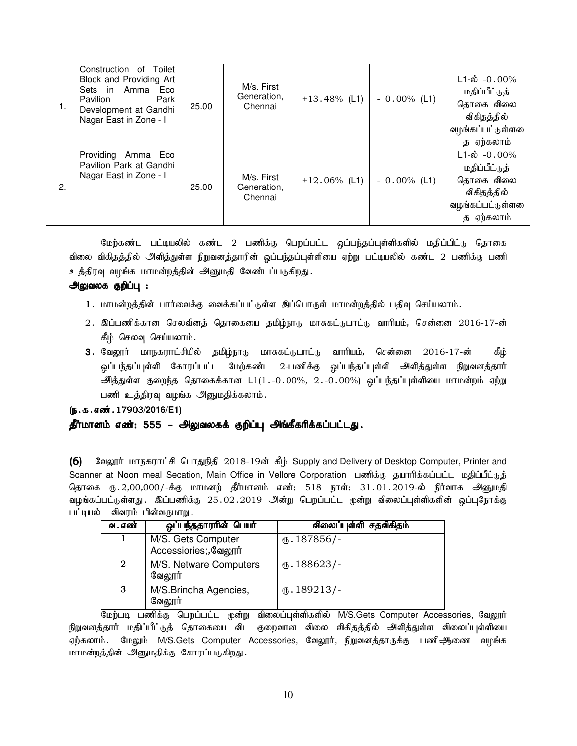| 1. | Construction of Toilet Block and Providing Art Sets in Amma Eco Pavilion Park Development at Gandhi Nagar East in Zone - I | 25.00 | M/s. First Generation, Chennai | +13.48% (L1) | - 0.00% (L1) | L1-ல் -0.00% மதிப்பீட்டுத் தொகை விலை விகிதத்தில் வழங்கப்பட்டுள்ளதை ஏற்கலாம் |
|---|---|---|---|---|---|---|
| 2. | Providing Amma Eco Pavilion Park at Gandhi Nagar East in Zone - I | 25.00 | M/s. First Generation, Chennai | +12.06% (L1) | - 0.00% (L1) | L1-ல் -0.00% மதிப்பீட்டுத் தொகை விலை விகிதத்தில் வழங்கப்பட்டுள்ளதை ஏற்கலாம் |

மேற்கண்ட பட்டியலில் கண்ட 2 பணிக்கு பெறப்பட்ட ஒப்பந்தப்புள்ளிகளில் மதிப்பிட்டு தொகை விலை விகிதத்தில் அளித்துள்ள நிறுவனத்தாரின் ஒப்பந்தப்புள்ளியை ஏற்று பட்டியலில் கண்ட 2 பணிக்கு பணி உத்திரவு வழங்க மாமன்றத்தின் அனுமதி வேண்டப்படுகிறது.

**அலுவலக குறிப்பு :**

1. மாமன்றத்தின் பார்வைக்கு வைக்கப்பட்டுள்ள இப்பொருள் மாமன்றத்தில் பதிவு செய்யலாம்.
2. இப்பணிக்கான செலவினத் தொகையை தமிழ்நாடு மாசுகட்டுபாட்டு வாரியம், சென்னை 2016-17-ன் கீழ் செலவு செய்யலாம்.
3. வேலூர் மாநகராட்சியில் தமிழ்நாடு மாசுகட்டுபாட்டு வாரியம், சென்னை 2016-17-ன் கீழ் ஒப்பந்தப்புள்ளி கோரப்பட்ட மேற்கண்ட 2-பணிக்கு ஒப்பந்தப்புள்ளி அளித்துள்ள நிறுவனத்தார் அித்துள்ள குறைந்த தொகைக்கான L1(1.-0.00%, 2.-0.00%) ஒப்பந்தப்புள்ளியை மாமன்றம் ஏற்று பணி உத்திரவு வழங்க அனுமதிக்கலாம்.

**(ந.க.எண். 17903/2016/E1)**

**தீர்மானம் எண்: 555 – அலுவலகக் குறிப்பு அங்கீகரிக்கப்பட்டது.**

**(6)** வேலூர் மாநகராட்சி பொதுநிதி 2018-19ன் கீழ் Supply and Delivery of Desktop Computer, Printer and Scanner at Noon meal Secation, Main Office in Vellore Corporation பணிக்கு தயாரிக்கப்பட்ட மதிப்பீட்டுத் தொகை ரு.2,00,000/-க்கு மாமனற் தீர்மானம் எண்: 518 நாள்: 31.01.2019-ல் நிர்வாக அனுமதி வழங்கப்பட்டுள்ளது. இப்பணிக்கு 25.02.2019 அன்று பெறப்பட்ட மூன்று விலைப்புள்ளிகளின் ஒப்புநோக்கு பட்டியல் விவரம் பின்வருமாறு.

| வ.எண் | ஒப்பந்ததாரரின் பெயர் | விலைப்புள்ளி சதவிகிதம் |
|---|---|---|
| 1 | M/S. Gets Computer Accessiories;,வேலூர் | ரு.187856/- |
| 2 | M/S. Netware Computers வேலூர் | ரு.188623/- |
| 3 | M/S.Brindha Agencies, வேலூர் | ரு.189213/- |

மேற்படி பணிக்கு பெறப்பட்ட மூன்று விலைப்புள்ளிகளில் M/S.Gets Computer Accessories, வேலூர் நிறுவனத்தார் மதிப்பீட்டுத் தொகையை விட குறைவான விலை விகிதத்தில் அளித்துள்ள விலைப்புள்ளியை ஏற்கலாம். மேலும் M/S.Gets Computer Accessories, வேலூர், நிறுவனத்தாருக்கு பணிஆணை வழங்க மாமன்றத்தின் அனுமதிக்கு கோரப்படுகிறது.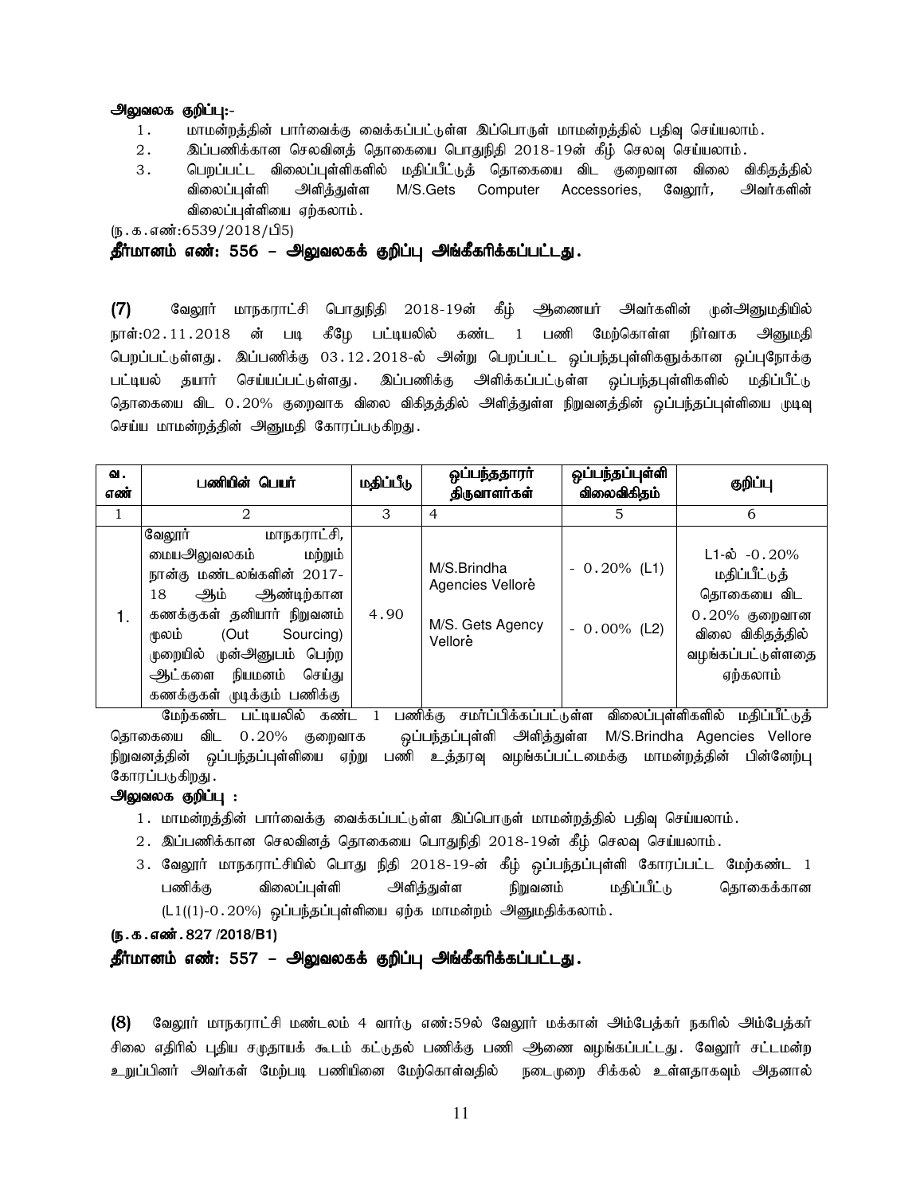**அலுவலக குறிப்பு:-**

1. மாமன்றத்தின் பார்வைக்கு வைக்கப்பட்டுள்ள இப்பொருள் மாமன்றத்தில் பதிவு செய்யலாம்.
2. இப்பணிக்கான செலவினத் தொகையை பொதுநிதி 2018-19ன் கீழ் செலவு செய்யலாம்.
3. பெறப்பட்ட விலைப்புள்ளிகளில் மதிப்பீட்டுத் தொகையை விட குறைவான விலை விகிதத்தில் விலைப்புள்ளி அளித்துள்ள M/S.Gets Computer Accessories, வேலூர், அவர்களின் விலைப்புள்ளியை ஏற்கலாம்.

(ந.க.எண்:6539/2018/பி5)

**தீர்மானம் எண்: 556 – அலுவலகக் குறிப்பு அங்கீகரிக்கப்பட்டது.**

**(7)** வேலூர் மாநகராட்சி பொதுநிதி 2018-19ன் கீழ் ஆணையர் அவர்களின் முன்அனுமதியில் நாள்:02.11.2018 ன் படி கீழே பட்டியலில் கண்ட 1 பணி மேற்கொள்ள நிர்வாக அனுமதி பெறப்பட்டுள்ளது. இப்பணிக்கு 03.12.2018-ல் அன்று பெறப்பட்ட ஒப்பந்தபுள்ளிகளுக்கான ஒப்புநோக்கு பட்டியல் தயார் செய்யப்பட்டுள்ளது. இப்பணிக்கு அளிக்கப்பட்டுள்ள ஒப்பந்தபுள்ளிகளில் மதிப்பீட்டு தொகையை விட 0.20% குறைவாக விலை விகிதத்தில் அளித்துள்ள நிறுவனத்தின் ஒப்பந்தப்புள்ளியை முடிவு செய்ய மாமன்றத்தின் அனுமதி கோரப்படுகிறது.

| வ. எண் | பணியின் பெயர் | மதிப்பீடு | ஒப்பந்ததாரர் திருவாளர்கள் | ஒப்பந்தப்புள்ளி விலைவிகிதம் | குறிப்பு |
|---|---|---|---|---|---|
| 1 | 2 | 3 | 4 | 5 | 6 |
| 1. | வேலூர் மாநகராட்சி, மையஅலுவலகம் மற்றும் நான்கு மண்டலங்களின் 2017-18 ஆம் ஆண்டிற்கான கணக்குகள் தனியார் நிறுவனம் மூலம் (Out Sourcing) முறையில் முன்அனுபம் பெற்ற ஆட்களை நியமனம் செய்து கணக்குகள் முடிக்கும் பணிக்கு | 4.90 | M/S.Brindha Agencies Vellore<br>M/S. Gets Agency Vellore | - 0.20% (L1)<br>- 0.00% (L2) | L1-ல் -0.20% மதிப்பீட்டுத் தொகையை விட 0.20% குறைவான விலை விகிதத்தில் வழங்கப்பட்டுள்ளதை ஏற்கலாம் |

மேற்கண்ட பட்டியலில் கண்ட 1 பணிக்கு சமர்ப்பிக்கப்பட்டுள்ள விலைப்புள்ளிகளில் மதிப்பீட்டுத் தொகையை விட 0.20% குறைவாக ஒப்பந்தப்புள்ளி அளித்துள்ள M/S.Brindha Agencies Vellore நிறுவனத்தின் ஒப்பந்தப்புள்ளியை ஏற்று பணி உத்தரவு வழங்கப்பட்டமைக்கு மாமன்றத்தின் பின்னேற்பு கோரப்படுகிறது.

**அலுவலக குறிப்பு :**

1. மாமன்றத்தின் பார்வைக்கு வைக்கப்பட்டுள்ள இப்பொருள் மாமன்றத்தில் பதிவு செய்யலாம்.
2. இப்பணிக்கான செலவினத் தொகையை பொதுநிதி 2018-19ன் கீழ் செலவு செய்யலாம்.
3. வேலூர் மாநகராட்சியில் பொது நிதி 2018-19-ன் கீழ் ஒப்பந்தப்புள்ளி கோரப்பட்ட மேற்கண்ட 1 பணிக்கு விலைப்புள்ளி அளித்துள்ள நிறுவனம் மதிப்பீட்டு தொகைக்கான (L1((1)-0.20%) ஒப்பந்தப்புள்ளியை ஏற்க மாமன்றம் அனுமதிக்கலாம்.

**(ந.க.எண்.827 /2018/B1)**

**தீர்மானம் எண்: 557 – அலுவலகக் குறிப்பு அங்கீகரிக்கப்பட்டது.**

**(8)** வேலூர் மாநகராட்சி மண்டலம் 4 வார்டு எண்:59ல் வேலூர் மக்கான் அம்பேத்கர் நகரில் அம்பேத்கர் சிலை எதிரில் புதிய சமுதாயக் கூடம் கட்டுதல் பணிக்கு பணி ஆணை வழங்கப்பட்டது. வேலூர் சட்டமன்ற உறுப்பினர் அவர்கள் மேற்படி பணியினை மேற்கொள்வதில் நடைமுறை சிக்கல் உள்ளதாகவும் அதனால்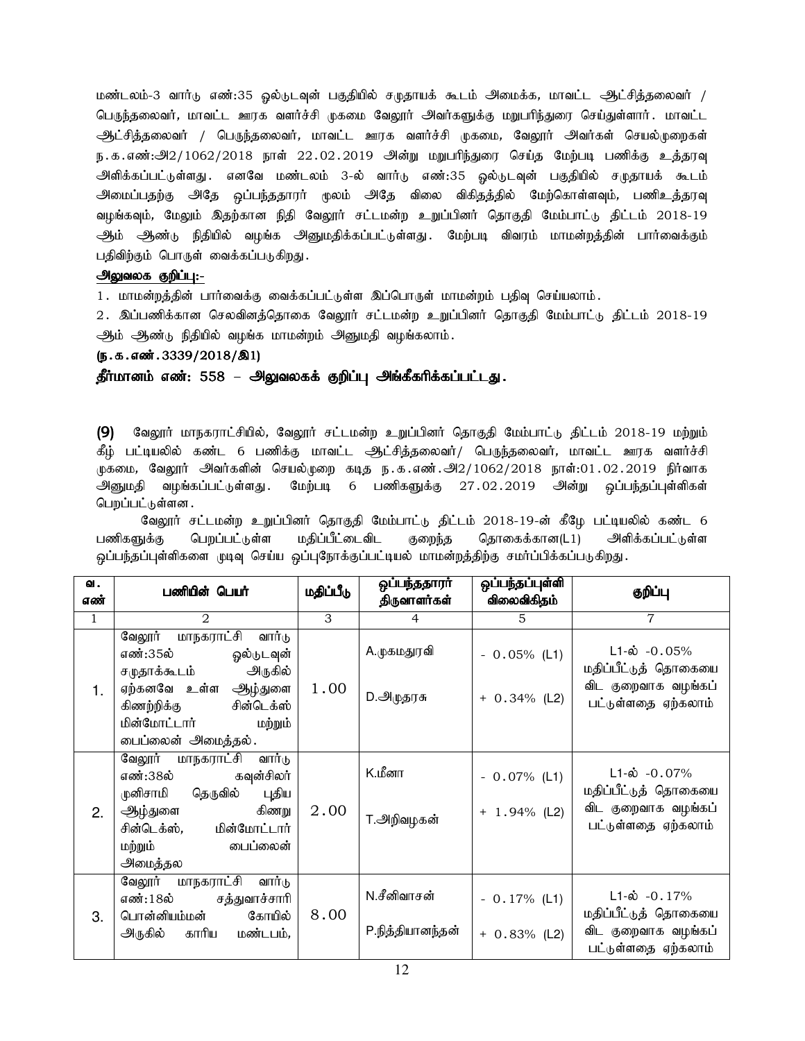மண்டலம்-3 வார்டு எண்:35 ஒல்டுடவுன் பகுதியில் சமுதாயக் கூடம் அமைக்க, மாவட்ட ஆட்சித்தலைவர் / பெருந்தலைவர், மாவட்ட ஊரக வளர்ச்சி முகமை வேலூர் அவர்களுக்கு மறுபரிந்துரை செய்துள்ளார். மாவட்ட ஆட்சித்தலைவர் / பெருந்தலைவர், மாவட்ட ஊரக வளர்ச்சி முகமை, வேலூர் அவர்கள் செயல்முறைகள் ந.க.எண்:அ2/1062/2018 நாள் 22.02.2019 அன்று மறுபரிந்துரை செய்த மேற்படி பணிக்கு உத்தரவு அளிக்கப்பட்டுள்ளது. எனவே மண்டலம் 3-ல் வார்டு எண்:35 ஒல்டுடவுன் பகுதியில் சமுதாயக் கூடம் அமைப்பதற்கு அதே ஒப்பந்ததாரர் மூலம் அதே விலை விகிதத்தில் மேற்கொள்ளவும், பணிஉத்தரவு வழங்கவும், மேலும் இதற்கான நிதி வேலூர் சட்டமன்ற உறுப்பினர் தொகுதி மேம்பாட்டு திட்டம் 2018-19 ஆம் ஆண்டு நிதியில் வழங்க அனுமதிக்கப்பட்டுள்ளது. மேற்படி விவரம் மாமன்றத்தின் பார்வைக்கும் பதிவிற்கும் பொருள் வைக்கப்படுகிறது.

**அலுவலக குறிப்பு:-**

1. மாமன்றத்தின் பார்வைக்கு வைக்கப்பட்டுள்ள இப்பொருள் மாமன்றம் பதிவு செய்யலாம்.
2. இப்பணிக்கான செலவினத்தொகை வேலூர் சட்டமன்ற உறுப்பினர் தொகுதி மேம்பாட்டு திட்டம் 2018-19 ஆம் ஆண்டு நிதியில் வழங்க மாமன்றம் அனுமதி வழங்கலாம்.

**(ந.க.எண்.3339/2018/இ1)**

**தீர்மானம் எண்: 558 – அலுவலகக் குறிப்பு அங்கீகரிக்கப்பட்டது.**

**(9)** வேலூர் மாநகராட்சியில், வேலூர் சட்டமன்ற உறுப்பினர் தொகுதி மேம்பாட்டு திட்டம் 2018-19 மற்றும் கீழ் பட்டியலில் கண்ட 6 பணிக்கு மாவட்ட ஆட்சித்தலைவர்/ பெருந்தலைவர், மாவட்ட ஊரக வளர்ச்சி முகமை, வேலூர் அவர்களின் செயல்முறை கடித ந.க.எண்.அ2/1062/2018 நாள்:01.02.2019 நிர்வாக அனுமதி வழங்கப்பட்டுள்ளது. மேற்படி 6 பணிகளுக்கு 27.02.2019 அன்று ஒப்பந்தப்புள்ளிகள் பெறப்பட்டுள்ளன.

வேலூர் சட்டமன்ற உறுப்பினர் தொகுதி மேம்பாட்டு திட்டம் 2018-19-ன் கீழே பட்டியலில் கண்ட 6 பணிகளுக்கு பெறப்பட்டுள்ள மதிப்பீட்டைவிட குறைந்த தொகைக்கான(L1) அளிக்கப்பட்டுள்ள ஒப்பந்தப்புள்ளிகளை முடிவு செய்ய ஒப்புநோக்குப்பட்டியல் மாமன்றத்திற்கு சமர்ப்பிக்கப்படுகிறது.

| வ. எண் | பணியின் பெயர் | மதிப்பீடு | ஒப்பந்ததாரர் திருவாளர்கள் | ஒப்பந்தப்புள்ளி விலைவிகிதம் | குறிப்பு |
|---|---|---|---|---|---|
| 1 | 2 | 3 | 4 | 5 | 7 |
| 1. | வேலூர் மாநகராட்சி வார்டு எண்:35ல் ஒல்டுடவுன் சமுதாக்கூடம் அருகில் ஏற்கனவே உள்ள ஆழ்துளை கிணற்றிக்கு சின்டெக்ஸ் மின்மோட்டார் மற்றும் பைப்லைன் அமைத்தல். | 1.00 | A.முகமதுரவி<br>D.அமுதரசு | - 0.05% (L1)<br>+ 0.34% (L2) | L1-ல் -0.05% மதிப்பீட்டுத் தொகையை விட குறைவாக வழங்கப் பட்டுள்ளதை ஏற்கலாம் |
| 2. | வேலூர் மாநகராட்சி வார்டு எண்:38ல் கவுன்சிலர் முனிசாமி தெருவில் புதிய ஆழ்துளை கிணறு சின்டெக்ஸ், மின்மோட்டார் மற்றும் பைப்லைன் அமைத்தல | 2.00 | K.மீனா<br>T.அறிவழகன் | - 0.07% (L1)<br>+ 1.94% (L2) | L1-ல் -0.07% மதிப்பீட்டுத் தொகையை விட குறைவாக வழங்கப் பட்டுள்ளதை ஏற்கலாம் |
| 3. | வேலூர் மாநகராட்சி வார்டு எண்:18ல் சத்துவாச்சாரி பொன்னியம்மன் கோயில் அருகில் காரிய மண்டபம், | 8.00 | N.சீனிவாசன்<br>P.நித்தியானந்தன் | - 0.17% (L1)<br>+ 0.83% (L2) | L1-ல் -0.17% மதிப்பீட்டுத் தொகையை விட குறைவாக வழங்கப் பட்டுள்ளதை ஏற்கலாம் |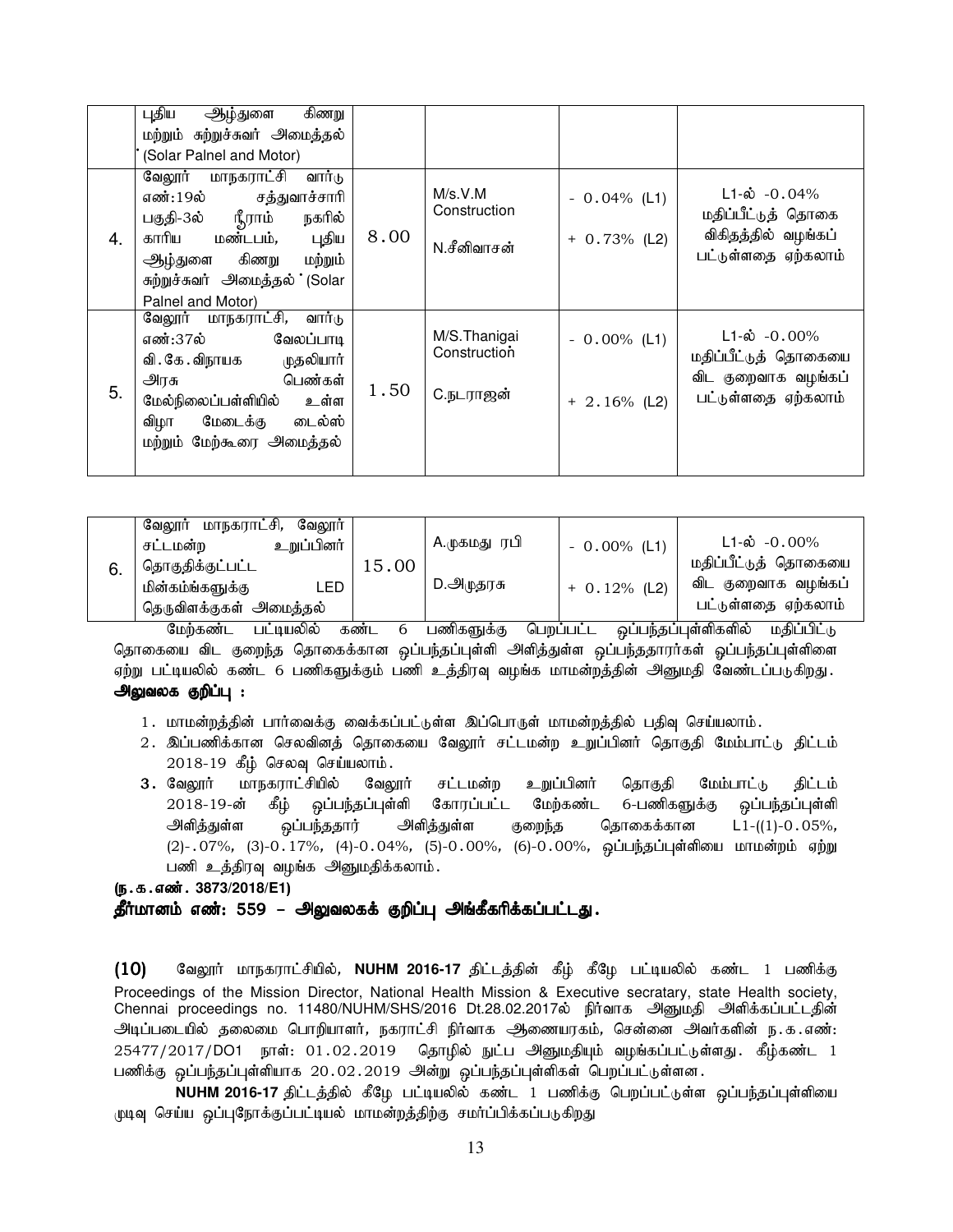|  | புதிய ஆழ்துளை கிணறு மற்றும் சுற்றுச்சுவர் அமைத்தல் (Solar Palnel and Motor) |  |  |  |  |
|---|---|---|---|---|---|
| 4. | வேலூர் மாநகராட்சி வார்டு எண்:19ல் சத்துவாச்சாரி பகுதி-3ல் ஸ்ரீராம் நகரில் காரிய மண்டபம், புதிய ஆழ்துளை கிணறு மற்றும் சுற்றுச்சுவர் அமைத்தல் (Solar Palnel and Motor) | 8.00 | M/s.V.M Construction<br><br>N.சீனிவாசன் | - 0.04% (L1)<br><br>+ 0.73% (L2) | L1-ல் -0.04% மதிப்பீட்டுத் தொகை விகிதத்தில் வழங்கப் பட்டுள்ளதை ஏற்கலாம் |
| 5. | வேலூர் மாநகராட்சி, வார்டு எண்:37ல் வேலப்பாடி வி.கே.விநாயக முதலியார் அரசு பெண்கள் மேல்நிலைப்பள்ளியில் உள்ள விழா மேடைக்கு டைல்ஸ் மற்றும் மேற்கூரை அமைத்தல் | 1.50 | M/S.Thanigai Construction<br><br>C.நடராஜன் | - 0.00% (L1)<br><br>+ 2.16% (L2) | L1-ல் -0.00% மதிப்பீட்டுத் தொகையை விட குறைவாக வழங்கப் பட்டுள்ளதை ஏற்கலாம் |
| 6. | வேலூர் மாநகராட்சி, வேலூர் சட்டமன்ற உறுப்பினர் தொகுதிக்குட்பட்ட மின்கம்பங்களுக்கு LED தெருவிளக்குகள் அமைத்தல் | 15.00 | A.முகமது ரபி<br><br>D.அமுதரசு | - 0.00% (L1)<br><br>+ 0.12% (L2) | L1-ல் -0.00% மதிப்பீட்டுத் தொகையை விட குறைவாக வழங்கப் பட்டுள்ளதை ஏற்கலாம் |

மேற்கண்ட பட்டியலில் கண்ட 6 பணிகளுக்கு பெறப்பட்ட ஒப்பந்தப்புள்ளிகளில் மதிப்பிட்டு தொகையை விட குறைந்த தொகைக்கான ஒப்பந்தப்புள்ளி அளித்துள்ள ஒப்பந்ததாரர்கள் ஒப்பந்தப்புள்ளிளை ஏற்று பட்டியலில் கண்ட 6 பணிகளுக்கும் பணி உத்திரவு வழங்க மாமன்றத்தின் அனுமதி வேண்டப்படுகிறது.

**அலுவலக குறிப்பு :**

1. மாமன்றத்தின் பார்வைக்கு வைக்கப்பட்டுள்ள இப்பொருள் மாமன்றத்தில் பதிவு செய்யலாம்.
2. இப்பணிக்கான செலவினத் தொகையை வேலூர் சட்டமன்ற உறுப்பினர் தொகுதி மேம்பாட்டு திட்டம் 2018-19 கீழ் செலவு செய்யலாம்.
3. வேலூர் மாநகராட்சியில் வேலூர் சட்டமன்ற உறுப்பினர் தொகுதி மேம்பாட்டு திட்டம் 2018-19-ன் கீழ் ஒப்பந்தப்புள்ளி கோரப்பட்ட மேற்கண்ட 6-பணிகளுக்கு ஒப்பந்தப்புள்ளி அளித்துள்ள ஒப்பந்ததார் அளித்துள்ள குறைந்த தொகைக்கான L1-((1)-0.05%, (2)-.07%, (3)-0.17%, (4)-0.04%, (5)-0.00%, (6)-0.00%, ஒப்பந்தப்புள்ளியை மாமன்றம் ஏற்று பணி உத்திரவு வழங்க அனுமதிக்கலாம்.

**(ந.க.எண். 3873/2018/E1)**

**தீர்மானம் எண்: 559 – அலுவலகக் குறிப்பு அங்கீகரிக்கப்பட்டது.**

**(10)** வேலூர் மாநகராட்சியில், **NUHM 2016-17** திட்டத்தின் கீழ் கீழே பட்டியலில் கண்ட 1 பணிக்கு Proceedings of the Mission Director, National Health Mission & Executive secratary, state Health society, Chennai proceedings no. 11480/NUHM/SHS/2016 Dt.28.02.2017ல் நிர்வாக அனுமதி அளிக்கப்பட்டதின் அடிப்படையில் தலைமை பொறியாளர், நகராட்சி நிர்வாக ஆணையரகம், சென்னை அவர்களின் ந.க.எண்: 25477/2017/DO1 நாள்: 01.02.2019 தொழில் நுட்ப அனுமதியும் வழங்கப்பட்டுள்ளது. கீழ்கண்ட 1 பணிக்கு ஒப்பந்தப்புள்ளியாக 20.02.2019 அன்று ஒப்பந்தப்புள்ளிகள் பெறப்பட்டுள்ளன.

**NUHM 2016-17** திட்டத்தில் கீழே பட்டியலில் கண்ட 1 பணிக்கு பெறப்பட்டுள்ள ஒப்பந்தப்புள்ளியை முடிவு செய்ய ஒப்புநோக்குப்பட்டியல் மாமன்றத்திற்கு சமர்ப்பிக்கப்படுகிறது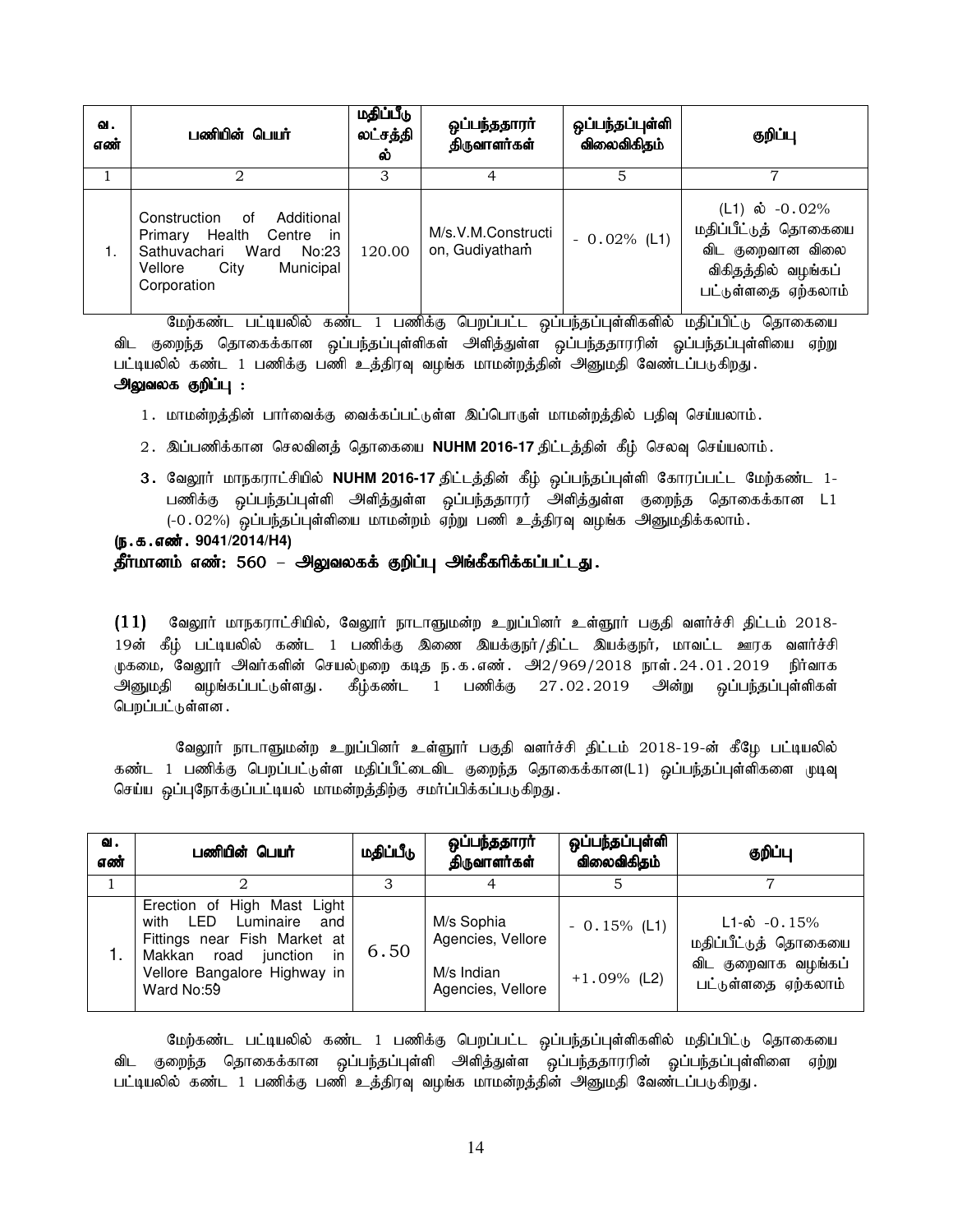| வ. எண் | பணியின் பெயர் | மதிப்பீடு லட்சத்தில் | ஒப்பந்ததாரர் திருவாளர்கள் | ஒப்பந்தப்புள்ளி விலைவிகிதம் | குறிப்பு |
|---|---|---|---|---|---|
| 1 | 2 | 3 | 4 | 5 | 7 |
| 1. | Construction of Additional Primary Health Centre in Sathuvachari Ward No:23 Vellore City Municipal Corporation | 120.00 | M/s.V.M.Construction, Gudiyatham | - 0.02% (L1) | (L1) ல் -0.02% மதிப்பீட்டுத் தொகையை விட குறைவான விலை விகிதத்தில் வழங்கப் பட்டுள்ளதை ஏற்கலாம் |

மேற்கண்ட பட்டியலில் கண்ட 1 பணிக்கு பெறப்பட்ட ஒப்பந்தப்புள்ளிகளில் மதிப்பிட்டு தொகையை விட குறைந்த தொகைக்கான ஒப்பந்தப்புள்ளிகள் அளித்துள்ள ஒப்பந்ததாரரின் ஒப்பந்தப்புள்ளியை ஏற்று பட்டியலில் கண்ட 1 பணிக்கு பணி உத்திரவு வழங்க மாமன்றத்தின் அனுமதி வேண்டப்படுகிறது.

**அலுவலக குறிப்பு :**

1. மாமன்றத்தின் பார்வைக்கு வைக்கப்பட்டுள்ள இப்பொருள் மாமன்றத்தில் பதிவு செய்யலாம்.
2. இப்பணிக்கான செலவினத் தொகையை **NUHM 2016-17** திட்டத்தின் கீழ் செலவு செய்யலாம்.
3. வேலூர் மாநகராட்சியில் **NUHM 2016-17** திட்டத்தின் கீழ் ஒப்பந்தப்புள்ளி கோரப்பட்ட மேற்கண்ட 1-பணிக்கு ஒப்பந்தப்புள்ளி அளித்துள்ள ஒப்பந்ததாரர் அளித்துள்ள குறைந்த தொகைக்கான L1 (-0.02%) ஒப்பந்தப்புள்ளியை மாமன்றம் ஏற்று பணி உத்திரவு வழங்க அனுமதிக்கலாம்.

**(ந.க.எண். 9041/2014/H4)**

**தீர்மானம் எண்: 560 – அலுவலகக் குறிப்பு அங்கீகரிக்கப்பட்டது.**

**(11)** வேலூர் மாநகராட்சியில், வேலூர் நாடாளுமன்ற உறுப்பினர் உள்ளூர் பகுதி வளர்ச்சி திட்டம் 2018-19ன் கீழ் பட்டியலில் கண்ட 1 பணிக்கு இணை இயக்குநர்/திட்ட இயக்குநர், மாவட்ட ஊரக வளர்ச்சி முகமை, வேலூர் அவர்களின் செயல்முறை கடித ந.க.எண். அ2/969/2018 நாள்.24.01.2019 நிர்வாக அனுமதி வழங்கப்பட்டுள்ளது. கீழ்கண்ட 1 பணிக்கு 27.02.2019 அன்று ஒப்பந்தப்புள்ளிகள் பெறப்பட்டுள்ளன.

வேலூர் நாடாளுமன்ற உறுப்பினர் உள்ளூர் பகுதி வளர்ச்சி திட்டம் 2018-19-ன் கீழே பட்டியலில் கண்ட 1 பணிக்கு பெறப்பட்டுள்ள மதிப்பீட்டைவிட குறைந்த தொகைக்கான(L1) ஒப்பந்தப்புள்ளிகளை முடிவு செய்ய ஒப்புநோக்குப்பட்டியல் மாமன்றத்திற்கு சமர்ப்பிக்கப்படுகிறது.

| வ. எண் | பணியின் பெயர் | மதிப்பீடு | ஒப்பந்ததாரர் திருவாளர்கள் | ஒப்பந்தப்புள்ளி விலைவிகிதம் | குறிப்பு |
|---|---|---|---|---|---|
| 1 | 2 | 3 | 4 | 5 | 7 |
| 1. | Erection of High Mast Light with LED Luminaire and Fittings near Fish Market at Makkan road junction in Vellore Bangalore Highway in Ward No:59 | 6.50 | M/s Sophia Agencies, Vellore<br>M/s Indian Agencies, Vellore | - 0.15% (L1)<br>+1.09% (L2) | L1-ல் -0.15% மதிப்பீட்டுத் தொகையை விட குறைவாக வழங்கப் பட்டுள்ளதை ஏற்கலாம் |

மேற்கண்ட பட்டியலில் கண்ட 1 பணிக்கு பெறப்பட்ட ஒப்பந்தப்புள்ளிகளில் மதிப்பிட்டு தொகையை விட குறைந்த தொகைக்கான ஒப்பந்தப்புள்ளி அளித்துள்ள ஒப்பந்ததாரரின் ஒப்பந்தப்புள்ளிளை ஏற்று பட்டியலில் கண்ட 1 பணிக்கு பணி உத்திரவு வழங்க மாமன்றத்தின் அனுமதி வேண்டப்படுகிறது.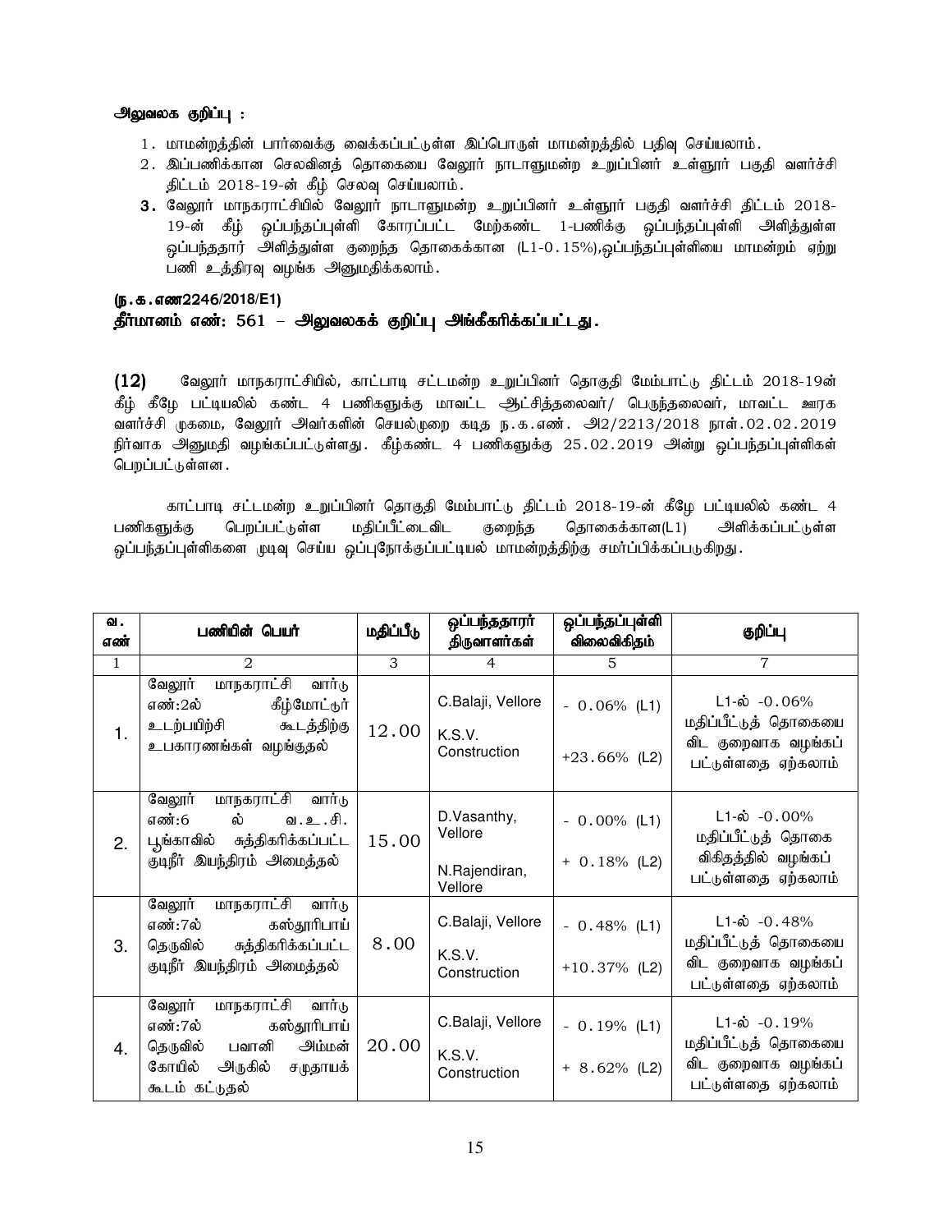**அலுவலக குறிப்பு :**

1. மாமன்றத்தின் பார்வைக்கு வைக்கப்பட்டுள்ள இப்பொருள் மாமன்றத்தில் பதிவு செய்யலாம்.
2. இப்பணிக்கான செலவினத் தொகையை வேலூர் நாடாளுமன்ற உறுப்பினர் உள்ளூர் பகுதி வளர்ச்சி திட்டம் 2018-19-ன் கீழ் செலவு செய்யலாம்.
3. வேலூர் மாநகராட்சியில் வேலூர் நாடாளுமன்ற உறுப்பினர் உள்ளூர் பகுதி வளர்ச்சி திட்டம் 2018-19-ன் கீழ் ஒப்பந்தப்புள்ளி கோரப்பட்ட மேற்கண்ட 1-பணிக்கு ஒப்பந்தப்புள்ளி அளித்துள்ள ஒப்பந்ததார் அளித்துள்ள குறைந்த தொகைக்கான (L1-0.15%),ஒப்பந்தப்புள்ளியை மாமன்றம் ஏற்று பணி உத்திரவு வழங்க அனுமதிக்கலாம்.

**(ந.க.எண2246/2018/E1)**

**தீர்மானம் எண்: 561 – அலுவலகக் குறிப்பு அங்கீகரிக்கப்பட்டது.**

**(12)** வேலூர் மாநகராட்சியில், காட்பாடி சட்டமன்ற உறுப்பினர் தொகுதி மேம்பாட்டு திட்டம் 2018-19ன் கீழ் கீழே பட்டியலில் கண்ட 4 பணிகளுக்கு மாவட்ட ஆட்சித்தலைவர்/ பெருந்தலைவர், மாவட்ட ஊரக வளர்ச்சி முகமை, வேலூர் அவர்களின் செயல்முறை கடித ந.க.எண். அ2/2213/2018 நாள்.02.02.2019 நிர்வாக அனுமதி வழங்கப்பட்டுள்ளது. கீழ்கண்ட 4 பணிகளுக்கு 25.02.2019 அன்று ஒப்பந்தப்புள்ளிகள் பெறப்பட்டுள்ளன.

காட்பாடி சட்டமன்ற உறுப்பினர் தொகுதி மேம்பாட்டு திட்டம் 2018-19-ன் கீழே பட்டியலில் கண்ட 4 பணிகளுக்கு பெறப்பட்டுள்ள மதிப்பீட்டைவிட குறைந்த தொகைக்கான(L1) அளிக்கப்பட்டுள்ள ஒப்பந்தப்புள்ளிகளை முடிவு செய்ய ஒப்புநோக்குப்பட்டியல் மாமன்றத்திற்கு சமர்ப்பிக்கப்படுகிறது.

| வ. எண் | பணியின் பெயர் | மதிப்பீடு | ஒப்பந்ததாரர் திருவாளர்கள் | ஒப்பந்தப்புள்ளி விலைவிகிதம் | குறிப்பு |
|---|---|---|---|---|---|
| 1 | 2 | 3 | 4 | 5 | 7 |
| 1. | வேலூர் மாநகராட்சி வார்டு எண்:2ல் கீழ்மோட்டூர் உடற்பயிற்சி கூடத்திற்கு உபகாரணங்கள் வழங்குதல் | 12.00 | C.Balaji, Vellore<br>K.S.V. Construction | - 0.06% (L1)<br>+23.66% (L2) | L1-ல் -0.06% மதிப்பீட்டுத் தொகையை விட குறைவாக வழங்கப் பட்டுள்ளதை ஏற்கலாம் |
| 2. | வேலூர் மாநகராட்சி வார்டு எண்:6 ல் வ.உ.சி. பூங்காவில் சுத்திகரிக்கப்பட்ட குடிநீர் இயந்திரம் அமைத்தல் | 15.00 | D.Vasanthy, Vellore<br>N.Rajendiran, Vellore | - 0.00% (L1)<br>+ 0.18% (L2) | L1-ல் -0.00% மதிப்பீட்டுத் தொகை விகிதத்தில் வழங்கப் பட்டுள்ளதை ஏற்கலாம் |
| 3. | வேலூர் மாநகராட்சி வார்டு எண்:7ல் கஸ்தூரிபாய் தெருவில் சுத்திகரிக்கப்பட்ட குடிநீர் இயந்திரம் அமைத்தல் | 8.00 | C.Balaji, Vellore<br>K.S.V. Construction | - 0.48% (L1)<br>+10.37% (L2) | L1-ல் -0.48% மதிப்பீட்டுத் தொகையை விட குறைவாக வழங்கப் பட்டுள்ளதை ஏற்கலாம் |
| 4. | வேலூர் மாநகராட்சி வார்டு எண்:7ல் கஸ்தூரிபாய் தெருவில் பவானி அம்மன் கோயில் அருகில் சமுதாயக் கூடம் கட்டுதல் | 20.00 | C.Balaji, Vellore<br>K.S.V. Construction | - 0.19% (L1)<br>+ 8.62% (L2) | L1-ல் -0.19% மதிப்பீட்டுத் தொகையை விட குறைவாக வழங்கப் பட்டுள்ளதை ஏற்கலாம் |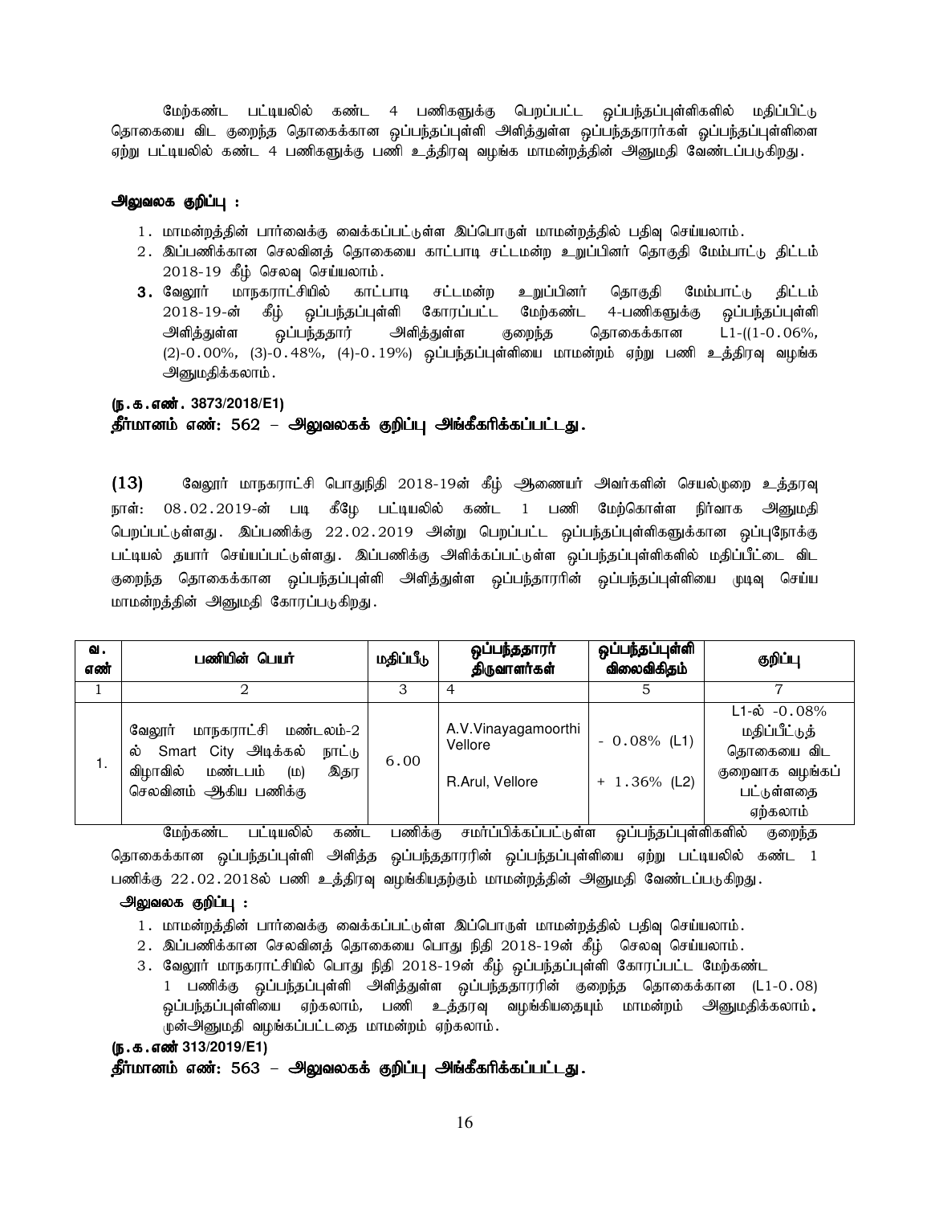மேற்கண்ட பட்டியலில் கண்ட 4 பணிகளுக்கு பெறப்பட்ட ஒப்பந்தப்புள்ளிகளில் மதிப்பிட்டு தொகையை விட குறைந்த தொகைக்கான ஒப்பந்தப்புள்ளி அளித்துள்ள ஒப்பந்ததாரர்கள் ஓப்பந்தப்புள்ளிளை ஏற்று பட்டியலில் கண்ட 4 பணிகளுக்கு பணி உத்திரவு வழங்க மாமன்றத்தின் அனுமதி வேண்டப்படுகிறது.

**அலுவலக குறிப்பு :**

1. மாமன்றத்தின் பார்வைக்கு வைக்கப்பட்டுள்ள இப்பொருள் மாமன்றத்தில் பதிவு செய்யலாம்.
2. இப்பணிக்கான செலவினத் தொகையை காட்பாடி சட்டமன்ற உறுப்பினர் தொகுதி மேம்பாட்டு திட்டம் 2018-19 கீழ் செலவு செய்யலாம்.
3. வேலூர் மாநகராட்சியில் காட்பாடி சட்டமன்ற உறுப்பினர் தொகுதி மேம்பாட்டு திட்டம் 2018-19-ன் கீழ் ஒப்பந்தப்புள்ளி கோரப்பட்ட மேற்கண்ட 4-பணிகளுக்கு ஒப்பந்தப்புள்ளி அளித்துள்ள ஒப்பந்ததார் அளித்துள்ள குறைந்த தொகைக்கான L1-((1-0.06%, (2)-0.00%, (3)-0.48%, (4)-0.19%) ஒப்பந்தப்புள்ளியை மாமன்றம் ஏற்று பணி உத்திரவு வழங்க அனுமதிக்கலாம்.

**(ந.க.எண். 3873/2018/E1)**

**தீர்மானம் எண்: 562 – அலுவலகக் குறிப்பு அங்கீகரிக்கப்பட்டது.**

**(13)** வேலூர் மாநகராட்சி பொதுநிதி 2018-19ன் கீழ் ஆணையர் அவர்களின் செயல்முறை உத்தரவு நாள்: 08.02.2019-ன் படி கீழே பட்டியலில் கண்ட 1 பணி மேற்கொள்ள நிர்வாக அனுமதி பெறப்பட்டுள்ளது. இப்பணிக்கு 22.02.2019 அன்று பெறப்பட்ட ஒப்பந்தப்புள்ளிகளுக்கான ஒப்புநோக்கு பட்டியல் தயார் செய்யப்பட்டுள்ளது. இப்பணிக்கு அளிக்கப்பட்டுள்ள ஒப்பந்தப்புள்ளிகளில் மதிப்பீட்டை விட குறைந்த தொகைக்கான ஒப்பந்தப்புள்ளி அளித்துள்ள ஒப்பந்தாரரின் ஒப்பந்தப்புள்ளியை முடிவு செய்ய மாமன்றத்தின் அனுமதி கோரப்படுகிறது.

| வ. எண் | பணியின் பெயர் | மதிப்பீடு | ஒப்பந்ததாரர் திருவாளர்கள் | ஒப்பந்தப்புள்ளி விலைவிகிதம் | குறிப்பு |
|---|---|---|---|---|---|
| 1 | 2 | 3 | 4 | 5 | 7 |
| 1. | வேலூர் மாநகராட்சி மண்டலம்-2 ல் Smart City அடிக்கல் நாட்டு விழாவில் மண்டபம் (ம) இதர செலவினம் ஆகிய பணிக்கு | 6.00 | A.V.Vinayagamoorthi Vellore<br>R.Arul, Vellore | - 0.08% (L1)<br>+ 1.36% (L2) | L1-ல் -0.08% மதிப்பீட்டுத் தொகையை விட குறைவாக வழங்கப் பட்டுள்ளதை ஏற்கலாம் |

மேற்கண்ட பட்டியலில் கண்ட பணிக்கு சமர்ப்பிக்கப்பட்டுள்ள ஒப்பந்தப்புள்ளிகளில் குறைந்த தொகைக்கான ஒப்பந்தப்புள்ளி அளித்த ஒப்பந்ததாரரின் ஒப்பந்தப்புள்ளியை ஏற்று பட்டியலில் கண்ட 1 பணிக்கு 22.02.2018ல் பணி உத்தரவு வழங்கியதற்கும் மாமன்றத்தின் அனுமதி வேண்டப்படுகிறது.

**அலுவலக குறிப்பு :**

1. மாமன்றத்தின் பார்வைக்கு வைக்கப்பட்டுள்ள இப்பொருள் மாமன்றத்தில் பதிவு செய்யலாம்.
2. இப்பணிக்கான செலவினத் தொகையை பொது நிதி 2018-19ன் கீழ் செலவு செய்யலாம்.
3. வேலூர் மாநகராட்சியில் பொது நிதி 2018-19ன் கீழ் ஒப்பந்தப்புள்ளி கோரப்பட்ட மேற்கண்ட 1 பணிக்கு ஒப்பந்தப்புள்ளி அளித்துள்ள ஒப்பந்ததாரரின் குறைந்த தொகைக்கான (L1-0.08) ஒப்பந்தப்புள்ளியை ஏற்கலாம், பணி உத்தரவு வழங்கியதையும் மாமன்றம் அனுமதிக்கலாம். முன்அனுமதி வழங்கப்பட்டதை மாமன்றம் ஏற்கலாம்.

**(ந.க.எண் 313/2019/E1)**

**தீர்மானம் எண்: 563 – அலுவலகக் குறிப்பு அங்கீகரிக்கப்பட்டது.**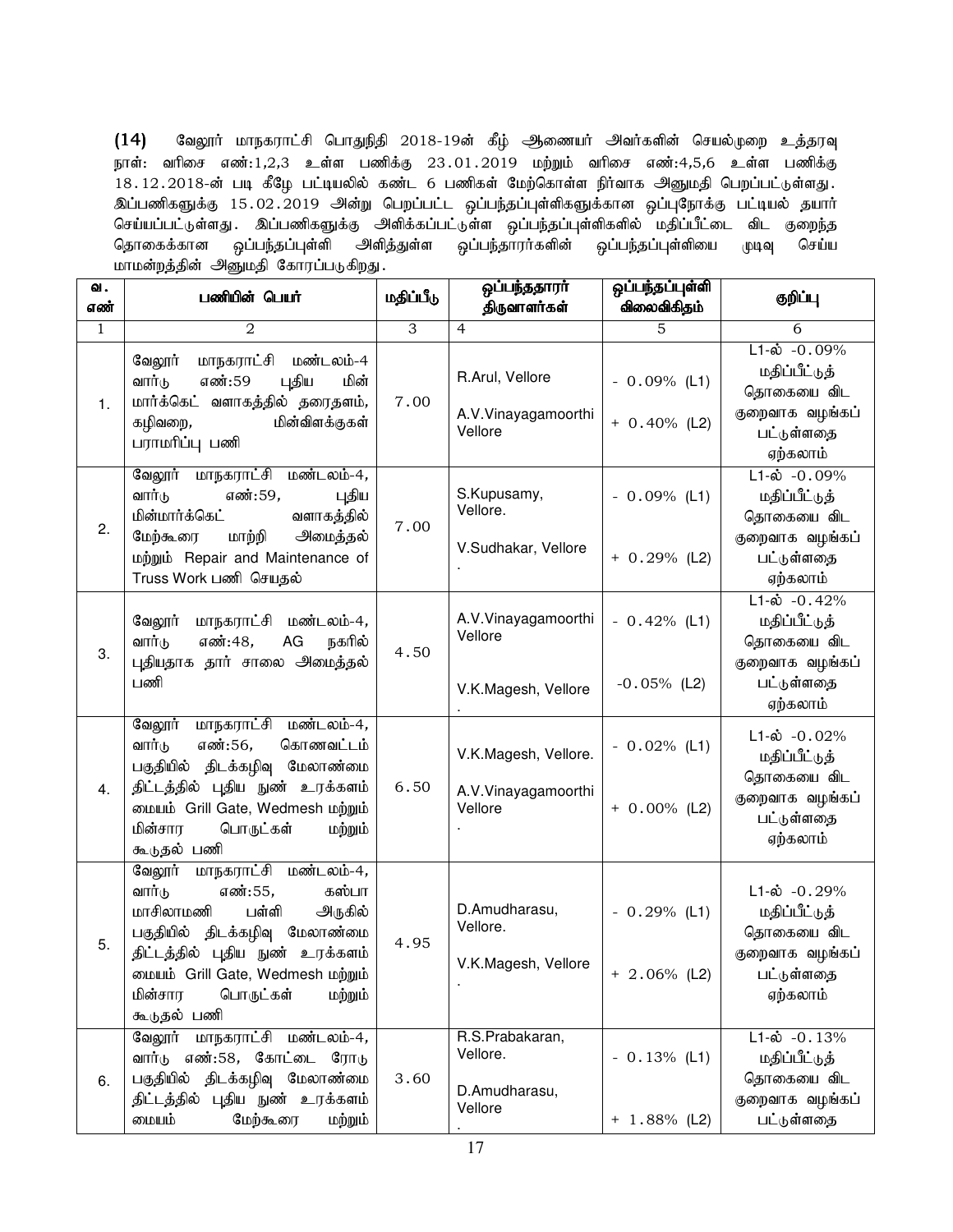(14) வேலூர் மாநகராட்சி பொதுநிதி 2018-19ன் கீழ் ஆணையர் அவர்களின் செயல்முறை உத்தரவு நாள்: வரிசை எண்:1,2,3 உள்ள பணிக்கு 23.01.2019 மற்றும் வரிசை எண்:4,5,6 உள்ள பணிக்கு 18.12.2018-ன் படி கீழே பட்டியலில் கண்ட 6 பணிகள் மேற்கொள்ள நிர்வாக அனுமதி பெறப்பட்டுள்ளது. இப்பணிகளுக்கு 15.02.2019 அன்று பெறப்பட்ட ஒப்பந்தப்புள்ளிகளுக்கான ஒப்புநோக்கு பட்டியல் தயார் செய்யப்பட்டுள்ளது. இப்பணிகளுக்கு அளிக்கப்பட்டுள்ள ஒப்பந்தப்புள்ளிகளில் மதிப்பீட்டை விட குறைந்த தொகைக்கான ஒப்பந்தப்புள்ளி அளித்துள்ள ஒப்பந்தாரர்களின் ஒப்பந்தப்புள்ளியை முடிவு செய்ய மாமன்றத்தின் அனுமதி கோரப்படுகிறது.

| வ. எண் | பணியின் பெயர் | மதிப்பீடு | ஒப்பந்ததாரர் திருவாளர்கள் | ஒப்பந்தப்புள்ளி விலைவிகிதம் | குறிப்பு |
|---|---|---|---|---|---|
| 1 | 2 | 3 | 4 | 5 | 6 |
| 1. | வேலூர் மாநகராட்சி மண்டலம்-4 வார்டு எண்:59 புதிய மின் மார்க்கெட் வளாகத்தில் தரைதளம், கழிவறை, மின்விளக்குகள் பராமரிப்பு பணி | 7.00 | R.Arul, Vellore<br>A.V.Vinayagamoorthi Vellore | - 0.09% (L1)<br>+ 0.40% (L2) | L1-ல் -0.09% மதிப்பீட்டுத் தொகையை விட குறைவாக வழங்கப் பட்டுள்ளதை ஏற்கலாம் |
| 2. | வேலூர் மாநகராட்சி மண்டலம்-4, வார்டு எண்:59, புதிய மின்மார்க்கெட் வளாகத்தில் மேற்கூரை மாற்றி அமைத்தல் மற்றும் Repair and Maintenance of Truss Work பணி செய்தல் | 7.00 | S.Kupusamy, Vellore.<br>V.Sudhakar, Vellore. | - 0.09% (L1)<br>+ 0.29% (L2) | L1-ல் -0.09% மதிப்பீட்டுத் தொகையை விட குறைவாக வழங்கப் பட்டுள்ளதை ஏற்கலாம் |
| 3. | வேலூர் மாநகராட்சி மண்டலம்-4, வார்டு எண்:48, AG நகரில் புதியதாக தார் சாலை அமைத்தல் பணி | 4.50 | A.V.Vinayagamoorthi Vellore<br>V.K.Magesh, Vellore. | - 0.42% (L1)<br>-0.05% (L2) | L1-ல் -0.42% மதிப்பீட்டுத் தொகையை விட குறைவாக வழங்கப் பட்டுள்ளதை ஏற்கலாம் |
| 4. | வேலூர் மாநகராட்சி மண்டலம்-4, வார்டு எண்:56, கொணவட்டம் பகுதியில் திடக்கழிவு மேலாண்மை திட்டத்தில் புதிய நுண் உரக்களம் மையம் Grill Gate, Wedmesh மற்றும் மின்சார பொருட்கள் மற்றும் கூடுதல் பணி | 6.50 | V.K.Magesh, Vellore.<br>A.V.Vinayagamoorthi Vellore. | - 0.02% (L1)<br>+ 0.00% (L2) | L1-ல் -0.02% மதிப்பீட்டுத் தொகையை விட குறைவாக வழங்கப் பட்டுள்ளதை ஏற்கலாம் |
| 5. | வேலூர் மாநகராட்சி மண்டலம்-4, வார்டு எண்:55, கஸ்பா மாசிலாமணி பள்ளி அருகில் பகுதியில் திடக்கழிவு மேலாண்மை திட்டத்தில் புதிய நுண் உரக்களம் மையம் Grill Gate, Wedmesh மற்றும் மின்சார பொருட்கள் மற்றும் கூடுதல் பணி | 4.95 | D.Amudharasu, Vellore.<br>V.K.Magesh, Vellore. | - 0.29% (L1)<br>+ 2.06% (L2) | L1-ல் -0.29% மதிப்பீட்டுத் தொகையை விட குறைவாக வழங்கப் பட்டுள்ளதை ஏற்கலாம் |
| 6. | வேலூர் மாநகராட்சி மண்டலம்-4, வார்டு எண்:58, கோட்டை ரோடு பகுதியில் திடக்கழிவு மேலாண்மை திட்டத்தில் புதிய நுண் உரக்களம் மையம் மேற்கூரை மற்றும் | 3.60 | R.S.Prabakaran, Vellore.<br>D.Amudharasu, Vellore. | - 0.13% (L1)<br>+ 1.88% (L2) | L1-ல் -0.13% மதிப்பீட்டுத் தொகையை விட குறைவாக வழங்கப் பட்டுள்ளதை |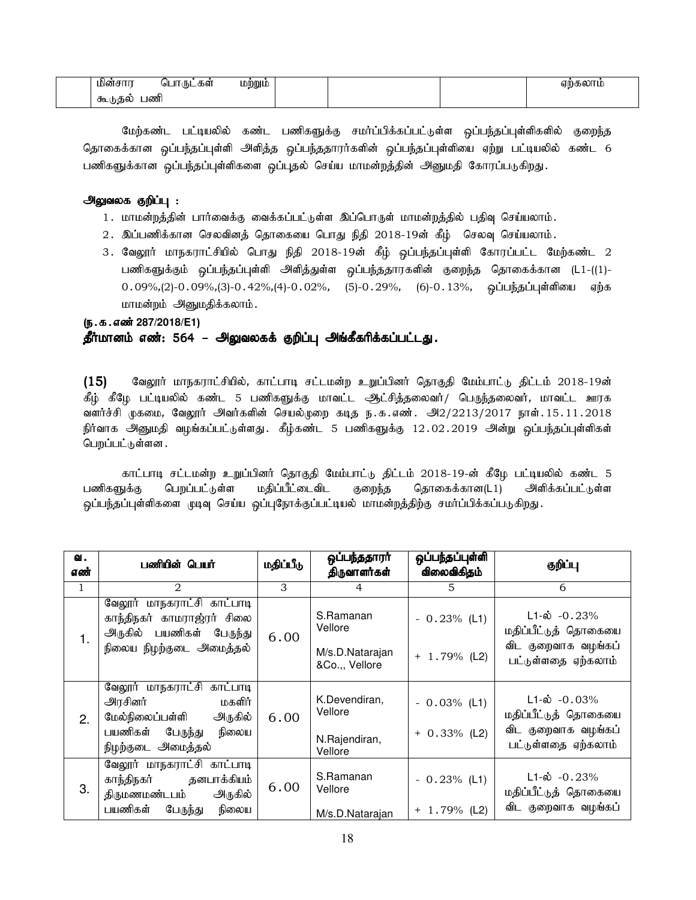| | மின்சார பொருட்கள் மற்றும் கூடுதல் பணி | | | | ஏற்கலாம் |
|---|---|---|---|---|---|

மேற்கண்ட பட்டியலில் கண்ட பணிகளுக்கு சமர்ப்பிக்கப்பட்டுள்ள ஒப்பந்தப்புள்ளிகளில் குறைந்த தொகைக்கான ஒப்பந்தப்புள்ளி அளித்த ஒப்பந்ததாரர்களின் ஒப்பந்தப்புள்ளியை ஏற்று பட்டியலில் கண்ட 6 பணிகளுக்கான ஒப்பந்தப்புள்ளிகளை ஒப்புதல் செய்ய மாமன்றத்தின் அனுமதி கோரப்படுகிறது.

**அலுவலக குறிப்பு :**

1. மாமன்றத்தின் பார்வைக்கு வைக்கப்பட்டுள்ள இப்பொருள் மாமன்றத்தில் பதிவு செய்யலாம்.
2. இப்பணிக்கான செலவினத் தொகையை பொது நிதி 2018-19ன் கீழ் செலவு செய்யலாம்.
3. வேலூர் மாநகராட்சியில் பொது நிதி 2018-19ன் கீழ் ஒப்பந்தப்புள்ளி கோரப்பட்ட மேற்கண்ட 2 பணிகளுக்கும் ஒப்பந்தப்புள்ளி அளித்துள்ள ஒப்பந்ததாரகளின் குறைந்த தொகைக்கான (L1-((1)-0.09%,(2)-0.09%,(3)-0.42%,(4)-0.02%, (5)-0.29%, (6)-0.13%, ஒப்பந்தப்புள்ளியை ஏற்க மாமன்றம் அனுமதிக்கலாம்.

**(ந.க.எண் 287/2018/E1)**

**தீர்மானம் எண்: 564 – அலுவலகக் குறிப்பு அங்கீகரிக்கப்பட்டது.**

**(15)** வேலூர் மாநகராட்சியில், காட்பாடி சட்டமன்ற உறுப்பினர் தொகுதி மேம்பாட்டு திட்டம் 2018-19ன் கீழ் கீழே பட்டியலில் கண்ட 5 பணிகளுக்கு மாவட்ட ஆட்சித்தலைவர்/ பெருந்தலைவர், மாவட்ட ஊரக வளர்ச்சி முகமை, வேலூர் அவர்களின் செயல்முறை கடித ந.க.எண். அ2/2213/2017 நாள்.15.11.2018 நிர்வாக அனுமதி வழங்கப்பட்டுள்ளது. கீழ்கண்ட 5 பணிகளுக்கு 12.02.2019 அன்று ஒப்பந்தப்புள்ளிகள் பெறப்பட்டுள்ளன.

காட்பாடி சட்டமன்ற உறுப்பினர் தொகுதி மேம்பாட்டு திட்டம் 2018-19-ன் கீழே பட்டியலில் கண்ட 5 பணிகளுக்கு பெறப்பட்டுள்ள மதிப்பீட்டைவிட குறைந்த தொகைக்கான(L1) அளிக்கப்பட்டுள்ள ஒப்பந்தப்புள்ளிகளை முடிவு செய்ய ஒப்புநோக்குப்பட்டியல் மாமன்றத்திற்கு சமர்ப்பிக்கப்படுகிறது.

| வ. எண் | பணியின் பெயர் | மதிப்பீடு | ஒப்பந்ததாரர் திருவாளர்கள் | ஒப்பந்தப்புள்ளி விலைவிகிதம் | குறிப்பு |
|---|---|---|---|---|---|
| 1 | 2 | 3 | 4 | 5 | 6 |
| 1. | வேலூர் மாநகராட்சி காட்பாடி காந்திநகர் காமராஜர் சிலை அருகில் பயணிகள் பேருந்து நிலைய நிழற்குடை அமைத்தல் | 6.00 | S.Ramanan Vellore<br>M/s.D.Natarajan &Co.,, Vellore | - 0.23% (L1)<br>+ 1.79% (L2) | L1-ல் -0.23% மதிப்பீட்டுத் தொகையை விட குறைவாக வழங்கப் பட்டுள்ளதை ஏற்கலாம் |
| 2. | வேலூர் மாநகராட்சி காட்பாடி அரசினர் மகளிர் மேல்நிலைப்பள்ளி அருகில் பயணிகள் பேருந்து நிலைய நிழற்குடை அமைத்தல் | 6.00 | K.Devendiran, Vellore<br>N.Rajendiran, Vellore | - 0.03% (L1)<br>+ 0.33% (L2) | L1-ல் -0.03% மதிப்பீட்டுத் தொகையை விட குறைவாக வழங்கப் பட்டுள்ளதை ஏற்கலாம் |
| 3. | வேலூர் மாநகராட்சி காட்பாடி காந்திநகர் தனபாக்கியம் திருமணமண்டபம் அருகில் பயணிகள் பேருந்து நிலைய | 6.00 | S.Ramanan Vellore<br>M/s.D.Natarajan | - 0.23% (L1)<br>+ 1.79% (L2) | L1-ல் -0.23% மதிப்பீட்டுத் தொகையை விட குறைவாக வழங்கப் |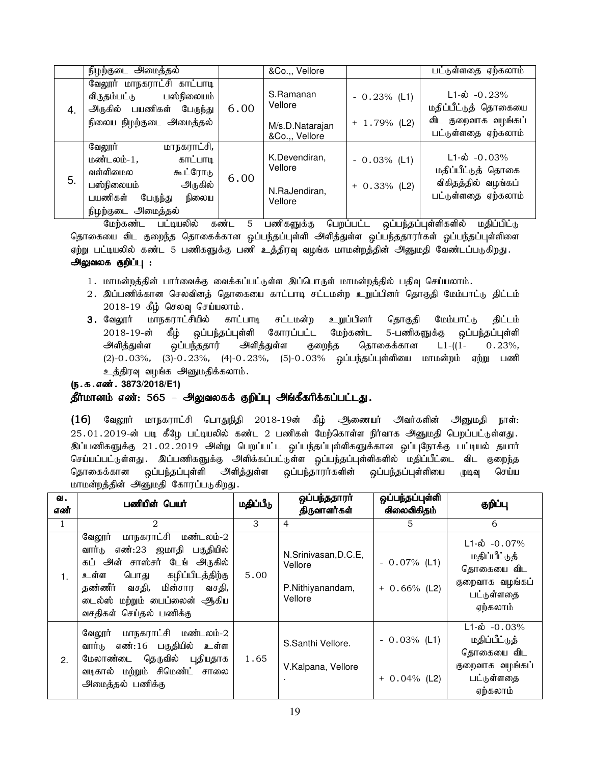|  | நிழற்குடை அமைத்தல் |  | &Co.,, Vellore |  | பட்டுள்ளதை ஏற்கலாம் |
|---|---|---|---|---|---|
| 4. | வேலூர் மாநகராட்சி காட்பாடி விருதம்பட்டு பஸ்நிலையம் அருகில் பயணிகள் பேருந்து நிலைய நிழற்குடை அமைத்தல் | 6.00 | S.Ramanan Vellore<br><br>M/s.D.Natarajan &Co.,, Vellore | - 0.23% (L1)<br><br>+ 1.79% (L2) | L1-ல் -0.23% மதிப்பீட்டுத் தொகையை விட குறைவாக வழங்கப் பட்டுள்ளதை ஏற்கலாம் |
| 5. | வேலூர் மாநகராட்சி, மண்டலம்-1, காட்பாடி வள்ளிமலை கூட்ரோடு பஸ்நிலையம் அருகில் பயணிகள் பேருந்து நிலைய நிழற்குடை அமைத்தல் | 6.00 | K.Devendiran, Vellore<br><br>N.RaJendiran, Vellore | - 0.03% (L1)<br><br>+ 0.33% (L2) | L1-ல் -0.03% மதிப்பீட்டுத் தொகை விகிதத்தில் வழங்கப் பட்டுள்ளதை ஏற்கலாம் |

மேற்கண்ட பட்டியலில் கண்ட 5 பணிகளுக்கு பெறப்பட்ட ஒப்பந்தப்புள்ளிகளில் மதிப்பிட்டு தொகையை விட குறைந்த தொகைக்கான ஒப்பந்தப்புள்ளி அளித்துள்ள ஒப்பந்ததாரர்கள் ஒப்பந்தப்புள்ளிளை ஏற்று பட்டியலில் கண்ட 5 பணிகளுக்கு பணி உத்திரவு வழங்க மாமன்றத்தின் அனுமதி வேண்டப்படுகிறது.

**அலுவலக குறிப்பு :**

1. மாமன்றத்தின் பார்வைக்கு வைக்கப்பட்டுள்ள இப்பொருள் மாமன்றத்தில் பதிவு செய்யலாம்.
2. இப்பணிக்கான செலவினத் தொகையை காட்பாடி சட்டமன்ற உறுப்பினர் தொகுதி மேம்பாட்டு திட்டம் 2018-19 கீழ் செலவு செய்யலாம்.
3. வேலூர் மாநகராட்சியில் காட்பாடி சட்டமன்ற உறுப்பினர் தொகுதி மேம்பாட்டு திட்டம் 2018-19-ன் கீழ் ஒப்பந்தப்புள்ளி கோரப்பட்ட மேற்கண்ட 5-பணிகளுக்கு ஒப்பந்தப்புள்ளி அளித்துள்ள ஒப்பந்ததார் அளித்துள்ள குறைந்த தொகைக்கான L1-((1- 0.23%, (2)-0.03%, (3)-0.23%, (4)-0.23%, (5)-0.03% ஒப்பந்தப்புள்ளியை மாமன்றம் ஏற்று பணி உத்திரவு வழங்க அனுமதிக்கலாம்.

**(ந.க.எண். 3873/2018/E1)**

**தீர்மானம் எண்: 565 – அலுவலகக் குறிப்பு அங்கீகரிக்கப்பட்டது.**

**(16)** வேலூர் மாநகராட்சி பொதுநிதி 2018-19ன் கீழ் ஆணையர் அவர்களின் அனுமதி நாள்: 25.01.2019-ன் படி கீழே பட்டியலில் கண்ட 2 பணிகள் மேற்கொள்ள நிர்வாக அனுமதி பெறப்பட்டுள்ளது. இப்பணிகளுக்கு 21.02.2019 அன்று பெறப்பட்ட ஒப்பந்தப்புள்ளிகளுக்கான ஒப்புநோக்கு பட்டியல் தயார் செய்யப்பட்டுள்ளது. இப்பணிகளுக்கு அளிக்கப்பட்டுள்ள ஒப்பந்தப்புள்ளிகளில் மதிப்பீட்டை விட குறைந்த தொகைக்கான ஒப்பந்தப்புள்ளி அளித்துள்ள ஒப்பந்தாரர்களின் ஒப்பந்தப்புள்ளியை முடிவு செய்ய மாமன்றத்தின் அனுமதி கோரப்படுகிறது.

| வ. எண் | பணியின் பெயர் | மதிப்பீடு | ஒப்பந்ததாரர் திருவாளர்கள் | ஒப்பந்தப்புள்ளி விலைவிகிதம் | குறிப்பு |
|---|---|---|---|---|---|
| 1 | 2 | 3 | 4 | 5 | 6 |
| 1. | வேலூர் மாநகராட்சி மண்டலம்-2 வார்டு எண்:23 ஜமாதி பகுதியில் கப் அன் சாஸ்சர் டேங் அருகில் உள்ள பொது கழிப்பிடத்திற்கு தண்ணீர் வசதி, மின்சார வசதி, டைல்ஸ் மற்றும் பைப்லைன் ஆகிய வசதிகள் செய்தல் பணிக்கு | 5.00 | N.Srinivasan,D.C.E, Vellore<br><br>P.Nithiyanandam, Vellore | - 0.07% (L1)<br><br>+ 0.66% (L2) | L1-ல் -0.07% மதிப்பீட்டுத் தொகையை விட குறைவாக வழங்கப் பட்டுள்ளதை ஏற்கலாம் |
| 2. | வேலூர் மாநகராட்சி மண்டலம்-2 வார்டு எண்:16 பகுதியில் உள்ள மேலாண்டை தெருவில் புதியதாக வடிகால் மற்றும் சிமெண்ட் சாலை அமைத்தல் பணிக்கு | 1.65 | S.Santhi Vellore.<br><br>V.Kalpana, Vellore . | - 0.03% (L1)<br><br>+ 0.04% (L2) | L1-ல் -0.03% மதிப்பீட்டுத் தொகையை விட குறைவாக வழங்கப் பட்டுள்ளதை ஏற்கலாம் |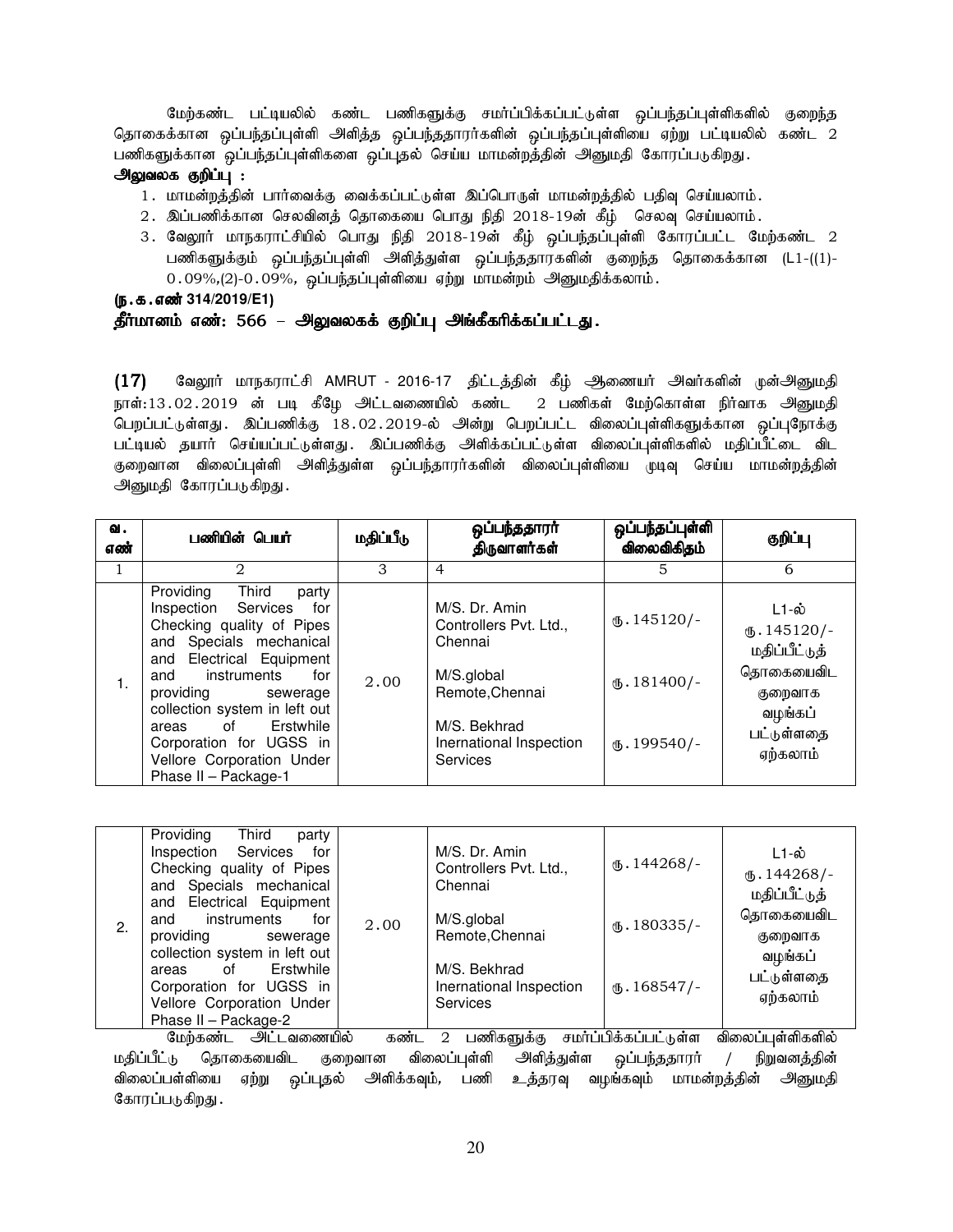மேற்கண்ட பட்டியலில் கண்ட பணிகளுக்கு சமர்ப்பிக்கப்பட்டுள்ள ஒப்பந்தப்புள்ளிகளில் குறைந்த தொகைக்கான ஒப்பந்தப்புள்ளி அளித்த ஒப்பந்ததாரர்களின் ஒப்பந்தப்புள்ளியை ஏற்று பட்டியலில் கண்ட 2 பணிகளுக்கான ஒப்பந்தப்புள்ளிகளை ஒப்புதல் செய்ய மாமன்றத்தின் அனுமதி கோரப்படுகிறது.

**அலுவலக குறிப்பு :**

1. மாமன்றத்தின் பார்வைக்கு வைக்கப்பட்டுள்ள இப்பொருள் மாமன்றத்தில் பதிவு செய்யலாம்.
2. இப்பணிக்கான செலவினத் தொகையை பொது நிதி 2018-19ன் கீழ் செலவு செய்யலாம்.
3. வேலூர் மாநகராட்சியில் பொது நிதி 2018-19ன் கீழ் ஒப்பந்தப்புள்ளி கோரப்பட்ட மேற்கண்ட 2 பணிகளுக்கும் ஒப்பந்தப்புள்ளி அளித்துள்ள ஒப்பந்ததாரகளின் குறைந்த தொகைக்கான (L1-((1)-0.09%,(2)-0.09%, ஒப்பந்தப்புள்ளியை ஏற்று மாமன்றம் அனுமதிக்கலாம்.

**(ந.க.எண் 314/2019/E1)**

**தீர்மானம் எண்: 566 – அலுவலகக் குறிப்பு அங்கீகரிக்கப்பட்டது.**

**(17)** வேலூர் மாநகராட்சி AMRUT - 2016-17 திட்டத்தின் கீழ் ஆணையர் அவர்களின் முன்அனுமதி நாள்:13.02.2019 ன் படி கீழே அட்டவணையில் கண்ட 2 பணிகள் மேற்கொள்ள நிர்வாக அனுமதி பெறப்பட்டுள்ளது. இப்பணிக்கு 18.02.2019-ல் அன்று பெறப்பட்ட விலைப்புள்ளிகளுக்கான ஒப்புநோக்கு பட்டியல் தயார் செய்யப்பட்டுள்ளது. இப்பணிக்கு அளிக்கப்பட்டுள்ள விலைப்புள்ளிகளில் மதிப்பீட்டை விட குறைவான விலைப்புள்ளி அளித்துள்ள ஒப்பந்தாரர்களின் விலைப்புள்ளியை முடிவு செய்ய மாமன்றத்தின் அனுமதி கோரப்படுகிறது.

| வ. எண் | பணியின் பெயர் | மதிப்பீடு | ஒப்பந்ததாரர் திருவாளர்கள் | ஒப்பந்தப்புள்ளி விலைவிகிதம் | குறிப்பு |
|---|---|---|---|---|---|
| 1 | 2 | 3 | 4 | 5 | 6 |
| 1. | Providing Third party Inspection Services for Checking quality of Pipes and Specials mechanical and Electrical Equipment and instruments for providing sewerage collection system in left out areas of Erstwhile Corporation for UGSS in Vellore Corporation Under Phase II – Package-1 | 2.00 | M/S. Dr. Amin Controllers Pvt. Ltd., Chennai<br>M/S.global Remote,Chennai<br>M/S. Bekhrad Inernational Inspection Services | ரூ.145120/-<br>ரூ.181400/-<br>ரூ.199540/- | L1-ல் ரூ.145120/- மதிப்பீட்டுத் தொகையைவிட குறைவாக வழங்கப் பட்டுள்ளதை ஏற்கலாம் |
| 2. | Providing Third party Inspection Services for Checking quality of Pipes and Specials mechanical and Electrical Equipment and instruments for providing sewerage collection system in left out areas of Erstwhile Corporation for UGSS in Vellore Corporation Under Phase II – Package-2 | 2.00 | M/S. Dr. Amin Controllers Pvt. Ltd., Chennai<br>M/S.global Remote,Chennai<br>M/S. Bekhrad Inernational Inspection Services | ரூ.144268/-<br>ரூ.180335/-<br>ரூ.168547/- | L1-ல் ரூ.144268/- மதிப்பீட்டுத் தொகையைவிட குறைவாக வழங்கப் பட்டுள்ளதை ஏற்கலாம் |

மேற்கண்ட அட்டவணையில் கண்ட 2 பணிகளுக்கு சமர்ப்பிக்கப்பட்டுள்ள விலைப்புள்ளிகளில் மதிப்பீட்டு தொகையைவிட குறைவான விலைப்புள்ளி அளித்துள்ள ஒப்பந்ததாரர் / நிறுவனத்தின் விலைப்பள்ளியை ஏற்று ஒப்புதல் அளிக்கவும், பணி உத்தரவு வழங்கவும் மாமன்றத்தின் அனுமதி கோரப்படுகிறது.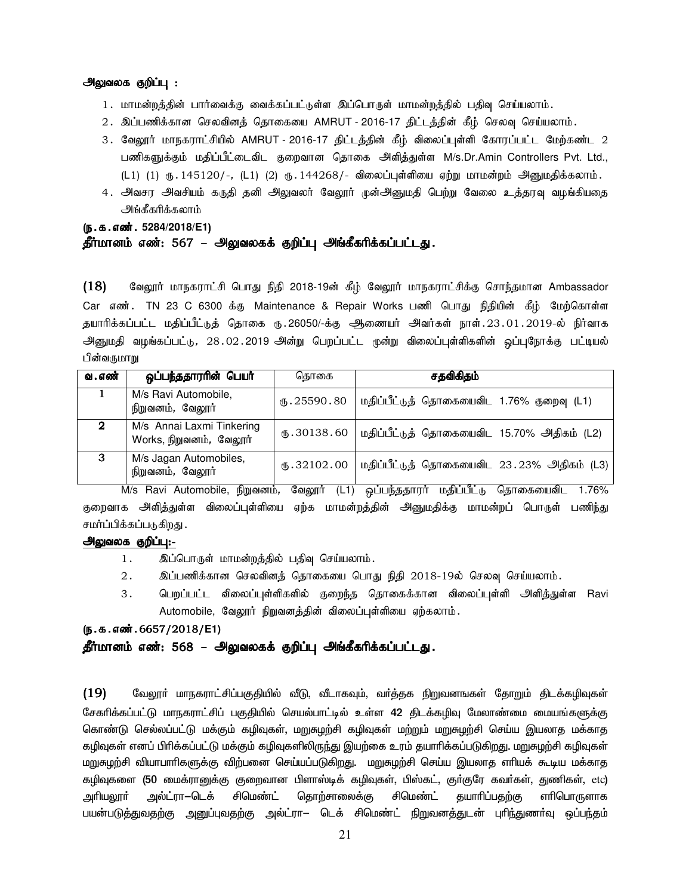**அலுவலக குறிப்பு :**

1. மாமன்றத்தின் பார்வைக்கு வைக்கப்பட்டுள்ள இப்பொருள் மாமன்றத்தில் பதிவு செய்யலாம்.
2. இப்பணிக்கான செலவினத் தொகையை AMRUT - 2016-17 திட்டத்தின் கீழ் செலவு செய்யலாம்.
3. வேலூர் மாநகராட்சியில் AMRUT - 2016-17 திட்டத்தின் கீழ் விலைப்புள்ளி கோரப்பட்ட மேற்கண்ட 2 பணிகளுக்கும் மதிப்பீட்டைவிட குறைவான தொகை அளித்துள்ள M/s.Dr.Amin Controllers Pvt. Ltd., (L1) (1) ரு.145120/-, (L1) (2) ரு.144268/- விலைப்புள்ளியை ஏற்று மாமன்றம் அனுமதிக்கலாம்.
4. அவசர அவசியம் கருதி தனி அலுவலர் வேலூர் முன்அனுமதி பெற்று வேலை உத்தரவு வழங்கியதை அங்கீகரிக்கலாம்

**(ந.க.எண். 5284/2018/E1)**

**தீர்மானம் எண்: 567 – அலுவலகக் குறிப்பு அங்கீகரிக்கப்பட்டது.**

**(18)** வேலூர் மாநகராட்சி பொது நிதி 2018-19ன் கீழ் வேலூர் மாநகராட்சிக்கு சொந்தமான Ambassador Car எண். TN 23 C 6300 க்கு Maintenance & Repair Works பணி பொது நிதியின் கீழ் மேற்கொள்ள தயாரிக்கப்பட்ட மதிப்பீட்டுத் தொகை ரு.26050/-க்கு ஆணையர் அவர்கள் நாள்.23.01.2019-ல் நிர்வாக அனுமதி வழங்கப்பட்டு, 28.02.2019 அன்று பெறப்பட்ட மூன்று விலைப்புள்ளிகளின் ஒப்புநோக்கு பட்டியல் பின்வருமாறு

| வ.எண் | ஒப்பந்ததாரரின் பெயர் | தொகை | சதவிகிதம் |
|---|---|---|---|
| 1 | M/s Ravi Automobile, நிறுவனம், வேலூர் | ரு.25590.80 | மதிப்பீட்டுத் தொகையைவிட 1.76% குறைவு (L1) |
| 2 | M/s Annai Laxmi Tinkering Works, நிறுவனம், வேலூர் | ரு.30138.60 | மதிப்பீட்டுத் தொகையைவிட 15.70% அதிகம் (L2) |
| 3 | M/s Jagan Automobiles, நிறுவனம், வேலூர் | ரு.32102.00 | மதிப்பீட்டுத் தொகையைவிட 23.23% அதிகம் (L3) |

M/s Ravi Automobile, நிறுவனம், வேலூர் (L1) ஒப்பந்ததாரர் மதிப்பீட்டு தொகையைவிட 1.76% குறைவாக அளித்துள்ள விலைப்புள்ளியை ஏற்க மாமன்றத்தின் அனுமதிக்கு மாமன்றப் பொருள் பணிந்து சமர்ப்பிக்கப்படுகிறது.

**அலுவலக குறிப்பு:-**

1. இப்பொருள் மாமன்றத்தில் பதிவு செய்யலாம்.
2. இப்பணிக்கான செலவினத் தொகையை பொது நிதி 2018-19ல் செலவு செய்யலாம்.
3. பெறப்பட்ட விலைப்புள்ளிகளில் குறைந்த தொகைக்கான விலைப்புள்ளி அளித்துள்ள Ravi Automobile, வேலூர் நிறுவனத்தின் விலைப்புள்ளியை ஏற்கலாம்.

**(ந.க.எண்.6657/2018/E1)**

**தீர்மானம் எண்: 568 – அலுவலகக் குறிப்பு அங்கீகரிக்கப்பட்டது.**

**(19)** வேலூர் மாநகராட்சிப்பகுதியில் வீடு, வீடாகவும், வர்த்தக நிறுவனஙகள் தோறும் திடக்கழிவுகள் சேகரிக்கப்பட்டு மாநகராட்சிப் பகுதியில் செயல்பாட்டில் உள்ள 42 திடக்கழிவு மேலாண்மை மையங்களுக்கு கொண்டு செல்லப்பட்டு மக்கும் கழிவுகள், மறுசுழற்சி கழிவுகள் மற்றும் மறுசுழற்சி செய்ய இயலாத மக்காத கழிவுகள் எனப் பிரிக்கப்பட்டு மக்கும் கழிவுகளிலிருந்து இயற்கை உரம் தயாரிக்கப்படுகிறது. மறுசுழற்சி கழிவுகள் மறுசுழற்சி வியாபாரிகளுக்கு விற்பனை செய்யப்படுகிறது. மறுசுழற்சி செய்ய இயலாத எரியக் கூடிய மக்காத கழிவுகளை (50 மைக்ரானுக்கு குறைவான பிளாஸ்டிக் கழிவுகள், பிஸ்கட், குர்குரே கவர்கள், துணிகள், etc) அரியலூர் அல்ட்ரா–டெக் சிமெண்ட் தொழ்சாலைக்கு சிமெண்ட் தயாரிப்பதற்கு எரிபொருளாக பயன்படுத்துவதற்கு அனுப்புவதற்கு அல்ட்ரா– டெக் சிமெண்ட் நிறுவனத்துடன் புரிந்துணர்வு ஒப்பந்தம்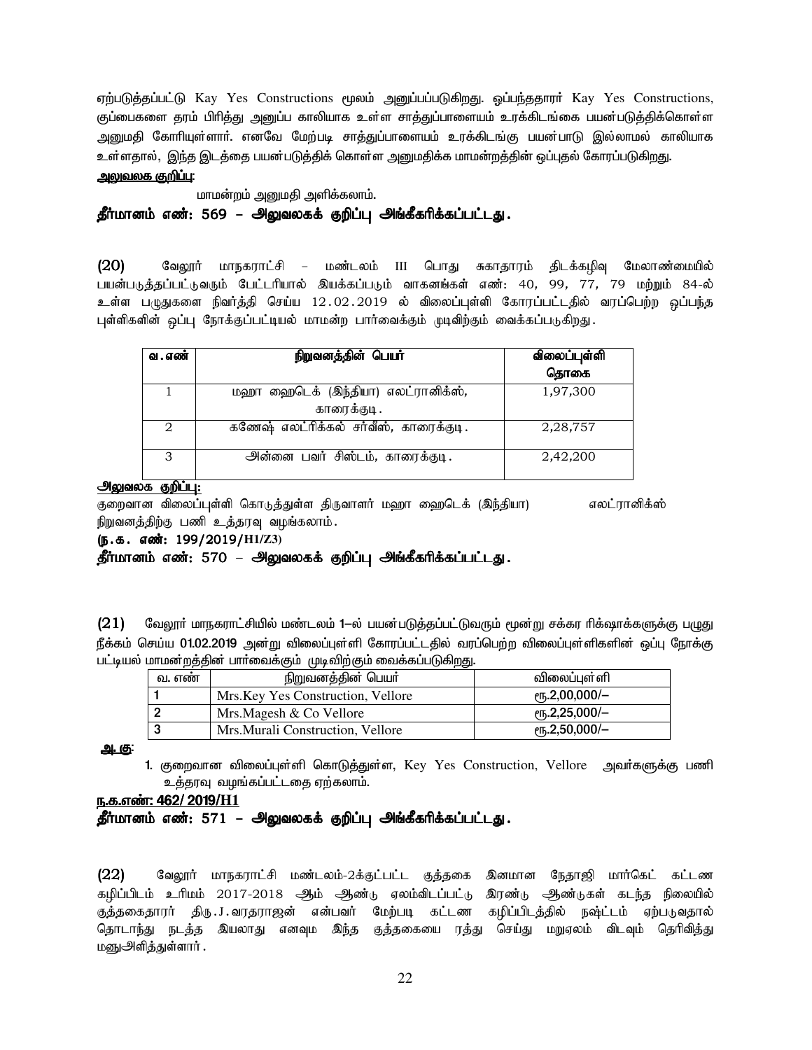ஏற்படுத்தப்பட்டு Kay Yes Constructions மூலம் அனுப்பப்படுகிறது. ஒப்பந்ததாரர் Kay Yes Constructions, குப்பைகளை தரம் பிரித்து அனுப்ப காலியாக உள்ள சாத்துப்பாளையம் உரக்கிடங்கை பயன்படுத்திக்கொள்ள அனுமதி கோரியுள்ளார். எனவே மேற்படி சாத்துப்பாளையம் உரக்கிடங்கு பயன்பாடு இல்லாமல் காலியாக உள்ளதால், இந்த இடத்தை பயன்படுத்திக் கொள்ள அனுமதிக்க மாமன்றத்தின் ஒப்புதல் கோரப்படுகிறது.

**அலுவலக குறிப்பு:**

மாமன்றம் அனுமதி அளிக்கலாம்.

**தீர்மானம் எண்: 569 – அலுவலகக் குறிப்பு அங்கீகரிக்கப்பட்டது.**

**(20)** வேலூர் மாநகராட்சி – மண்டலம் III பொது சுகாதாரம் திடக்கழிவு மேலாண்மையில் பயன்படுத்தப்பட்டுவரும் பேட்டரியால் இயக்கப்படும் வாகனங்கள் எண்: 40, 99, 77, 79 மற்றும் 84-ல் உள்ள பழுதுகளை நிவர்த்தி செய்ய 12.02.2019 ல் விலைப்புள்ளி கோரப்பட்டதில் வரப்பெற்ற ஒப்பந்த புள்ளிகளின் ஒப்பு நோக்குப்பட்டியல் மாமன்ற பார்வைக்கும் முடிவிற்கும் வைக்கப்படுகிறது.

| வ.எண் | நிறுவனத்தின் பெயர் | விலைப்புள்ளி தொகை |
|---|---|---|
| 1 | மஹா ஹைடெக் (இந்தியா) எலட்ரானிக்ஸ், காரைக்குடி. | 1,97,300 |
| 2 | கணேஷ் எலட்ரிக்கல் சர்வீஸ், காரைக்குடி. | 2,28,757 |
| 3 | அன்னை பவர் சிஸ்டம், காரைக்குடி. | 2,42,200 |

**அலுவலக குறிப்பு:**

குறைவான விலைப்புள்ளி கொடுத்துள்ள திருவாளர் மஹா ஹைடெக் (இந்தியா) எலட்ரானிக்ஸ் நிறுவனத்திற்கு பணி உத்தரவு வழங்கலாம்.

**(ந.க. எண்: 199/2019/H1/Z3)**

**தீர்மானம் எண்: 570 – அலுவலகக் குறிப்பு அங்கீகரிக்கப்பட்டது.**

**(21)** வேலூர் மாநகராட்சியில் மண்டலம் 1–ல் பயன்படுத்தப்பட்டுவரும் மூன்று சக்கர ரிக்ஷாக்களுக்கு பழுது நீக்கம் செய்ய 01.02.2019 அன்று விலைப்புள்ளி கோரப்பட்டதில் வரப்பெற்ற விலைப்புள்ளிகளின் ஒப்பு நோக்கு பட்டியல் மாமன்றத்தின் பார்வைக்கும் முடிவிற்கும் வைக்கப்படுகிறது.

| வ. எண் | நிறுவனத்தின் பெயர் | விலைப்புள்ளி |
|---|---|---|
| 1 | Mrs.Key Yes Construction, Vellore | ரூ.2,00,000/– |
| 2 | Mrs.Magesh & Co Vellore | ரூ.2,25,000/– |
| 3 | Mrs.Murali Construction, Vellore | ரூ.2,50,000/– |

**அ.கு:**

1. குறைவான விலைப்புள்ளி கொடுத்துள்ள, Key Yes Construction, Vellore அவர்களுக்கு பணி உத்தரவு வழங்கப்பட்டதை ஏற்கலாம்.

**ந.க.எண்: 462/ 2019/H1**

**தீர்மானம் எண்: 571 – அலுவலகக் குறிப்பு அங்கீகரிக்கப்பட்டது.**

**(22)** வேலூர் மாநகராட்சி மண்டலம்-2க்குட்பட்ட குத்தகை இனமான நேதாஜி மார்கெட் கட்டண கழிப்பிடம் உரிமம் 2017-2018 ஆம் ஆண்டு ஏலம்விடப்பட்டு இரண்டு ஆண்டுகள் கடந்த நிலையில் குத்தகைதாரர் திரு.J.வரதராஜன் என்பவர் மேற்படி கட்டண கழிப்பிடத்தில் நஷ்ட்டம் ஏற்படுவதால் தொடாந்து நடத்த இயலாது எனவும இந்த குத்தகையை ரத்து செய்து மறுஏலம் விடவும் தெரிவித்து மனுஅளித்துள்ளார்.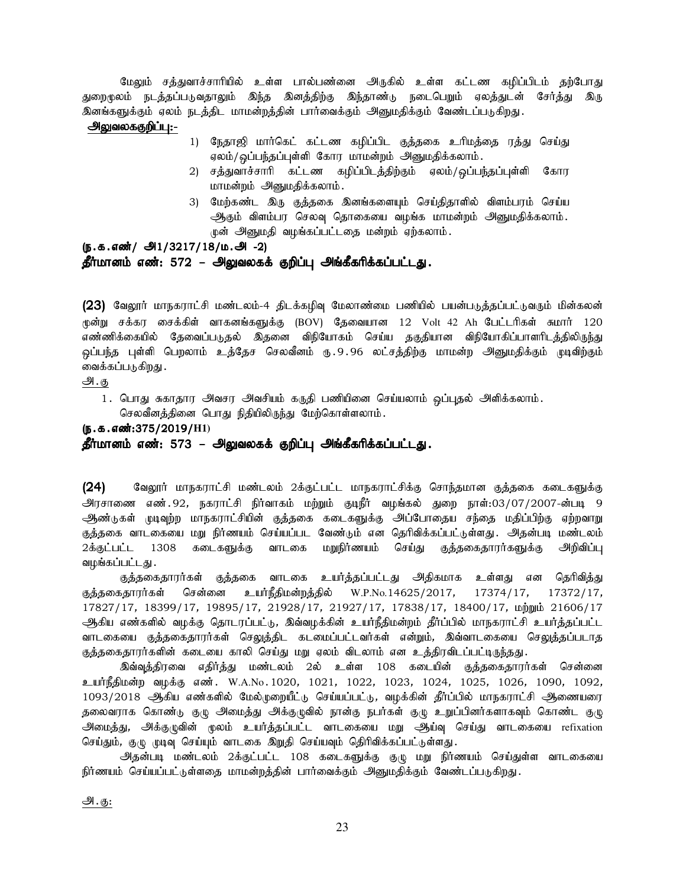மேலும் சத்துவாச்சாரியில் உள்ள பால்பண்னை அருகில் உள்ள கட்டண கழிப்பிடம் தற்போது துறைமூலம் நடத்தப்படுவதாலும் இந்த இனத்திற்கு இந்தாண்டு நடைபெறும் ஏலத்துடன் சேர்த்து இரு இனங்களுக்கும் ஏலம் நடத்திட மாமன்றத்தின் பார்வைக்கும் அனுமதிக்கும் வேண்டப்படுகிறது.

**அலுவலககுறிப்பு:-**

1) நேதாஜி மார்கெட் கட்டண கழிப்பிட குத்தகை உரிமத்தை ரத்து செய்து ஏலம்/ஒப்பந்தப்புள்ளி கோர மாமன்றம் அனுமதிக்கலாம்.
2) சத்துவாச்சாரி கட்டண கழிப்பிடத்திற்கும் ஏலம்/ஒப்பந்தப்புள்ளி கோர மாமன்றம் அனுமதிக்கலாம்.
3) மேற்கண்ட இரு குத்தகை இனங்களையும் செய்திதாளில் விளம்பரம் செய்ய ஆகும் விளம்பர செலவு தொகையை வழங்க மாமன்றம் அனுமதிக்கலாம். முன் அனுமதி வழங்கப்பட்டதை மன்றம் ஏற்கலாம்.

**(ந.க.எண்/ அ1/3217/18/ம.அ -2)**

**தீர்மானம் எண்: 572 – அலுவலகக் குறிப்பு அங்கீகரிக்கப்பட்டது.**

**(23)** வேலூர் மாநகராட்சி மண்டலம்-4 திடக்கழிவு மேலாண்மை பணியில் பயன்படுத்தப்பட்டுவரும் மின்கலன் மூன்று சக்கர சைக்கிள் வாகனங்களுக்கு (BOV) தேவையான 12 Volt 42 Ah பேட்டரிகள் சுமார் 120 எண்ணிக்கையில் தேவைப்படுதல் இதனை விநியோகம் செய்ய தகுதியான விநியோகிப்பாளரிடத்திலிருந்து ஒப்பந்த புள்ளி பெறலாம் உத்தேச செலவீனம் ரூ.9.96 லட்சத்திற்கு மாமன்ற அனுமதிக்கும் முடிவிற்கும் வைக்கப்படுகிறது.

அ.கு

1. பொது சுகாதார அவசர அவசியம் கருதி பணியினை செய்யலாம் ஒப்புதல் அளிக்கலாம். செலவீனத்தினை பொது நிதியிலிருந்து மேற்கொள்ளலாம்.

**(ந.க.எண்:375/2019/H1)**

**தீர்மானம் எண்: 573 – அலுவலகக் குறிப்பு அங்கீகரிக்கப்பட்டது.**

**(24)** வேலூர் மாநகராட்சி மண்டலம் 2க்குட்பட்ட மாநகராட்சிக்கு சொந்தமான குத்தகை கடைகளுக்கு அரசாணை எண்.92, நகராட்சி நிர்வாகம் மற்றும் குடிநீர் வழங்கல் துறை நாள்:03/07/2007-ன்படி 9 ஆண்டுகள் முடிவுற்ற மாநகராட்சியின் குத்தகை கடைகளுக்கு அப்போதைய சந்தை மதிப்பிற்கு ஏற்றவாறு குத்தகை வாடகையை மறு நிர்ணயம் செய்யப்பட வேண்டும் என தெரிவிக்கப்பட்டுள்ளது. அதன்படி மண்டலம் 2க்குட்பட்ட 1308 கடைகளுக்கு வாடகை மறுநிர்ணயம் செய்து குத்தகைதாரர்களுக்கு அறிவிப்பு வழங்கப்பட்டது.

குத்தகைதாரர்கள் குத்தகை வாடகை உயர்த்தப்பட்டது அதிகமாக உள்ளது என தெரிவித்து குத்தகைதாரர்கள் சென்னை உயர்நீதிமன்றத்தில் W.P.No.14625/2017, 17374/17, 17372/17, 17827/17, 18399/17, 19895/17, 21928/17, 21927/17, 17838/17, 18400/17, மற்றும் 21606/17 ஆகிய எண்களில் வழக்கு தொடரப்பட்டு, இவ்வழக்கின் உயர்நீதிமன்றம் தீர்ப்பில் மாநகராட்சி உயர்த்தப்பட்ட வாடகையை குத்தகைதாரர்கள் செலுத்திட கடமைப்பட்டவர்கள் என்றும், இவ்வாடகையை செலுத்தப்படாத குத்தகைதாரர்களின் கடையை காலி செய்து மறு ஏலம் விடலாம் என உத்திரவிடப்பட்டிருந்தது.

இவ்வுத்திரவை எதிர்த்து மண்டலம் 2ல் உள்ள 108 கடையின் குத்தகைதாரர்கள் சென்னை உயர்நீதிமன்ற வழக்கு எண். W.A.No.1020, 1021, 1022, 1023, 1024, 1025, 1026, 1090, 1092, 1093/2018 ஆகிய எண்களில் மேல்முறையீட்டு செய்யப்பட்டு, வழக்கின் தீர்ப்பில் மாநகராட்சி ஆணையரை தலைவராக கொண்டு குழு அமைத்து அக்குழுவில் நான்கு நபர்கள் குழு உறுப்பினர்களாகவும் கொண்ட குழு அமைத்து, அக்குழுவின் மூலம் உயர்த்தப்பட்ட வாடகையை மறு ஆய்வு செய்து வாடகையை refixation செய்தும், குழு முடிவு செய்யும் வாடகை இறுதி செய்யவும் தெரிவிக்கப்பட்டுள்ளது.

அதன்படி மண்டலம் 2க்குட்பட்ட 108 கடைகளுக்கு குழு மறு நிர்ணயம் செய்துள்ள வாடகையை நிர்ணயம் செய்யப்பட்டுள்ளதை மாமன்றத்தின் பார்வைக்கும் அனுமதிக்கும் வேண்டப்படுகிறது.

அ.கு: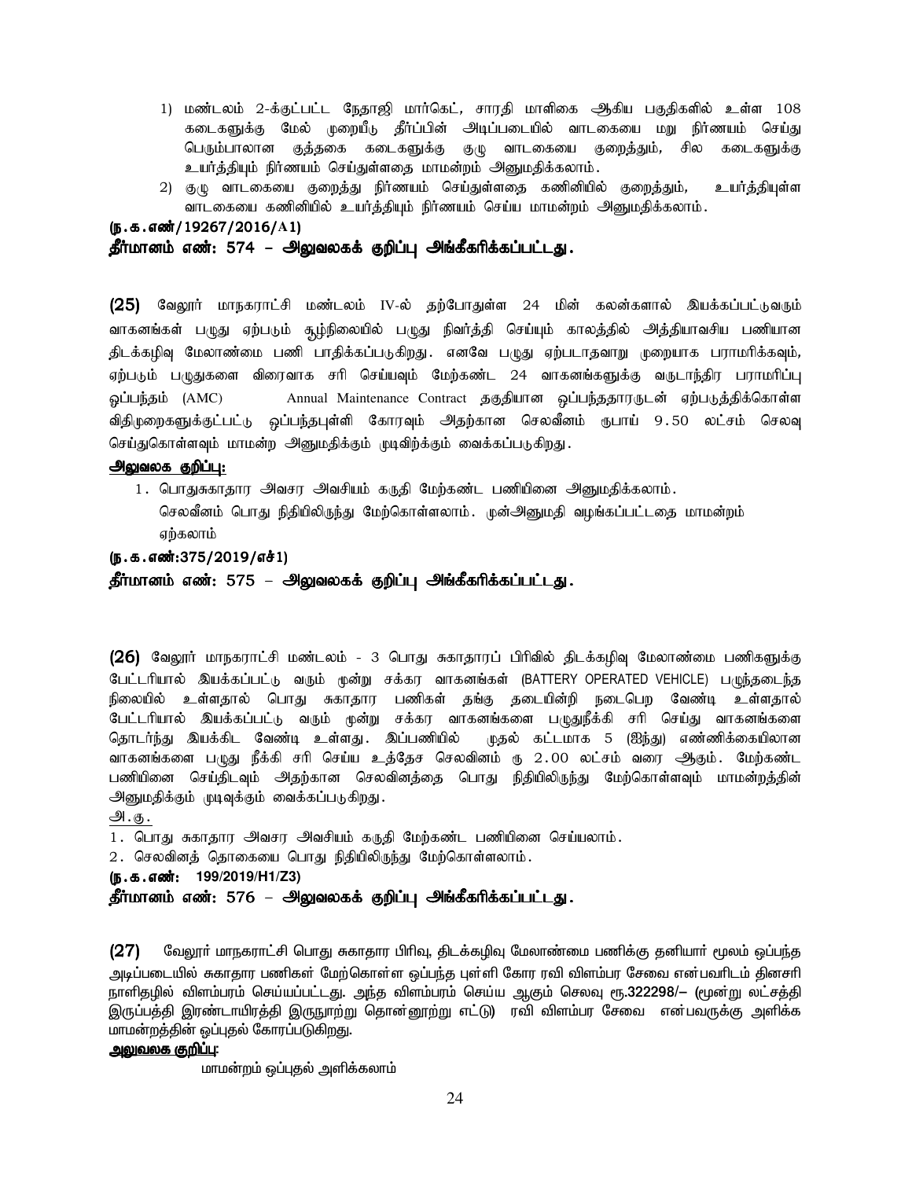1) மண்டலம் 2-க்குட்பட்ட நேதாஜி மார்கெட், சாரதி மாளிகை ஆகிய பகுதிகளில் உள்ள 108 கடைகளுக்கு மேல் முறையீடு தீர்ப்பின் அடிப்படையில் வாடகையை மறு நிர்ணயம் செய்து பெரும்பாலான குத்தகை கடைகளுக்கு குழு வாடகையை குறைத்தும், சில கடைகளுக்கு உயர்த்தியும் நிர்ணயம் செய்துள்ளதை மாமன்றம் அனுமதிக்கலாம்.
2) குழு வாடகையை குறைத்து நிர்ணயம் செய்துள்ளதை கணினியில் குறைத்தும், உயர்த்தியுள்ள வாடகையை கணினியில் உயர்த்தியும் நிர்ணயம் செய்ய மாமன்றம் அனுமதிக்கலாம்.

**(ந.க.எண்/19267/2016/A1)**

**தீர்மானம் எண்: 574 – அலுவலகக் குறிப்பு அங்கீகரிக்கப்பட்டது.**

**(25)** வேலூர் மாநகராட்சி மண்டலம் IV-ல் தற்போதுள்ள 24 மின் கலன்களால் இயக்கப்பட்டுவரும் வாகனங்கள் பழுது ஏற்படும் சூழ்நிலையில் பழுது நிவர்த்தி செய்யும் காலத்தில் அத்தியாவசிய பணியான திடக்கழிவு மேலாண்மை பணி பாதிக்கப்படுகிறது. எனவே பழுது ஏற்படாதவாறு முறையாக பராமரிக்கவும், ஏற்படும் பழுதுகளை விரைவாக சரி செய்யவும் மேற்கண்ட 24 வாகனங்களுக்கு வருடாந்திர பராமரிப்பு ஒப்பந்தம் (AMC) Annual Maintenance Contract தகுதியான ஒப்பந்ததாரருடன் ஏற்படுத்திக்கொள்ள விதிமுறைகளுக்குட்பட்டு ஒப்பந்தபுள்ளி கோரவும் அதற்கான செலவீனம் ரூபாய் 9.50 லட்சம் செலவு செய்துகொள்ளவும் மாமன்ற அனுமதிக்கும் முடிவிற்க்கும் வைக்கப்படுகிறது.

**<u>அலுவலக குறிப்பு:</u>**

1. பொதுசுகாதார அவசர அவசியம் கருதி மேற்கண்ட பணியினை அனுமதிக்கலாம். செலவீனம் பொது நிதியிலிருந்து மேற்கொள்ளலாம். முன்அனுமதி வழங்கப்பட்டதை மாமன்றம் ஏற்கலாம்

**(ந.க.எண்:375/2019/எச்1)**

**தீர்மானம் எண்: 575 – அலுவலகக் குறிப்பு அங்கீகரிக்கப்பட்டது.**

**(26)** வேலூர் மாநகராட்சி மண்டலம் - 3 பொது சுகாதாரப் பிரிவில் திடக்கழிவு மேலாண்மை பணிகளுக்கு பேட்டரியால் இயக்கப்பட்டு வரும் மூன்று சக்கர வாகனங்கள் (BATTERY OPERATED VEHICLE) பழுந்தடைந்த நிலையில் உள்ளதால் பொது சுகாதார பணிகள் தங்கு தடையின்றி நடைபெற வேண்டி உள்ளதால் பேட்டரியால் இயக்கப்பட்டு வரும் மூன்று சக்கர வாகனங்களை பழுதுநீக்கி சரி செய்து வாகனங்களை தொடர்ந்து இயக்கிட வேண்டி உள்ளது. இப்பணியில் முதல் கட்டமாக 5 (ஐந்து) எண்ணிக்கையிலான வாகனங்களை பழுது நீக்கி சரி செய்ய உத்தேச செலவினம் ரு 2.00 லட்சம் வரை ஆகும். மேற்கண்ட பணியினை செய்திடவும் அதற்கான செலவினத்தை பொது நிதியிலிருந்து மேற்கொள்ளவும் மாமன்றத்தின் அனுமதிக்கும் முடிவுக்கும் வைக்கப்படுகிறது.

<u>அ.கு.</u>

1. பொது சுகாதார அவசர அவசியம் கருதி மேற்கண்ட பணியினை செய்யலாம்.
2. செலவினத் தொகையை பொது நிதியிலிருந்து மேற்கொள்ளலாம்.

**(ந.க.எண்: 199/2019/H1/Z3)**

**தீர்மானம் எண்: 576 – அலுவலகக் குறிப்பு அங்கீகரிக்கப்பட்டது.**

**(27)** வேலூர் மாநகராட்சி பொது சுகாதார பிரிவு, திடக்கழிவு மேலாண்மை பணிக்கு தனியார் மூலம் ஒப்பந்த அடிப்படையில் சுகாதார பணிகள் மேற்கொள்ள ஒப்பந்த புள்ளி கோர ரவி விளம்பர சேவை என்பவரிடம் தினசரி நாளிதழில் விளம்பரம் செய்யப்பட்டது. அந்த விளம்பரம் செய்ய ஆகும் செலவு ரூ.322298/– (மூன்று லட்சத்தி இருப்பத்தி இரண்டாயிரத்தி இருநூற்று தொன்னூற்று எட்டு) ரவி விளம்பர சேவை என்பவருக்கு அளிக்க மாமன்றத்தின் ஒப்புதல் கோரப்படுகிறது.

**<u>அலுவலக குறிப்பு:</u>**

மாமன்றம் ஒப்புதல் அளிக்கலாம்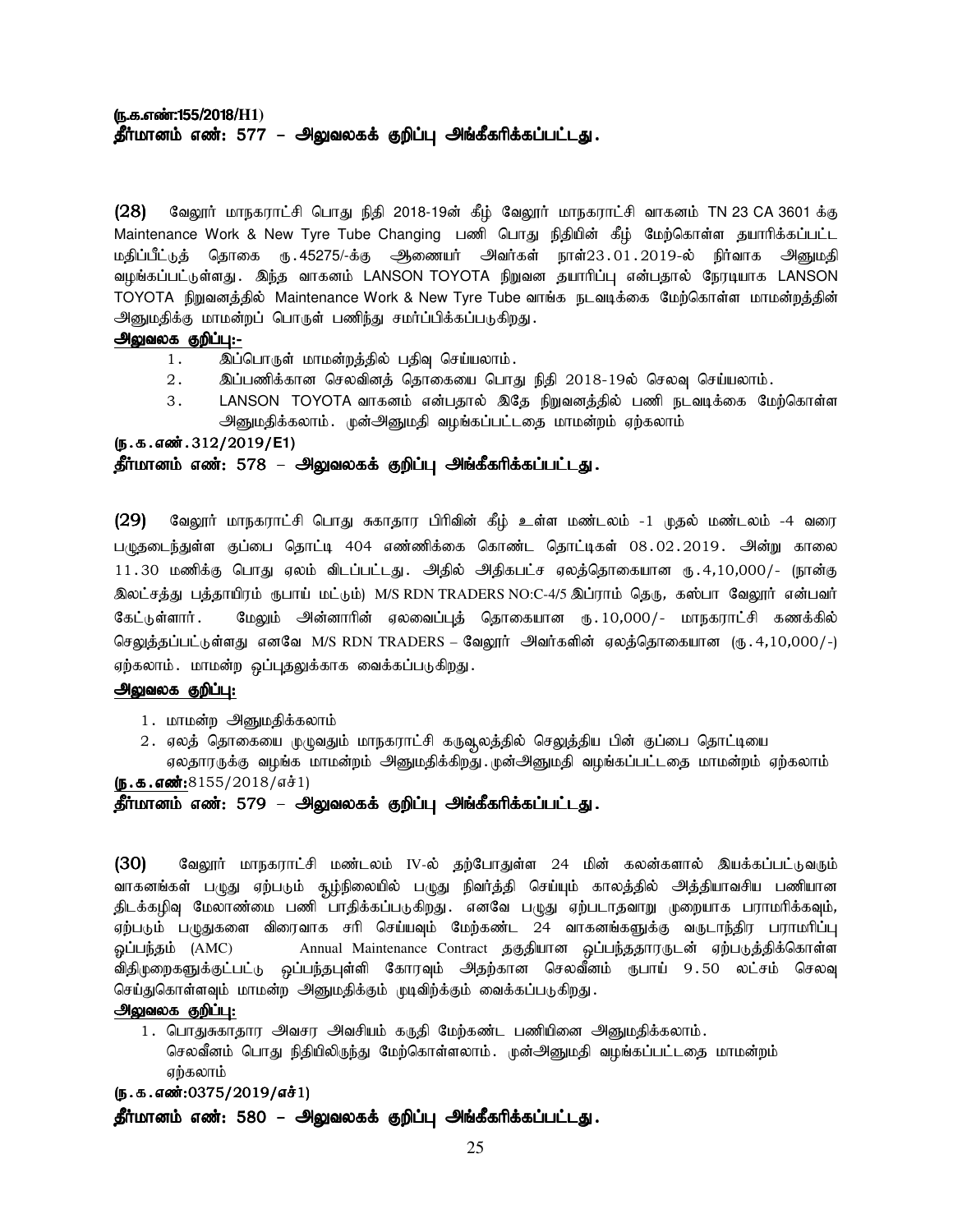**(ந.க.எண்:155/2018/H1)**

**தீர்மானம் எண்: 577 – அலுவலகக் குறிப்பு அங்கீகரிக்கப்பட்டது.**

**(28)** வேலூர் மாநகராட்சி பொது நிதி 2018-19ன் கீழ் வேலூர் மாநகராட்சி வாகனம் TN 23 CA 3601 க்கு Maintenance Work & New Tyre Tube Changing பணி பொது நிதியின் கீழ் மேற்கொள்ள தயாரிக்கப்பட்ட மதிப்பீட்டுத் தொகை ரூ.45275/-க்கு ஆணையர் அவர்கள் நாள்23.01.2019-ல் நிர்வாக அனுமதி வழங்கப்பட்டுள்ளது. இந்த வாகனம் LANSON TOYOTA நிறுவன தயாரிப்பு என்பதால் நேரடியாக LANSON TOYOTA நிறுவனத்தில் Maintenance Work & New Tyre Tube வாங்க நடவடிக்கை மேற்கொள்ள மாமன்றத்தின் அனுமதிக்கு மாமன்றப் பொருள் பணிந்து சமர்ப்பிக்கப்படுகிறது.

**அலுவலக குறிப்பு:-**

1. இப்பொருள் மாமன்றத்தில் பதிவு செய்யலாம்.
2. இப்பணிக்கான செலவினத் தொகையை பொது நிதி 2018-19ல் செலவு செய்யலாம்.
3. LANSON TOYOTA வாகனம் என்பதால் இதே நிறுவனத்தில் பணி நடவடிக்கை மேற்கொள்ள அனுமதிக்கலாம். முன்அனுமதி வழங்கப்பட்டதை மாமன்றம் ஏற்கலாம்

**(ந.க.எண்.312/2019/E1)**

**தீர்மானம் எண்: 578 – அலுவலகக் குறிப்பு அங்கீகரிக்கப்பட்டது.**

**(29)** வேலூர் மாநகராட்சி பொது சுகாதார பிரிவின் கீழ் உள்ள மண்டலம் -1 முதல் மண்டலம் -4 வரை பழுதடைந்துள்ள குப்பை தொட்டி 404 எண்ணிக்கை கொண்ட தொட்டிகள் 08.02.2019. அன்று காலை 11.30 மணிக்கு பொது ஏலம் விடப்பட்டது. அதில் அதிகபட்ச ஏலத்தொகையான ரூ.4,10,000/- (நான்கு இலட்சத்து பத்தாயிரம் ரூபாய் மட்டும்) M/S RDN TRADERS NO:C-4/5 இப்ராம் தெரு, கஸ்பா வேலூர் என்பவர் கேட்டுள்ளார். மேலும் அன்னாரின் ஏலவைப்புத் தொகையான ரூ.10,000/- மாநகராட்சி கணக்கில் செலுத்தப்பட்டுள்ளது எனவே M/S RDN TRADERS – வேலூர் அவர்களின் ஏலத்தொகையான (ரூ.4,10,000/-) ஏற்கலாம். மாமன்ற ஒப்புதலுக்காக வைக்கப்படுகிறது.

**அலுவலக குறிப்பு:**

1. மாமன்ற அனுமதிக்கலாம்
2. ஏலத் தொகையை முழுவதும் மாநகராட்சி கருவூலத்தில் செலுத்திய பின் குப்பை தொட்டியை ஏலதாரருக்கு வழங்க மாமன்றம் அனுமதிக்கிறது. முன்அனுமதி வழங்கப்பட்டதை மாமன்றம் ஏற்கலாம்

**(ந.க.எண்:8155/2018/எச்1)**

**தீர்மானம் எண்: 579 – அலுவலகக் குறிப்பு அங்கீகரிக்கப்பட்டது.**

**(30)** வேலூர் மாநகராட்சி மண்டலம் IV-ல் தற்போதுள்ள 24 மின் கலன்களால் இயக்கப்பட்டுவரும் வாகனங்கள் பழுது ஏற்படும் சூழ்நிலையில் பழுது நிவர்த்தி செய்யும் காலத்தில் அத்தியாவசிய பணியான திடக்கழிவு மேலாண்மை பணி பாதிக்கப்படுகிறது. எனவே பழுது ஏற்படாதவாறு முறையாக பராமரிக்கவும், ஏற்படும் பழுதுகளை விரைவாக சரி செய்யவும் மேற்கண்ட 24 வாகனங்களுக்கு வருடாந்திர பராமரிப்பு ஒப்பந்தம் (AMC) Annual Maintenance Contract தகுதியான ஒப்பந்ததாரருடன் ஏற்படுத்திக்கொள்ள விதிமுறைகளுக்குட்பட்டு ஒப்பந்தபுள்ளி கோரவும் அதற்கான செலவீனம் ரூபாய் 9.50 லட்சம் செலவு செய்துகொள்ளவும் மாமன்ற அனுமதிக்கும் முடிவிற்க்கும் வைக்கப்படுகிறது.

**அலுவலக குறிப்பு:**

1. பொதுசுகாதார அவசர அவசியம் கருதி மேற்கண்ட பணியினை அனுமதிக்கலாம். செலவீனம் பொது நிதியிலிருந்து மேற்கொள்ளலாம். முன்அனுமதி வழங்கப்பட்டதை மாமன்றம் ஏற்கலாம்

**(ந.க.எண்:0375/2019/எச்1)**

**தீர்மானம் எண்: 580 – அலுவலகக் குறிப்பு அங்கீகரிக்கப்பட்டது.**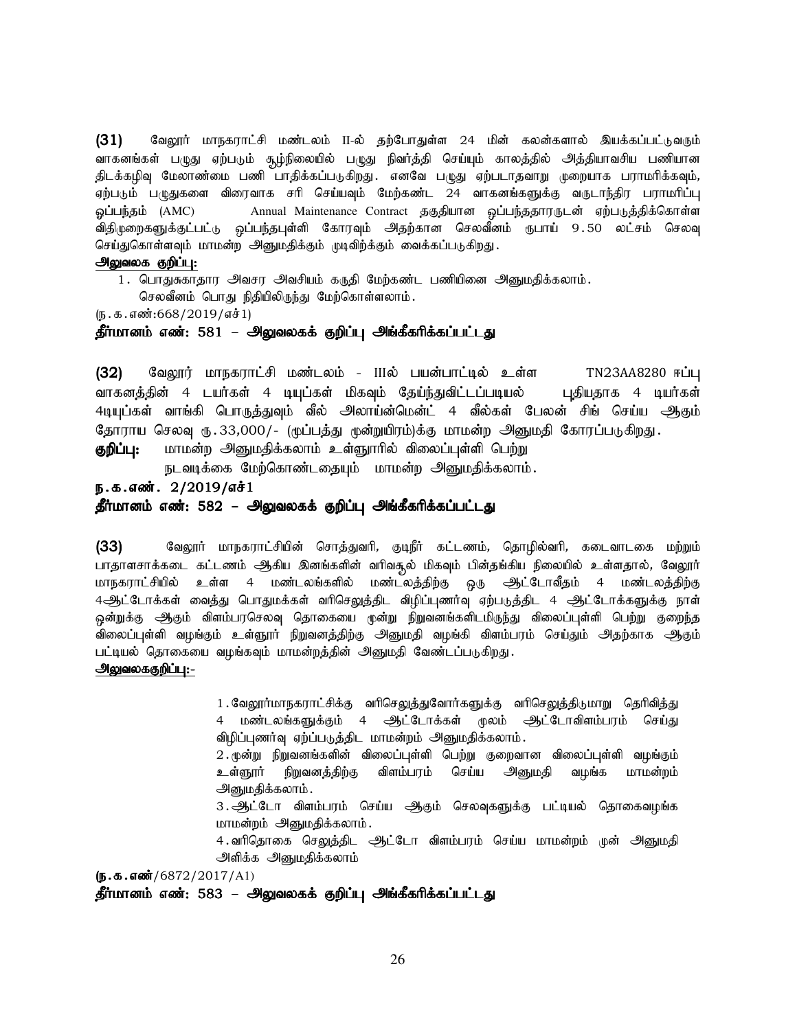**(31)** வேலூர் மாநகராட்சி மண்டலம் II-ல் தற்போதுள்ள 24 மின் கலன்களால் இயக்கப்பட்டுவரும் வாகனங்கள் பழுது ஏற்படும் சூழ்நிலையில் பழுது நிவர்த்தி செய்யும் காலத்தில் அத்தியாவசிய பணியான திடக்கழிவு மேலாண்மை பணி பாதிக்கப்படுகிறது. எனவே பழுது ஏற்படாதவாறு முறையாக பராமரிக்கவும், ஏற்படும் பழுதுகளை விரைவாக சரி செய்யவும் மேற்கண்ட 24 வாகனங்களுக்கு வருடாந்திர பராமரிப்பு ஒப்பந்தம் (AMC) Annual Maintenance Contract தகுதியான ஒப்பந்ததாரருடன் ஏற்படுத்திக்கொள்ள விதிமுறைகளுக்குட்பட்டு ஒப்பந்தபுள்ளி கோரவும் அதற்கான செலவீனம் ரூபாய் 9.50 லட்சம் செலவு செய்துகொள்ளவும் மாமன்ற அனுமதிக்கும் முடிவிற்க்கும் வைக்கப்படுகிறது.

**அலுவலக குறிப்பு:**

1. பொதுசுகாதார அவசர அவசியம் கருதி மேற்கண்ட பணியினை அனுமதிக்கலாம்.
   செலவீனம் பொது நிதியிலிருந்து மேற்கொள்ளலாம்.

(ந.க.எண்:668/2019/எச்1)

**தீர்மானம் எண்: 581 – அலுவலகக் குறிப்பு அங்கீகரிக்கப்பட்டது**

**(32)** வேலூர் மாநகராட்சி மண்டலம் - IIIல் பயன்பாட்டில் உள்ள TN23AA8280 ஈப்பு வாகனத்தின் 4 டயர்கள் 4 டியூப்கள் மிகவும் தேய்ந்துவிட்டப்படியல் புதியதாக 4 டியர்கள் 4டியுப்கள் வாங்கி பொருத்துவும் வீல் அலாய்ன்மென்ட் 4 வீல்கள் பேலன் சிங் செய்ய ஆகும் தோராய செலவு ரூ.33,000/- (முப்பத்து மூன்றுயிரம்)க்கு மாமன்ற அனுமதி கோரப்படுகிறது.

**குறிப்பு:** மாமன்ற அனுமதிக்கலாம் உள்ளூரில் விலைப்புள்ளி பெற்று
நடவடிக்கை மேற்கொண்டதையும் மாமன்ற அனுமதிக்கலாம்.

**ந.க.எண். 2/2019/எச்1**

**தீர்மானம் எண்: 582 – அலுவலகக் குறிப்பு அங்கீகரிக்கப்பட்டது**

**(33)** வேலூர் மாநகராட்சியின் சொத்துவரி, குடிநீர் கட்டணம், தொழில்வரி, கடைவாடகை மற்றும் பாதாளசாக்கடை கட்டணம் ஆகிய இனங்களின் வரிவசூல் மிகவும் பின்தங்கிய நிலையில் உள்ளதால், வேலூர் மாநகராட்சியில் உள்ள 4 மண்டலங்களில் மண்டலத்திற்கு ஒரு ஆட்டோவீதம் 4 மண்டலத்திற்கு 4ஆட்டோக்கள் வைத்து பொதுமக்கள் வரிசெலுத்திட விழிப்புணர்வு ஏற்படுத்திட 4 ஆட்டோக்களுக்கு நாள் ஒன்றுக்கு ஆகும் விளம்பரசெலவு தொகையை மூன்று நிறுவனங்களிடமிருந்து விலைப்புள்ளி பெற்று குறைந்த விலைப்புள்ளி வழங்கும் உள்ளூர் நிறுவனத்திற்கு அனுமதி வழங்கி விளம்பரம் செய்தும் அதற்காக ஆகும் பட்டியல் தொகையை வழங்கவும் மாமன்றத்தின் அனுமதி வேண்டப்படுகிறது.

**அலுவலககுறிப்பு:-**

1. வேலூர்மாநகராட்சிக்கு வரிசெலுத்துவோர்களுக்கு வரிசெலுத்திடுமாறு தெரிவித்து 4 மண்டலங்களுக்கும் 4 ஆட்டோக்கள் மூலம் ஆட்டோவிளம்பரம் செய்து விழிப்புணர்வு ஏற்ப்படுத்திட மாமன்றம் அனுமதிக்கலாம்.
2. மூன்று நிறுவனங்களின் விலைப்புள்ளி பெற்று குறைவான விலைப்புள்ளி வழங்கும் உள்ளூர் நிறுவனத்திற்கு விளம்பரம் செய்ய அனுமதி வழங்க மாமன்றம் அனுமதிக்கலாம்.
3. ஆட்டோ விளம்பரம் செய்ய ஆகும் செலவுகளுக்கு பட்டியல் தொகைவழங்க மாமன்றம் அனுமதிக்கலாம்.
4. வரிதொகை செலுத்திட ஆட்டோ விளம்பரம் செய்ய மாமன்றம் முன் அனுமதி அளிக்க அனுமதிக்கலாம்

(**ந.க.எண்**/6872/2017/A1)

**தீர்மானம் எண்: 583 – அலுவலகக் குறிப்பு அங்கீகரிக்கப்பட்டது**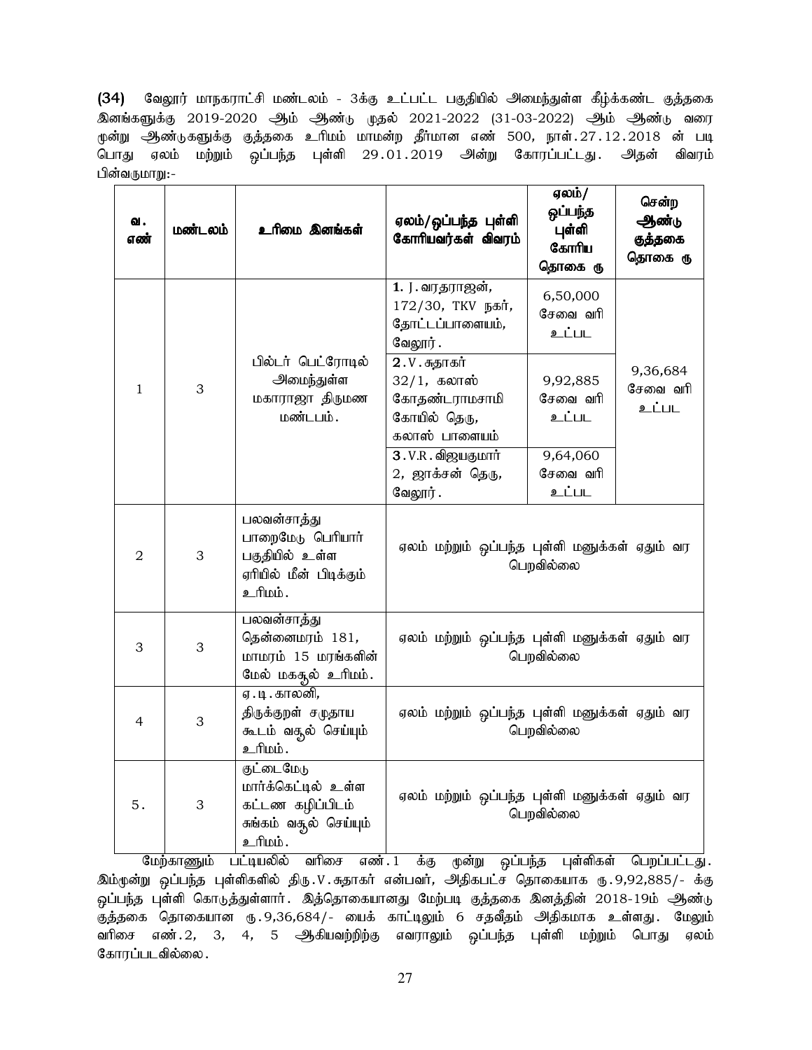**(34)** வேலூர் மாநகராட்சி மண்டலம் - 3க்கு உட்பட்ட பகுதியில் அமைந்துள்ள கீழ்க்கண்ட குத்தகை இனங்களுக்கு 2019-2020 ஆம் ஆண்டு முதல் 2021-2022 (31-03-2022) ஆம் ஆண்டு வரை மூன்று ஆண்டுகளுக்கு குத்தகை உரிமம் மாமன்ற தீர்மான எண் 500, நாள்.27.12.2018 ன் படி பொது ஏலம் மற்றும் ஒப்பந்த புள்ளி 29.01.2019 அன்று கோரப்பட்டது. அதன் விவரம் பின்வருமாறு:-

| வ. எண் | மண்டலம் | உரிமை இனங்கள் | ஏலம்/ஒப்பந்த புள்ளி கோரியவர்கள் விவரம் | ஏலம்/ ஒப்பந்த புள்ளி கோரிய தொகை ரூ | சென்ற ஆண்டு குத்தகை தொகை ரூ |
|---|---|---|---|---|---|
| 1 | 3 | பில்டர் பெட்ரோடில் அமைந்துள்ள மகாராஜா திருமண மண்டபம். | 1. J.வரதராஜன், 172/30, TKV நகர், தோட்டப்பாளையம், வேலூர். | 6,50,000 சேவை வரி உட்பட | 9,36,684 சேவை வரி உட்பட |
| | | | 2.V.சுதாகர் 32/1, கலாஸ் கோதண்டராமசாமி கோயில் தெரு, கலாஸ் பாளையம் | 9,92,885 சேவை வரி உட்பட | |
| | | | 3.V.R.விஜயகுமார் 2, ஜாக்சன் தெரு, வேலூர். | 9,64,060 சேவை வரி உட்பட | |
| 2 | 3 | பலவன்சாத்து பாறைமேடு பெரியார் பகுதியில் உள்ள ஏரியில் மீன் பிடிக்கும் உரிமம். | ஏலம் மற்றும் ஒப்பந்த புள்ளி மனுக்கள் ஏதும் வர பெறவில்லை | | |
| 3 | 3 | பலவன்சாத்து தென்னைமரம் 181, மாமரம் 15 மரங்களின் மேல் மகசூல் உரிமம். | ஏலம் மற்றும் ஒப்பந்த புள்ளி மனுக்கள் ஏதும் வர பெறவில்லை | | |
| 4 | 3 | ஏ.டி.காலனி, திருக்குறள் சமுதாய கூடம் வசூல் செய்யும் உரிமம். | ஏலம் மற்றும் ஒப்பந்த புள்ளி மனுக்கள் ஏதும் வர பெறவில்லை | | |
| 5. | 3 | குட்டைமேடு மார்க்கெட்டில் உள்ள கட்டண கழிப்பிடம் சுங்கம் வசூல் செய்யும் உரிமம். | ஏலம் மற்றும் ஒப்பந்த புள்ளி மனுக்கள் ஏதும் வர பெறவில்லை | | |

மேற்காணும் பட்டியலில் வரிசை எண்.1 க்கு மூன்று ஒப்பந்த புள்ளிகள் பெறப்பட்டது. இம்மூன்று ஒப்பந்த புள்ளிகளில் திரு.V.சுதாகர் என்பவர், அதிகபட்ச தொகையாக ரூ.9,92,885/- க்கு ஒப்பந்த புள்ளி கொடுத்துள்ளார். இத்தொகையானது மேற்படி குத்தகை இனத்தின் 2018-19ம் ஆண்டு குத்தகை தொகையான ரூ.9,36,684/- யைக் காட்டிலும் 6 சதவீதம் அதிகமாக உள்ளது. மேலும் வரிசை எண்.2, 3, 4, 5 ஆகியவற்றிற்கு எவராலும் ஒப்பந்த புள்ளி மற்றும் பொது ஏலம் கோரப்படவில்லை.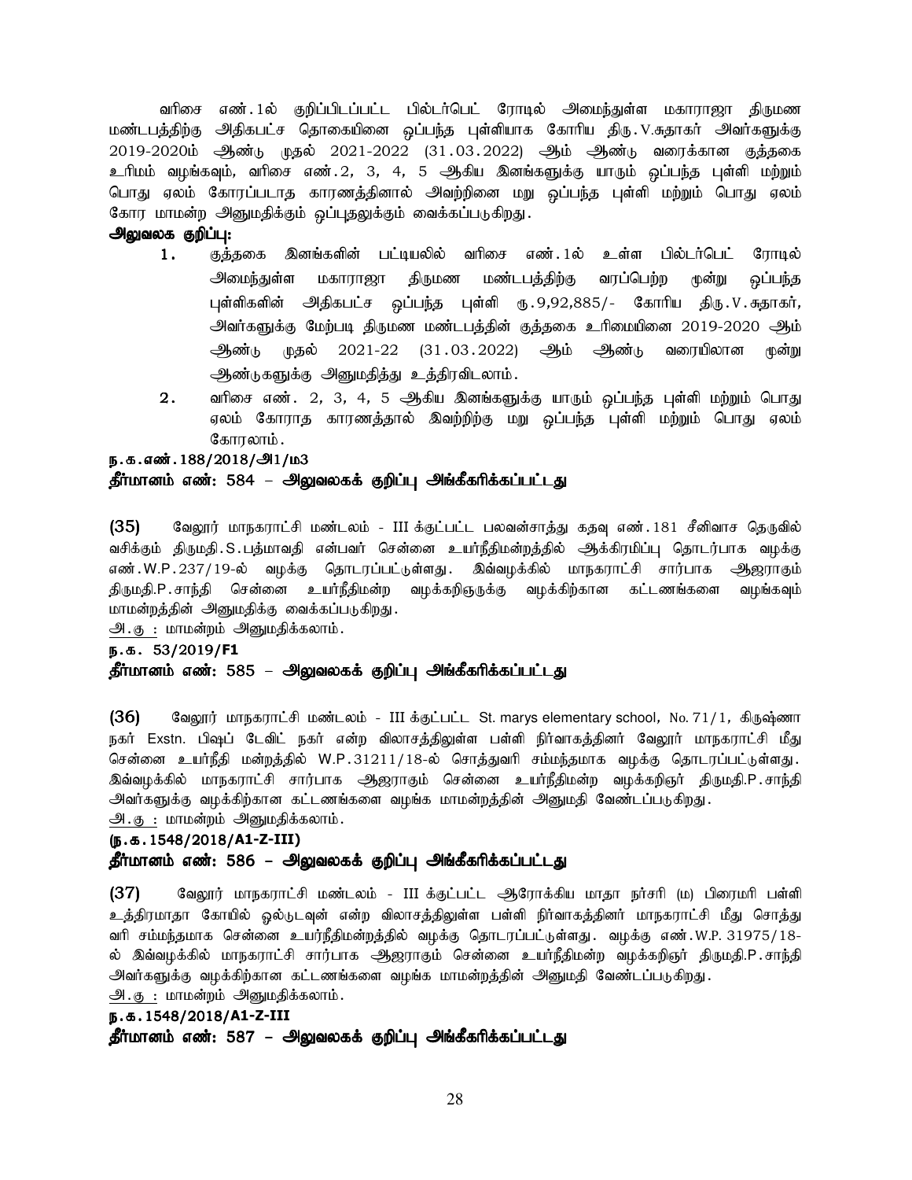வரிசை எண்.1ல் குறிப்பிடப்பட்ட பில்டர்பெட் ரோடில் அமைந்துள்ள மகாராஜா திருமண மண்டபத்திற்கு அதிகபட்ச தொகையினை ஒப்பந்த புள்ளியாக கோரிய திரு.V.சுதாகர் அவர்களுக்கு 2019-2020ம் ஆண்டு முதல் 2021-2022 (31.03.2022) ஆம் ஆண்டு வரைக்கான குத்தகை உரிமம் வழங்கவும், வரிசை எண்.2, 3, 4, 5 ஆகிய இனங்களுக்கு யாரும் ஒப்பந்த புள்ளி மற்றும் பொது ஏலம் கோரப்படாத காரணத்தினால் அவற்றினை மறு ஒப்பந்த புள்ளி மற்றும் பொது ஏலம் கோர மாமன்ற அனுமதிக்கும் ஒப்புதலுக்கும் வைக்கப்படுகிறது.

**அலுவலக குறிப்பு:**

1. குத்தகை இனங்களின் பட்டியலில் வரிசை எண்.1ல் உள்ள பில்டர்பெட் ரோடில் அமைந்துள்ள மகாராஜா திருமண மண்டபத்திற்கு வரப்பெற்ற மூன்று ஒப்பந்த புள்ளிகளின் அதிகபட்ச ஒப்பந்த புள்ளி ரூ.9,92,885/- கோரிய திரு.V.சுதாகர், அவர்களுக்கு மேற்படி திருமண மண்டபத்தின் குத்தகை உரிமையினை 2019-2020 ஆம் ஆண்டு முதல் 2021-22 (31.03.2022) ஆம் ஆண்டு வரையிலான மூன்று ஆண்டுகளுக்கு அனுமதித்து உத்திரவிடலாம்.
2. வரிசை எண். 2, 3, 4, 5 ஆகிய இனங்களுக்கு யாரும் ஒப்பந்த புள்ளி மற்றும் பொது ஏலம் கோராத காரணத்தால் இவற்றிற்கு மறு ஒப்பந்த புள்ளி மற்றும் பொது ஏலம் கோரலாம்.

**ந.க.எண்.188/2018/அ1/ம3**

**தீர்மானம் எண்: 584 – அலுவலகக் குறிப்பு அங்கீகரிக்கப்பட்டது**

**(35)** வேலூர் மாநகராட்சி மண்டலம் - III க்குட்பட்ட பலவன்சாத்து கதவு எண்.181 சீனிவாச தெருவில் வசிக்கும் திருமதி.S.பத்மாவதி என்பவர் சென்னை உயர்நீதிமன்றத்தில் ஆக்கிரமிப்பு தொடர்பாக வழக்கு எண்.W.P.237/19-ல் வழக்கு தொடரப்பட்டுள்ளது. இவ்வழக்கில் மாநகராட்சி சார்பாக ஆஜராகும் திருமதி.P.சாந்தி சென்னை உயர்நீதிமன்ற வழக்கறிஞருக்கு வழக்கிற்கான கட்டணங்களை வழங்கவும் மாமன்றத்தின் அனுமதிக்கு வைக்கப்படுகிறது.

அ.கு : மாமன்றம் அனுமதிக்கலாம்.

**ந.க. 53/2019/F1**

**தீர்மானம் எண்: 585 – அலுவலகக் குறிப்பு அங்கீகரிக்கப்பட்டது**

**(36)** வேலூர் மாநகராட்சி மண்டலம் - III க்குட்பட்ட St. marys elementary school, No. 71/1, கிருஷ்ணா நகர் Exstn. பிஷப் டேவிட் நகர் என்ற விலாசத்திலுள்ள பள்ளி நிர்வாகத்தினர் வேலூர் மாநகராட்சி மீது சென்னை உயர்நீதி மன்றத்தில் W.P.31211/18-ல் சொத்துவரி சம்மந்தமாக வழக்கு தொடரப்பட்டுள்ளது. இவ்வழக்கில் மாநகராட்சி சார்பாக ஆஜராகும் சென்னை உயர்நீதிமன்ற வழக்கறிஞர் திருமதி.P.சாந்தி அவர்களுக்கு வழக்கிற்கான கட்டணங்களை வழங்க மாமன்றத்தின் அனுமதி வேண்டப்படுகிறது.

அ.கு : மாமன்றம் அனுமதிக்கலாம்.

**(ந.க.1548/2018/A1-Z-III)**

**தீர்மானம் எண்: 586 – அலுவலகக் குறிப்பு அங்கீகரிக்கப்பட்டது**

**(37)** வேலூர் மாநகராட்சி மண்டலம் - III க்குட்பட்ட ஆரோக்கிய மாதா நர்சரி (ம) பிரைமரி பள்ளி உத்திரமாதா கோயில் ஓல்டுடவுன் என்ற விலாசத்திலுள்ள பள்ளி நிர்வாகத்தினர் மாநகராட்சி மீது சொத்து வரி சம்மந்தமாக சென்னை உயர்நீதிமன்றத்தில் வழக்கு தொடரப்பட்டுள்ளது. வழக்கு எண்.W.P. 31975/18-ல் இவ்வழக்கில் மாநகராட்சி சார்பாக ஆஜராகும் சென்னை உயர்நீதிமன்ற வழக்கறிஞர் திருமதி.P.சாந்தி அவர்களுக்கு வழக்கிற்கான கட்டணங்களை வழங்க மாமன்றத்தின் அனுமதி வேண்டப்படுகிறது.

அ.கு : மாமன்றம் அனுமதிக்கலாம்.

**ந.க.1548/2018/A1-Z-III**

**தீர்மானம் எண்: 587 – அலுவலகக் குறிப்பு அங்கீகரிக்கப்பட்டது**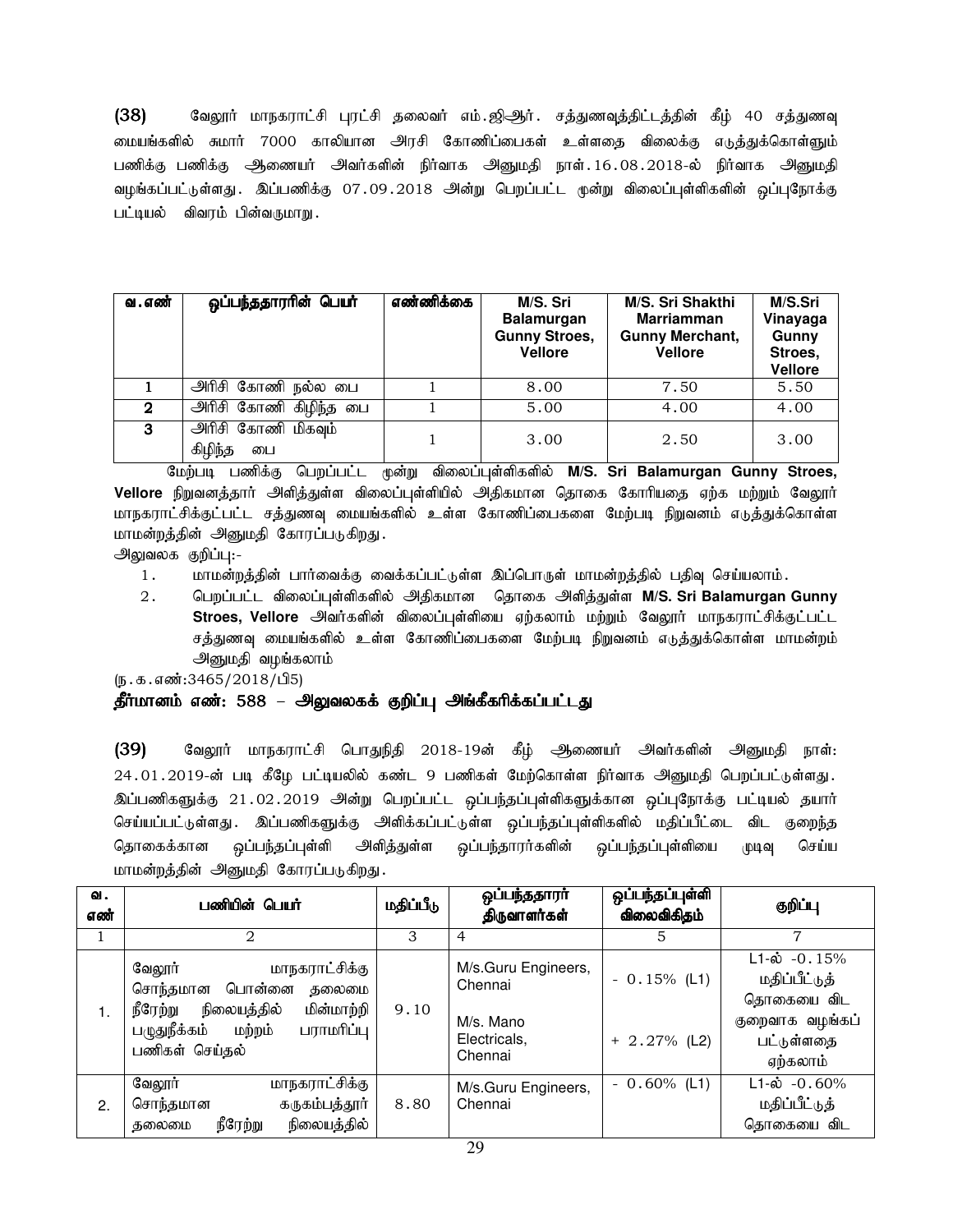**(38)** வேலூர் மாநகராட்சி புரட்சி தலைவர் எம்.ஜிஆர். சத்துணவுத்திட்டத்தின் கீழ் 40 சத்துணவு மையங்களில் சுமார் 7000 காலியான அரசி கோணிப்பைகள் உள்ளதை விலைக்கு எடுத்துக்கொள்ளும் பணிக்கு பணிக்கு ஆணையர் அவர்களின் நிர்வாக அனுமதி நாள்.16.08.2018-ல் நிர்வாக அனுமதி வழங்கப்பட்டுள்ளது. இப்பணிக்கு 07.09.2018 அன்று பெறப்பட்ட மூன்று விலைப்புள்ளிகளின் ஒப்புநோக்கு பட்டியல் விவரம் பின்வருமாறு.

| வ.எண் | ஒப்பந்ததாரரின் பெயர் | எண்ணிக்கை | M/S. Sri Balamurgan Gunny Stroes, Vellore | M/S. Sri Shakthi Marriamman Gunny Merchant, Vellore | M/S.Sri Vinayaga Gunny Stroes, Vellore |
|---|---|---|---|---|---|
| 1 | அரிசி கோணி நல்ல பை | 1 | 8.00 | 7.50 | 5.50 |
| 2 | அரிசி கோணி கிழிந்த பை | 1 | 5.00 | 4.00 | 4.00 |
| 3 | அரிசி கோணி மிகவும் கிழிந்த பை | 1 | 3.00 | 2.50 | 3.00 |

மேற்படி பணிக்கு பெறப்பட்ட மூன்று விலைப்புள்ளிகளில் **M/S. Sri Balamurgan Gunny Stroes, Vellore** நிறுவனத்தார் அளித்துள்ள விலைப்புள்ளியில் அதிகமான தொகை கோரியதை ஏற்க மற்றும் வேலூர் மாநகராட்சிக்குட்பட்ட சத்துணவு மையங்களில் உள்ள கோணிப்பைகளை மேற்படி நிறுவனம் எடுத்துக்கொள்ள மாமன்றத்தின் அனுமதி கோரப்படுகிறது.

அலுவலக குறிப்பு:-

1. மாமன்றத்தின் பார்வைக்கு வைக்கப்பட்டுள்ள இப்பொருள் மாமன்றத்தில் பதிவு செய்யலாம்.
2. பெறப்பட்ட விலைப்புள்ளிகளில் அதிகமான தொகை அளித்துள்ள **M/S. Sri Balamurgan Gunny Stroes, Vellore** அவர்களின் விலைப்புள்ளியை ஏற்கலாம் மற்றும் வேலூர் மாநகராட்சிக்குட்பட்ட சத்துணவு மையங்களில் உள்ள கோணிப்பைகளை மேற்படி நிறுவனம் எடுத்துக்கொள்ள மாமன்றம் அனுமதி வழங்கலாம்

(ந.க.எண்:3465/2018/பி5)

**தீர்மானம் எண்: 588 – அலுவலகக் குறிப்பு அங்கீகரிக்கப்பட்டது**

**(39)** வேலூர் மாநகராட்சி பொதுநிதி 2018-19ன் கீழ் ஆணையர் அவர்களின் அனுமதி நாள்: 24.01.2019-ன் படி கீழே பட்டியலில் கண்ட 9 பணிகள் மேற்கொள்ள நிர்வாக அனுமதி பெறப்பட்டுள்ளது. இப்பணிகளுக்கு 21.02.2019 அன்று பெறப்பட்ட ஒப்பந்தப்புள்ளிகளுக்கான ஒப்புநோக்கு பட்டியல் தயார் செய்யப்பட்டுள்ளது. இப்பணிகளுக்கு அளிக்கப்பட்டுள்ள ஒப்பந்தப்புள்ளிகளில் மதிப்பீட்டை விட குறைந்த தொகைக்கான ஒப்பந்தப்புள்ளி அளித்துள்ள ஒப்பந்தாரர்களின் ஒப்பந்தப்புள்ளியை முடிவு செய்ய மாமன்றத்தின் அனுமதி கோரப்படுகிறது.

| வ. எண் | பணியின் பெயர் | மதிப்பீடு | ஒப்பந்ததாரர் திருவாளர்கள் | ஒப்பந்தப்புள்ளி விலைவிகிதம் | குறிப்பு |
|---|---|---|---|---|---|
| 1 | 2 | 3 | 4 | 5 | 7 |
| 1. | வேலூர் மாநகராட்சிக்கு சொந்தமான பொன்னை தலைமை நீரேற்று நிலையத்தில் மின்மாற்றி பழுதுநீக்கம் மற்றும் பராமரிப்பு பணிகள் செய்தல் | 9.10 | M/s.Guru Engineers, Chennai<br><br>M/s. Mano Electricals, Chennai | - 0.15% (L1)<br><br>+ 2.27% (L2) | L1-ல் -0.15% மதிப்பீட்டுத் தொகையை விட குறைவாக வழங்கப் பட்டுள்ளதை ஏற்கலாம் |
| 2. | வேலூர் மாநகராட்சிக்கு சொந்தமான கருகம்பத்தூர் தலைமை நீரேற்று நிலையத்தில் | 8.80 | M/s.Guru Engineers, Chennai | - 0.60% (L1) | L1-ல் -0.60% மதிப்பீட்டுத் தொகையை விட |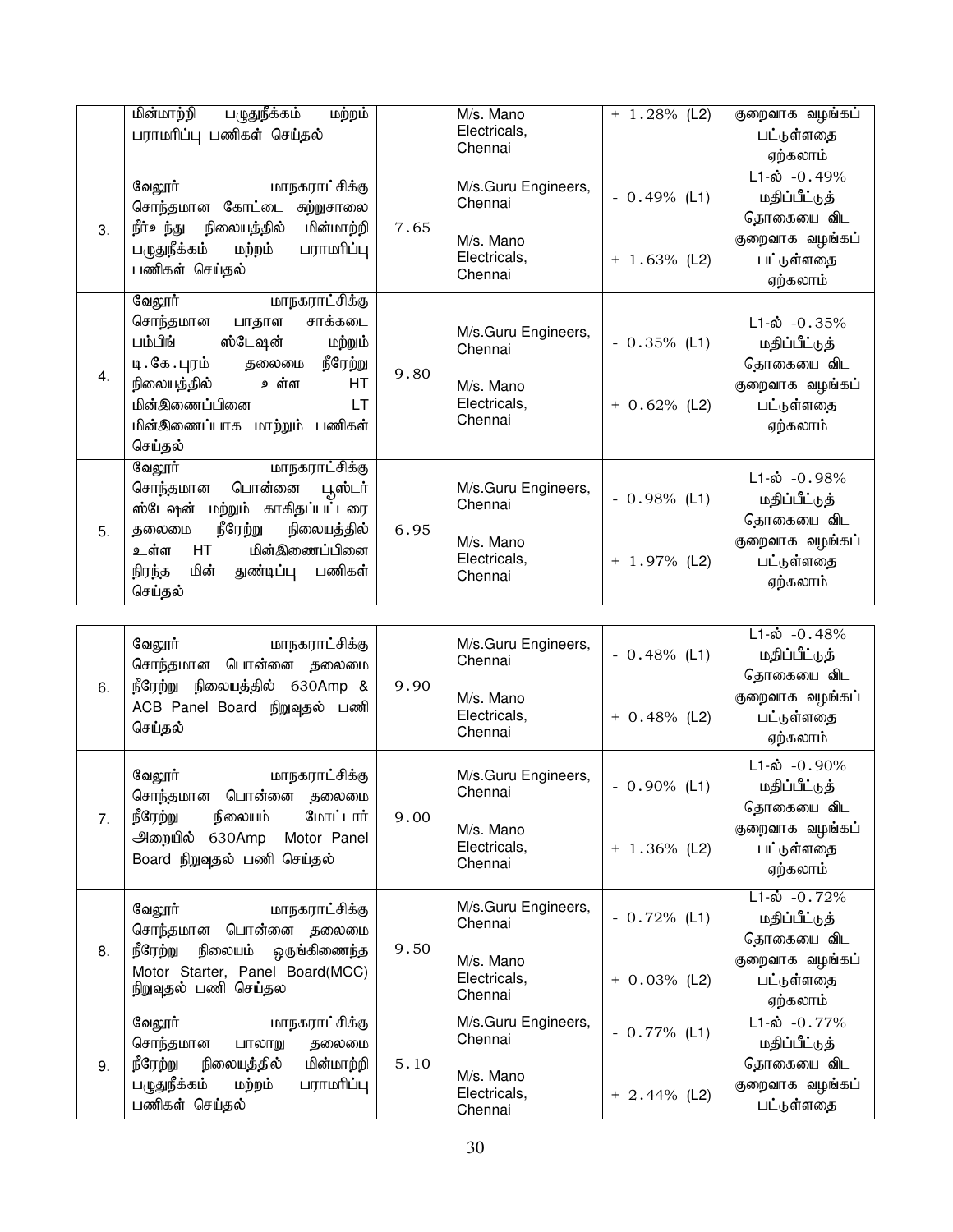| | | | | | |
|---|---|---|---|---|---|
| | மின்மாற்றி பழுதுநீக்கம் மற்றும் பராமரிப்பு பணிகள் செய்தல் | | M/s. Mano Electricals, Chennai | + 1.28% (L2) | குறைவாக வழங்கப் பட்டுள்ளதை ஏற்கலாம் |
| 3. | வேலூர் மாநகராட்சிக்கு சொந்தமான கோட்டை சுற்றுசாலை நீர்உந்து நிலையத்தில் மின்மாற்றி பழுதுநீக்கம் மற்றும் பராமரிப்பு பணிகள் செய்தல் | 7.65 | M/s.Guru Engineers, Chennai<br><br>M/s. Mano Electricals, Chennai | - 0.49% (L1)<br><br>+ 1.63% (L2) | L1-ல் -0.49% மதிப்பீட்டுத் தொகையை விட குறைவாக வழங்கப் பட்டுள்ளதை ஏற்கலாம் |
| 4. | வேலூர் மாநகராட்சிக்கு சொந்தமான பாதாள சாக்கடை பம்பிங் ஸ்டேஷன் மற்றும் டி.கே.புரம் தலைமை நீரேற்று நிலையத்தில் உள்ள HT மின்இணைப்பினை LT மின்இணைப்பாக மாற்றும் பணிகள் செய்தல் | 9.80 | M/s.Guru Engineers, Chennai<br><br>M/s. Mano Electricals, Chennai | - 0.35% (L1)<br><br>+ 0.62% (L2) | L1-ல் -0.35% மதிப்பீட்டுத் தொகையை விட குறைவாக வழங்கப் பட்டுள்ளதை ஏற்கலாம் |
| 5. | வேலூர் மாநகராட்சிக்கு சொந்தமான பொன்னை பூஸ்டர் ஸ்டேஷன் மற்றும் காகிதப்பட்டரை தலைமை நீரேற்று நிலையத்தில் உள்ள HT மின்இணைப்பினை நிரந்த மின் துண்டிப்பு பணிகள் செய்தல் | 6.95 | M/s.Guru Engineers, Chennai<br><br>M/s. Mano Electricals, Chennai | - 0.98% (L1)<br><br>+ 1.97% (L2) | L1-ல் -0.98% மதிப்பீட்டுத் தொகையை விட குறைவாக வழங்கப் பட்டுள்ளதை ஏற்கலாம் |

| | | | | | |
|---|---|---|---|---|---|
| 6. | வேலூர் மாநகராட்சிக்கு சொந்தமான பொன்னை தலைமை நீரேற்று நிலையத்தில் 630Amp & ACB Panel Board நிறுவுதல் பணி செய்தல் | 9.90 | M/s.Guru Engineers, Chennai<br><br>M/s. Mano Electricals, Chennai | - 0.48% (L1)<br><br>+ 0.48% (L2) | L1-ல் -0.48% மதிப்பீட்டுத் தொகையை விட குறைவாக வழங்கப் பட்டுள்ளதை ஏற்கலாம் |
| 7. | வேலூர் மாநகராட்சிக்கு சொந்தமான பொன்னை தலைமை நீரேற்று நிலையம் மோட்டார் அறையில் 630Amp Motor Panel Board நிறுவுதல் பணி செய்தல் | 9.00 | M/s.Guru Engineers, Chennai<br><br>M/s. Mano Electricals, Chennai | - 0.90% (L1)<br><br>+ 1.36% (L2) | L1-ல் -0.90% மதிப்பீட்டுத் தொகையை விட குறைவாக வழங்கப் பட்டுள்ளதை ஏற்கலாம் |
| 8. | வேலூர் மாநகராட்சிக்கு சொந்தமான பொன்னை தலைமை நீரேற்று நிலையம் ஒருங்கிணைந்த Motor Starter, Panel Board(MCC) நிறுவுதல் பணி செய்தல | 9.50 | M/s.Guru Engineers, Chennai<br><br>M/s. Mano Electricals, Chennai | - 0.72% (L1)<br><br>+ 0.03% (L2) | L1-ல் -0.72% மதிப்பீட்டுத் தொகையை விட குறைவாக வழங்கப் பட்டுள்ளதை ஏற்கலாம் |
| 9. | வேலூர் மாநகராட்சிக்கு சொந்தமான பாலாறு தலைமை நீரேற்று நிலையத்தில் மின்மாற்றி பழுதுநீக்கம் மற்றும் பராமரிப்பு பணிகள் செய்தல் | 5.10 | M/s.Guru Engineers, Chennai<br><br>M/s. Mano Electricals, Chennai | - 0.77% (L1)<br><br>+ 2.44% (L2) | L1-ல் -0.77% மதிப்பீட்டுத் தொகையை விட குறைவாக வழங்கப் பட்டுள்ளதை |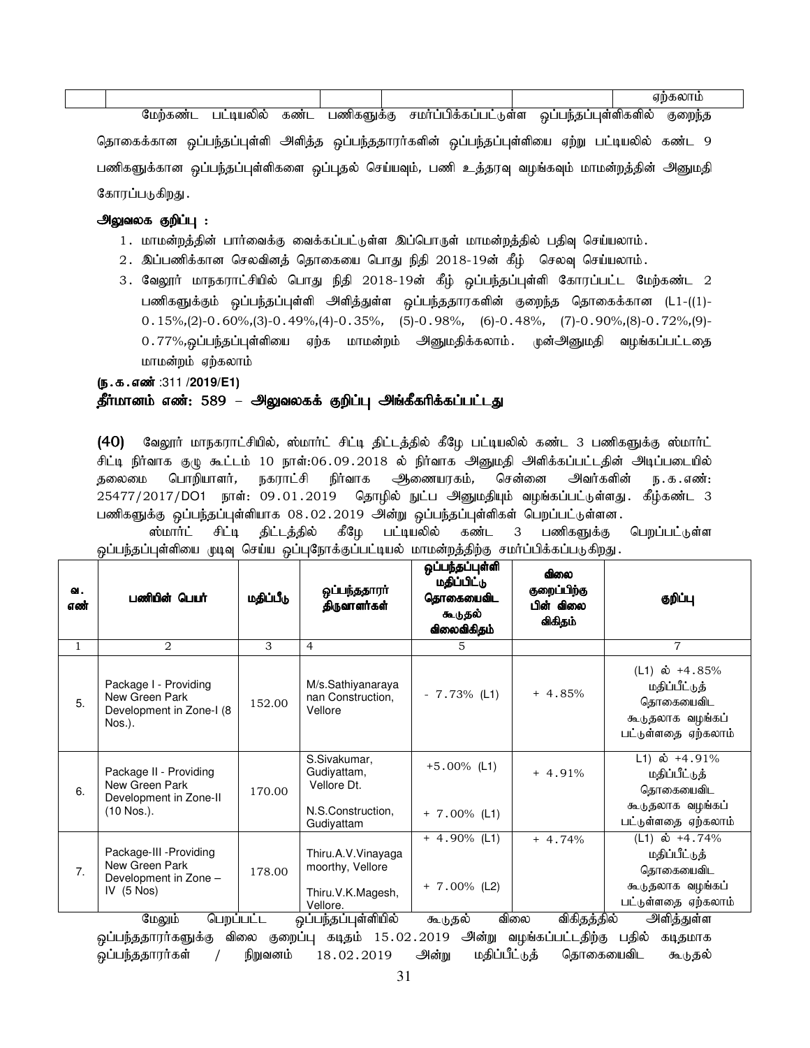| | | | | | | ஏற்கலாம் |
|---|---|---|---|---|---|---|

மேற்கண்ட பட்டியலில் கண்ட பணிகளுக்கு சமர்ப்பிக்கப்பட்டுள்ள ஒப்பந்தப்புள்ளிகளில் குறைந்த தொகைக்கான ஒப்பந்தப்புள்ளி அளித்த ஒப்பந்ததாரர்களின் ஒப்பந்தப்புள்ளியை ஏற்று பட்டியலில் கண்ட 9 பணிகளுக்கான ஒப்பந்தப்புள்ளிகளை ஒப்புதல் செய்யவும், பணி உத்தரவு வழங்கவும் மாமன்றத்தின் அனுமதி கோரப்படுகிறது.

**அலுவலக குறிப்பு :**

1. மாமன்றத்தின் பார்வைக்கு வைக்கப்பட்டுள்ள இப்பொருள் மாமன்றத்தில் பதிவு செய்யலாம்.
2. இப்பணிக்கான செலவினத் தொகையை பொது நிதி 2018-19ன் கீழ் செலவு செய்யலாம்.
3. வேலூர் மாநகராட்சியில் பொது நிதி 2018-19ன் கீழ் ஒப்பந்தப்புள்ளி கோரப்பட்ட மேற்கண்ட 2 பணிகளுக்கும் ஒப்பந்தப்புள்ளி அளித்துள்ள ஒப்பந்ததாரகளின் குறைந்த தொகைக்கான (L1-((1)-0.15%,(2)-0.60%,(3)-0.49%,(4)-0.35%, (5)-0.98%, (6)-0.48%, (7)-0.90%,(8)-0.72%,(9)-0.77%,ஒப்பந்தப்புள்ளியை ஏற்க மாமன்றம் அனுமதிக்கலாம். முன்அனுமதி வழங்கப்பட்டதை மாமன்றம் ஏற்கலாம்

**(ந.க.எண் :311 /2019/E1)**

**தீர்மானம் எண்: 589 – அலுவலகக் குறிப்பு அங்கீகரிக்கப்பட்டது**

**(40)** வேலூர் மாநகராட்சியில், ஸ்மார்ட் சிட்டி திட்டத்தில் கீழே பட்டியலில் கண்ட 3 பணிகளுக்கு ஸ்மார்ட் சிட்டி நிர்வாக குழு கூட்டம் 10 நாள்:06.09.2018 ல் நிர்வாக அனுமதி அளிக்கப்பட்டதின் அடிப்படையில் தலைமை பொறியாளர், நகராட்சி நிர்வாக ஆணையரகம், சென்னை அவர்களின் ந.க.எண்: 25477/2017/DO1 நாள்: 09.01.2019 தொழில் நுட்ப அனுமதியும் வழங்கப்பட்டுள்ளது. கீழ்கண்ட 3 பணிகளுக்கு ஒப்பந்தப்புள்ளியாக 08.02.2019 அன்று ஒப்பந்தப்புள்ளிகள் பெறப்பட்டுள்ளன.

ஸ்மார்ட் சிட்டி திட்டத்தில் கீழே பட்டியலில் கண்ட 3 பணிகளுக்கு பெறப்பட்டுள்ள ஒப்பந்தப்புள்ளியை முடிவு செய்ய ஒப்புநோக்குப்பட்டியல் மாமன்றத்திற்கு சமர்ப்பிக்கப்படுகிறது.

| வ. எண் | பணியின் பெயர் | மதிப்பீடு | ஒப்பந்ததாரர் திருவாளர்கள் | ஒப்பந்தப்புள்ளி மதிப்பிட்டு தொகையைவிட கூடுதல் விலைவிகிதம் | விலை குறைப்பிற்கு பின் விலை விகிதம் | குறிப்பு |
|---|---|---|---|---|---|---|
| 1 | 2 | 3 | 4 | 5 | | 7 |
| 5. | Package I - Providing New Green Park Development in Zone-I (8 Nos.). | 152.00 | M/s.Sathiyanarayanan Construction, Vellore | - 7.73% (L1) | + 4.85% | (L1) ல் +4.85% மதிப்பீட்டுத் தொகையைவிட கூடுதலாக வழங்கப் பட்டுள்ளதை ஏற்கலாம் |
| 6. | Package II - Providing New Green Park Development in Zone-II (10 Nos.). | 170.00 | S.Sivakumar, Gudiyattam, Vellore Dt.<br>N.S.Construction, Gudiyattam | +5.00% (L1)<br>+ 7.00% (L1) | + 4.91% | L1) ல் +4.91% மதிப்பீட்டுத் தொகையைவிட கூடுதலாக வழங்கப் பட்டுள்ளதை ஏற்கலாம் |
| 7. | Package-III -Providing New Green Park Development in Zone – IV (5 Nos) | 178.00 | Thiru.A.V.Vinayagamoorthy, Vellore<br>Thiru.V.K.Magesh, Vellore. | + 4.90% (L1)<br>+ 7.00% (L2) | + 4.74% | (L1) ல் +4.74% மதிப்பீட்டுத் தொகையைவிட கூடுதலாக வழங்கப் பட்டுள்ளதை ஏற்கலாம் |

மேலும் பெறப்பட்ட ஒப்பந்தப்புள்ளியில் கூடுதல் விலை விகிதத்தில் அளித்துள்ள ஒப்பந்ததாரர்களுக்கு விலை குறைப்பு கடிதம் 15.02.2019 அன்று வழங்கப்பட்டதிற்கு பதில் கடிதமாக ஒப்பந்ததாரர்கள் / நிறுவனம் 18.02.2019 அன்று மதிப்பீட்டுத் தொகையைவிட கூடுதல்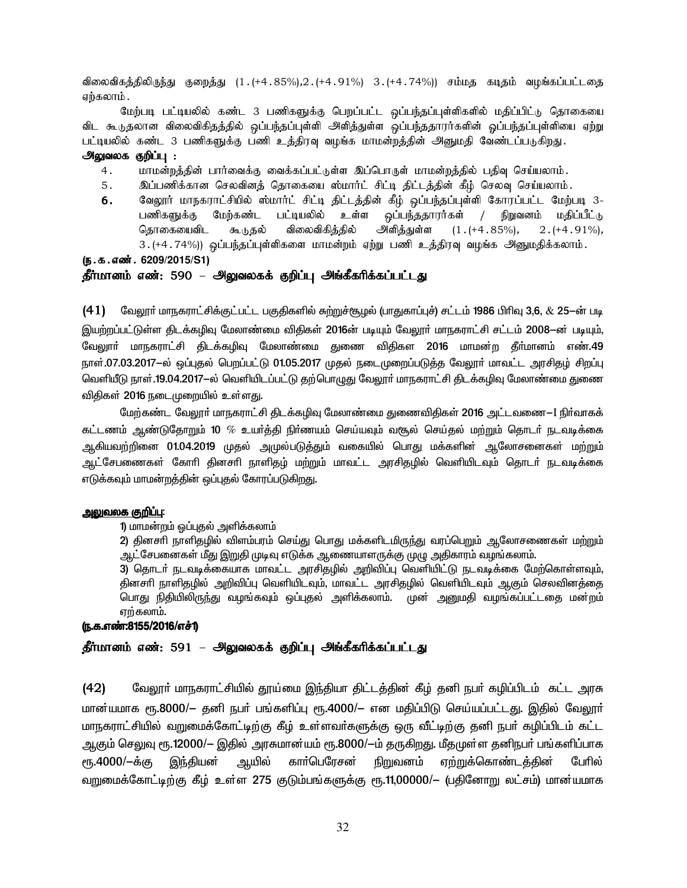விலைவிகத்திலிருந்து குறைத்து (1.(+4.85%),2.(+4.91%) 3.(+4.74%)) சம்மத கடிதம் வழங்கப்பட்டதை ஏற்கலாம்.

மேற்படி பட்டியலில் கண்ட 3 பணிகளுக்கு பெறப்பட்ட ஒப்பந்தப்புள்ளிகளில் மதிப்பிட்டு தொகையை விட கூடுதலான விலைவிகிதத்தில் ஒப்பந்தப்புள்ளி அளித்துள்ள ஒப்பந்ததாரர்களின் ஒப்பந்தப்புள்ளியை ஏற்று பட்டியலில் கண்ட 3 பணிகளுக்கு பணி உத்திரவு வழங்க மாமன்றத்தின் அனுமதி வேண்டப்படுகிறது.

**அலுவலக குறிப்பு :**

4. மாமன்றத்தின் பார்வைக்கு வைக்கப்பட்டுள்ள இப்பொருள் மாமன்றத்தில் பதிவு செய்யலாம்.
5. இப்பணிக்கான செலவினத் தொகையை ஸ்மார்ட் சிட்டி திட்டத்தின் கீழ் செலவு செய்யலாம்.
6. வேலூர் மாநகராட்சியில் ஸ்மார்ட் சிட்டி திட்டத்தின் கீழ் ஒப்பந்தப்புள்ளி கோரப்பட்ட மேற்படி 3-பணிகளுக்கு மேற்கண்ட பட்டியலில் உள்ள ஒப்பந்ததாரர்கள் / நிறுவனம் மதிப்பீட்டு தொகையைவிட கூடுதல் விலைவிகித்தில் அளித்துள்ள (1.(+4.85%), 2.(+4.91%), 3.(+4.74%)) ஒப்பந்தப்புள்ளிகளை மாமன்றம் ஏற்று பணி உத்திரவு வழங்க அனுமதிக்கலாம்.

**(ந.க.எண். 6209/2015/S1)**

**தீர்மானம் எண்: 590 – அலுவலகக் குறிப்பு அங்கீகரிக்கப்பட்டது**

(41) வேலூர் மாநகராட்சிக்குட்பட்ட பகுதிகளில் சுற்றுச்சூழல் (பாதுகாப்புச்) சட்டம் 1986 பிரிவு 3,6, & 25–ன் படி இயற்றப்பட்டுள்ள திடக்கழிவு மேலாண்மை விதிகள் 2016ன் படியும் வேலூர் மாநகராட்சி சட்டம் 2008–ன் படியும், வேலூர் மாநகராட்சி திடக்கழிவு மேலாண்மை துணை விதிகள 2016 மாமன்ற தீர்மானம் எண்.49 நாள்.07.03.2017–ல் ஒப்புதல் பெறப்பட்டு 01.05.2017 முதல் நடைமுறைப்படுத்த வேலூர் மாவட்ட அரசிதழ் சிறப்பு வெளியீடு நாள்.19.04.2017–ல் வெளியிடப்பட்டு தற்பொழுது வேலூர் மாநகராட்சி திடக்கழிவு மேலாண்மை துணை விதிகள் 2016 நடைமுறையில் உள்ளது.

மேற்கண்ட வேலூர் மாநகராட்சி திடக்கழிவு மேலாண்மை துணைவிதிகள் 2016 அட்டவணை–I நிர்வாகக் கட்டணம் ஆண்டுதோறும் 10 % உயர்த்தி நிர்ணயம் செய்யவும் வசூல் செய்தல் மற்றும் தொடர் நடவடிக்கை ஆகியவற்றினை 01.04.2019 முதல் அமுல்படுத்தும் வகையில் பொது மக்களின் ஆலோசனைகள் மற்றும் ஆட்சேபணைகள் கோரி தினசரி நாளிதழ் மற்றும் மாவட்ட அரசிதழில் வெளியிடவும் தொடர் நடவடிக்கை எடுக்கவும் மாமன்றத்தின் ஒப்புதல் கோரப்படுகிறது.

**அலுவலக குறிப்பு:**

1) மாமன்றம் ஒப்புதல் அளிக்கலாம்

2) தினசரி நாளிதழில் விளம்பரம் செய்து பொது மக்களிடமிருந்து வரப்பெறும் ஆலோசணைகள் மற்றும் ஆட்சேபனைகள் மீது இறுதி முடிவு எடுக்க ஆணையாளருக்கு முழு அதிகாரம் வழங்கலாம்.

3) தொடர் நடவடிக்கையாக மாவட்ட அரசிதழில் அறிவிப்பு வெளியிட்டு நடவடிக்கை மேற்கொள்ளவும், தினசரி நாளிதழில் அறிவிப்பு வெளியிடவும், மாவட்ட அரசிதழில் வெளியிடவும் ஆகும் செலவினத்தை பொது நிதியிலிருந்து வழங்கவும் ஒப்புதல் அளிக்கலாம். முன் அனுமதி வழங்கப்பட்டதை மன்றம் ஏற்கலாம்.

**(ந.க.எண்:8155/2016/எச்1)**

**தீர்மானம் எண்: 591 – அலுவலகக் குறிப்பு அங்கீகரிக்கப்பட்டது**

(42) வேலூர் மாநகராட்சியில் தூய்மை இந்தியா திட்டத்தின் கீழ் தனி நபர் கழிப்பிடம் கட்ட அரசு மான்யமாக ரூ.8000/– தனி நபர் பங்களிப்பு ரூ.4000/– என மதிப்பிடு செய்யப்பட்டது. இதில் வேலூர் மாநகராட்சியில் வறுமைக்கோட்டிற்கு கீழ் உள்ளவர்களுக்கு ஒரு வீட்டிற்கு தனி நபர் கழிப்பிடம் கட்ட ஆகும் செலுவு ரூ.12000/– இதில் அரசுமான்யம் ரூ.8000/–ம் தருகிறது. மீதமுள்ள தனிநபர் பங்களிப்பாக ரூ.4000/–க்கு இந்தியன் ஆயில் கார்பெரேசன் நிறுவனம் ஏற்றுக்கொண்டத்தின் பேரில் வறுமைக்கோட்டிற்கு கீழ் உள்ள 275 குடும்பங்களுக்கு ரூ.11,00000/– (பதினோறு லட்சம்) மான்யமாக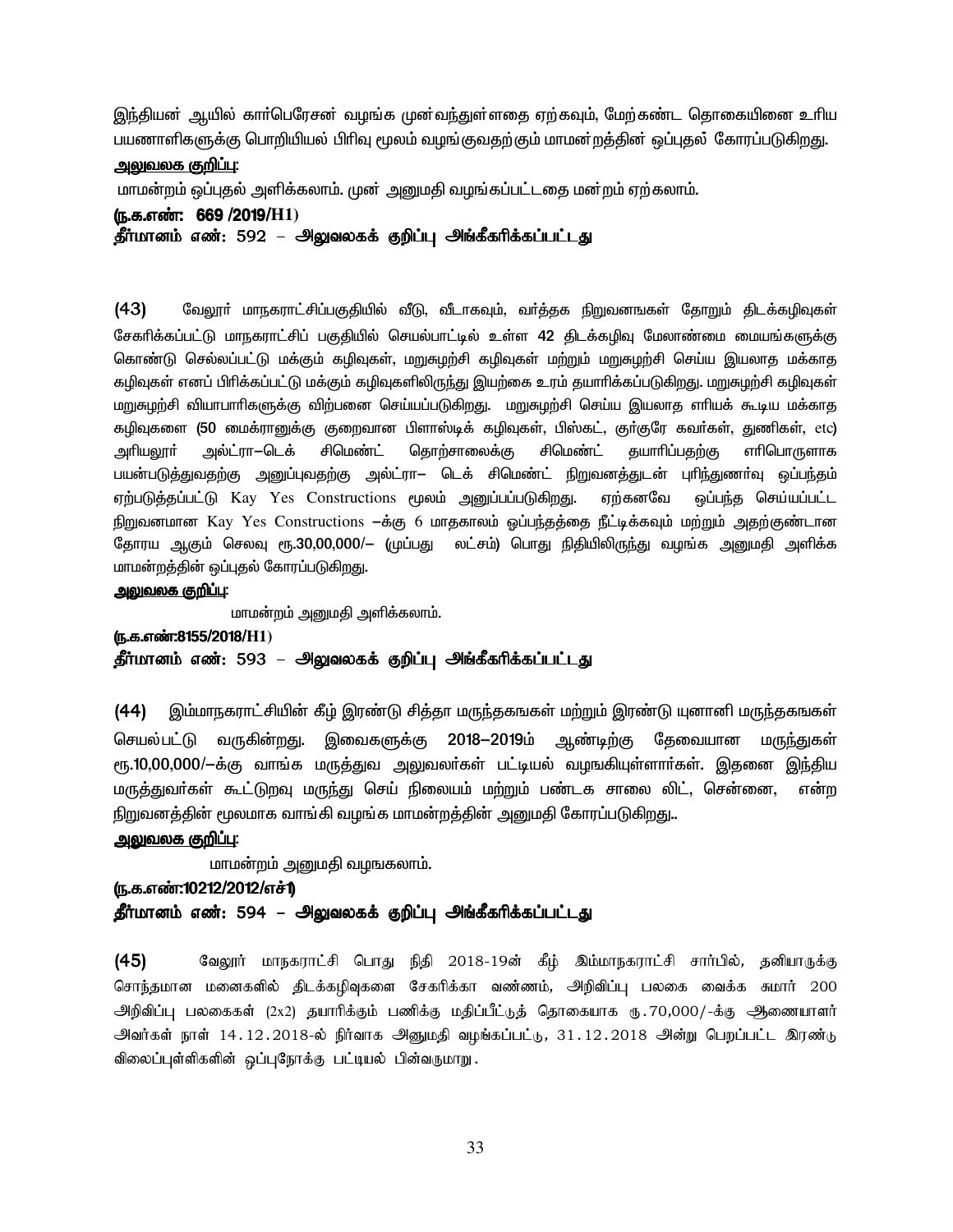இந்தியன் ஆயில் கார்பெரேசன் வழங்க முன்வந்துள்ளதை ஏற்கவும், மேற்கண்ட தொகையினை உரிய பயணாளிகளுக்கு பொறியியல் பிரிவு மூலம் வழங்குவதற்கும் மாமன்றத்தின் ஒப்புதல் கோரப்படுகிறது.

**அலுவலக குறிப்பு:**

மாமன்றம் ஒப்புதல் அளிக்கலாம். முன் அனுமதி வழங்கப்பட்டதை மன்றம் ஏற்கலாம்.

**(ந.க.எண்: 669 /2019/H1)**

**தீர்மானம் எண்: 592 – அலுவலகக் குறிப்பு அங்கீகரிக்கப்பட்டது**

**(43)** வேலூர் மாநகராட்சிப்பகுதியில் வீடு, வீடாகவும், வர்த்தக நிறுவனங்கள் தோறும் திடக்கழிவுகள் சேகரிக்கப்பட்டு மாநகராட்சிப் பகுதியில் செயல்பாட்டில் உள்ள 42 திடக்கழிவு மேலாண்மை மையங்களுக்கு கொண்டு செல்லப்பட்டு மக்கும் கழிவுகள், மறுசுழற்சி கழிவுகள் மற்றும் மறுசுழற்சி செய்ய இயலாத மக்காத கழிவுகள் எனப் பிரிக்கப்பட்டு மக்கும் கழிவுகளிலிருந்து இயற்கை உரம் தயாரிக்கப்படுகிறது. மறுசுழற்சி கழிவுகள் மறுசுழற்சி வியாபாரிகளுக்கு விற்பனை செய்யப்படுகிறது. மறுசுழற்சி செய்ய இயலாத எரியக் கூடிய மக்காத கழிவுகளை (50 மைக்ரானுக்கு குறைவான பிளாஸ்டிக் கழிவுகள், பிஸ்கட், குர்குரே கவர்கள், துணிகள், etc) அரியலூர் அல்ட்ரா–டெக் சிமெண்ட் தொற்சாலைக்கு சிமெண்ட் தயாரிப்பதற்கு எரிபொருளாக பயன்படுத்துவதற்கு அனுப்புவதற்கு அல்ட்ரா– டெக் சிமெண்ட் நிறுவனத்துடன் புரிந்துணர்வு ஒப்பந்தம் ஏற்படுத்தப்பட்டு Kay Yes Constructions மூலம் அனுப்பப்படுகிறது. ஏற்கனவே ஒப்பந்த செய்யப்பட்ட நிறுவனமான Kay Yes Constructions –க்கு 6 மாதகாலம் ஒப்பந்தத்தை நீட்டிக்கவும் மற்றும் அதற்குண்டான தோரய ஆகும் செலவு ரூ.30,00,000/– (முப்பது லட்சம்) பொது நிதியிலிருந்து வழங்க அனுமதி அளிக்க மாமன்றத்தின் ஒப்புதல் கோரப்படுகிறது.

**அலுவலக குறிப்பு:**

மாமன்றம் அனுமதி அளிக்கலாம்.

**(ந.க.எண்:8155/2018/H1)**

**தீர்மானம் எண்: 593 – அலுவலகக் குறிப்பு அங்கீகரிக்கப்பட்டது**

**(44)** இம்மாநகராட்சியின் கீழ் இரண்டு சித்தா மருந்தகங்கள் மற்றும் இரண்டு யுனானி மருந்தகஙகள் செயல்பட்டு வருகின்றது. இவைகளுக்கு 2018–2019ம் ஆண்டிற்கு தேவையான மருந்துகள் ரூ.10,00,000/–க்கு வாங்க மருத்துவ அலுவலர்கள் பட்டியல் வழஙகியுள்ளார்கள். இதனை இந்திய மருத்துவர்கள் கூட்டுறவு மருந்து செய் நிலையம் மற்றும் பண்டக சாலை லிட், சென்னை, என்ற நிறுவனத்தின் மூலமாக வாங்கி வழங்க மாமன்றத்தின் அனுமதி கோரப்படுகிறது..

**அலுவலக குறிப்பு:**

மாமன்றம் அனுமதி வழஙகலாம்.

**(ந.க.எண்:10212/2012/எச்1)**

**தீர்மானம் எண்: 594 – அலுவலகக் குறிப்பு அங்கீகரிக்கப்பட்டது**

**(45)** வேலூர் மாநகராட்சி பொது நிதி 2018-19ன் கீழ் இம்மாநகராட்சி சார்பில், தனியாருக்கு சொந்தமான மனைகளில் திடக்கழிவுகளை சேகரிக்கா வண்ணம், அறிவிப்பு பலகை வைக்க சுமார் 200 அறிவிப்பு பலகைகள் (2x2) தயாரிக்கும் பணிக்கு மதிப்பீட்டுத் தொகையாக ரு.70,000/-க்கு ஆணையாளர் அவர்கள் நாள் 14.12.2018-ல் நிர்வாக அனுமதி வழங்கப்பட்டு, 31.12.2018 அன்று பெறப்பட்ட இரண்டு விலைப்புள்ளிகளின் ஒப்புநோக்கு பட்டியல் பின்வருமாறு.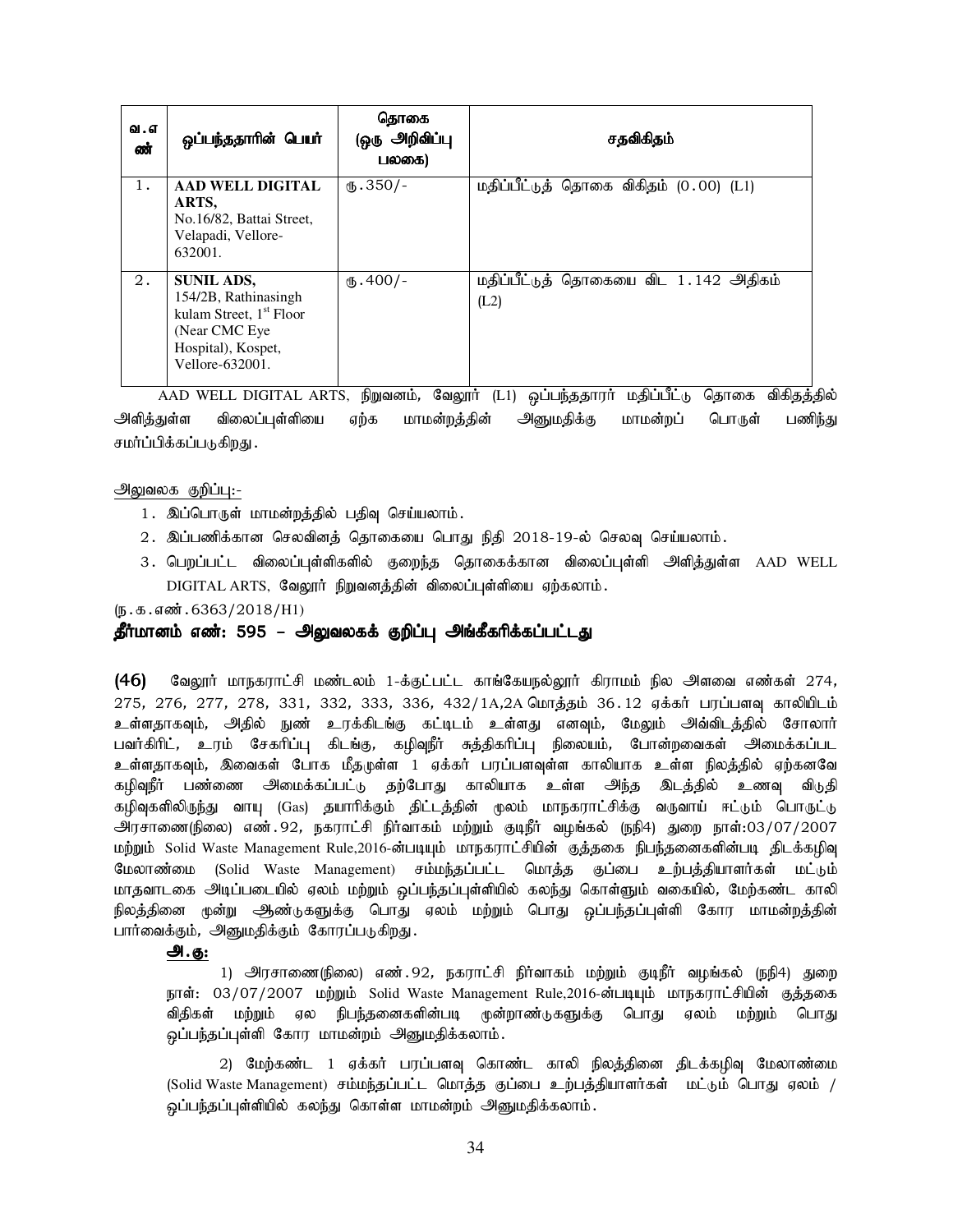| வ.எண் | ஒப்பந்ததாரின் பெயர் | தொகை (ஒரு அறிவிப்பு பலகை) | சதவிகிதம் |
|---|---|---|---|
| 1. | **AAD WELL DIGITAL ARTS,** No.16/82, Battai Street, Velapadi, Vellore-632001. | ரூ.350/- | மதிப்பீட்டுத் தொகை விகிதம் (0.00) (L1) |
| 2. | **SUNIL ADS,** 154/2B, Rathinasingh kulam Street, 1st Floor (Near CMC Eye Hospital), Kospet, Vellore-632001. | ரூ.400/- | மதிப்பீட்டுத் தொகையை விட 1.142 அதிகம் (L2) |

AAD WELL DIGITAL ARTS, நிறுவனம், வேலூா் (L1) ஒப்பந்ததாரா் மதிப்பீட்டு தொகை விகிதத்தில் அளித்துள்ள விலைப்புள்ளியை ஏற்க மாமன்றத்தின் அனுமதிக்கு மாமன்றப் பொருள் பணிந்து சமா்ப்பிக்கப்படுகிறது.

அலுவலக குறிப்பு:-

1. இப்பொருள் மாமன்றத்தில் பதிவு செய்யலாம்.
2. இப்பணிக்கான செலவினத் தொகையை பொது நிதி 2018-19-ல் செலவு செய்யலாம்.
3. பெறப்பட்ட விலைப்புள்ளிகளில் குறைந்த தொகைக்கான விலைப்புள்ளி அளித்துள்ள AAD WELL DIGITAL ARTS, வேலூா் நிறுவனத்தின் விலைப்புள்ளியை ஏற்கலாம்.

(ந.க.எண்.6363/2018/H1)

**தீா்மானம் எண்: 595 – அலுவலகக் குறிப்பு அங்கீகரிக்கப்பட்டது**

**(46)** வேலூா் மாநகராட்சி மண்டலம் 1-க்குட்பட்ட காங்கேயநல்லூா் கிராமம் நில அளவை எண்கள் 274, 275, 276, 277, 278, 331, 332, 333, 336, 432/1A,2A மொத்தம் 36.12 ஏக்கா் பரப்பளவு காலியிடம் உள்ளதாகவும், அதில் நுண் உரக்கிடங்கு கட்டிடம் உள்ளது எனவும், மேலும் அவ்விடத்தில் சோலாா் பவா்கிரிட், உரம் சேகரிப்பு கிடங்கு, கழிவுநீா் சுத்திகரிப்பு நிலையம், போன்றவைகள் அமைக்கப்பட உள்ளதாகவும், இவைகள் போக மீதமுள்ள 1 ஏக்கா் பரப்பளவுள்ள காலியாக உள்ள நிலத்தில் ஏற்கனவே கழிவுநீா் பண்ணை அமைக்கப்பட்டு தற்போது காலியாக உள்ள அந்த இடத்தில் உணவு விடுதி கழிவுகளிலிருந்து வாயு (Gas) தயாரிக்கும் திட்டத்தின் மூலம் மாநகராட்சிக்கு வருவாய் ஈட்டும் பொருட்டு அரசாணை(நிலை) எண்.92, நகராட்சி நிா்வாகம் மற்றும் குடிநீா் வழங்கல் (நநி4) துறை நாள்:03/07/2007 மற்றும் Solid Waste Management Rule,2016-ன்படியும் மாநகராட்சியின் குத்தகை நிபந்தனைகளின்படி திடக்கழிவு மேலாண்மை (Solid Waste Management) சம்மந்தப்பட்ட மொத்த குப்பை உற்பத்தியாளா்கள் மட்டும் மாதவாடகை அடிப்படையில் ஏலம் மற்றும் ஒப்பந்தப்புள்ளியில் கலந்து கொள்ளும் வகையில், மேற்கண்ட காலி நிலத்தினை மூன்று ஆண்டுகளுக்கு பொது ஏலம் மற்றும் பொது ஒப்பந்தப்புள்ளி கோர மாமன்றத்தின் பாா்வைக்கும், அனுமதிக்கும் கோரப்படுகிறது.

**அ.கு:**

1) அரசாணை(நிலை) எண்.92, நகராட்சி நிா்வாகம் மற்றும் குடிநீா் வழங்கல் (நநி4) துறை நாள்: 03/07/2007 மற்றும் Solid Waste Management Rule,2016-ன்படியும் மாநகராட்சியின் குத்தகை விதிகள் மற்றும் ஏல நிபந்தனைகளின்படி மூன்றாண்டுகளுக்கு பொது ஏலம் மற்றும் பொது ஒப்பந்தப்புள்ளி கோர மாமன்றம் அனுமதிக்கலாம்.

2) மேற்கண்ட 1 ஏக்கா் பரப்பளவு கொண்ட காலி நிலத்தினை திடக்கழிவு மேலாண்மை (Solid Waste Management) சம்மந்தப்பட்ட மொத்த குப்பை உற்பத்தியாளா்கள் மட்டும் பொது ஏலம் / ஒப்பந்தப்புள்ளியில் கலந்து கொள்ள மாமன்றம் அனுமதிக்கலாம்.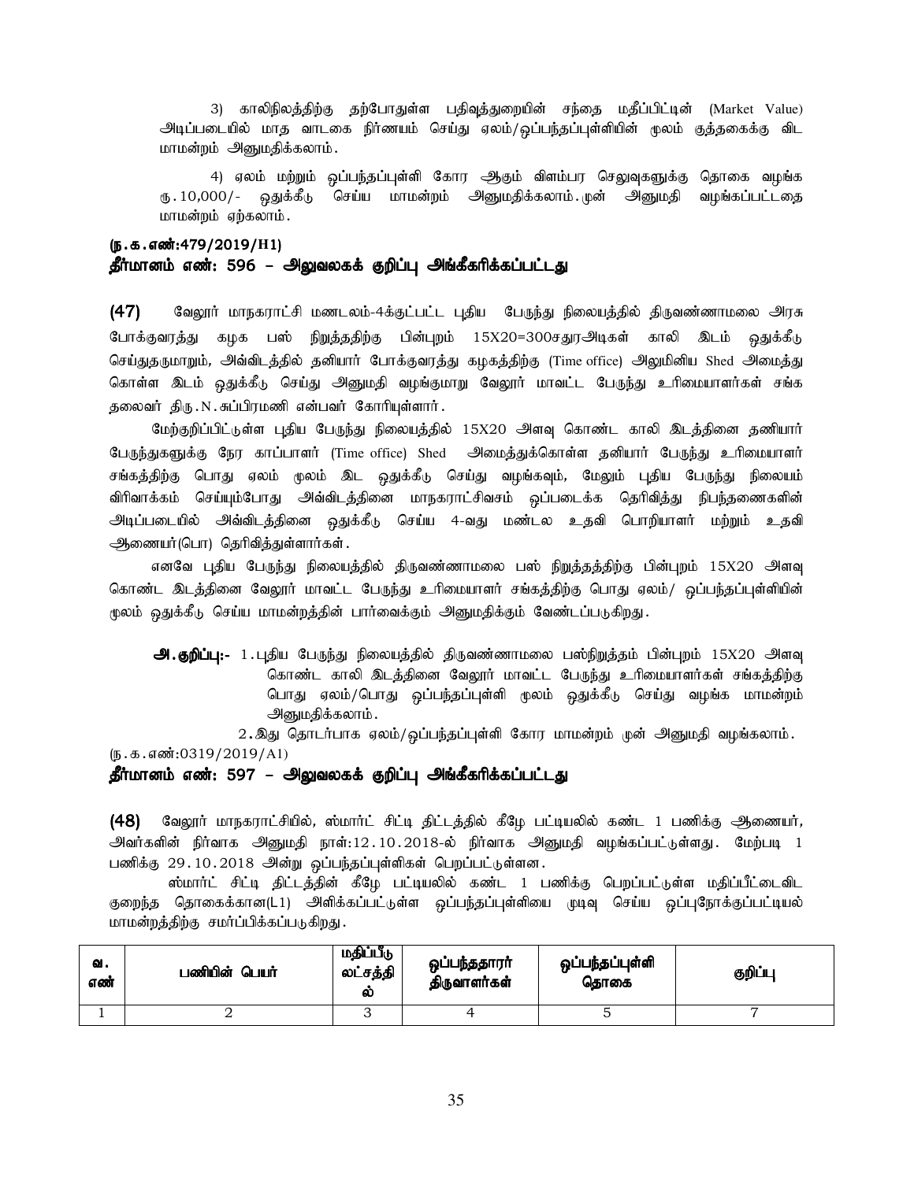3) காலிநிலத்திற்கு தற்போதுள்ள பதிவுத்துறையின் சந்தை மதீப்பிட்டின் (Market Value) அடிப்படையில் மாத வாடகை நிர்ணயம் செய்து ஏலம்/ஒப்பந்தப்புள்ளியின் மூலம் குத்தகைக்கு விட மாமன்றம் அனுமதிக்கலாம்.

4) ஏலம் மற்றும் ஒப்பந்தப்புள்ளி கோர ஆகும் விளம்பர செலவுகளுக்கு தொகை வழங்க ரு.10,000/- ஒதுக்கீடு செய்ய மாமன்றம் அனுமதிக்கலாம்.முன் அனுமதி வழங்கப்பட்டதை மாமன்றம் ஏற்கலாம்.

**(ந.க.எண்:479/2019/H1)**

**தீர்மானம் எண்: 596 – அலுவலகக் குறிப்பு அங்கீகரிக்கப்பட்டது**

**(47)** வேலூர் மாநகராட்சி மண்டலம்-4க்குட்பட்ட புதிய பேருந்து நிலையத்தில் திருவண்ணாமலை அரசு போக்குவரத்து கழக பஸ் நிறுத்தத்திற்கு பின்புறம் 15X20=300சதுரஅடிகள் காலி இடம் ஒதுக்கீடு செய்துதருமாறும், அவ்விடத்தில் தனியார் போக்குவரத்து கழகத்திற்கு (Time office) அலுமினிய Shed அமைத்து கொள்ள இடம் ஒதுக்கீடு செய்து அனுமதி வழங்குமாறு வேலூர் மாவட்ட பேருந்து உரிமையாளர்கள் சங்க தலைவர் திரு.N.சுப்பிரமணி என்பவர் கோரியுள்ளார்.

மேற்குறிப்பிட்டுள்ள புதிய பேருந்து நிலையத்தில் 15X20 அளவு கொண்ட காலி இடத்தினை தனியார் பேருந்துகளுக்கு நேர காப்பாளர் (Time office) Shed அமைத்துக்கொள்ள தனியார் பேருந்து உரிமையாளர் சங்கத்திற்கு பொது ஏலம் மூலம் இட ஒதுக்கீடு செய்து வழங்கவும், மேலும் புதிய பேருந்து நிலையம் விரிவாக்கம் செய்யும்போது அவ்விடத்தினை மாநகராட்சிவசம் ஒப்படைக்க தெரிவித்து நிபந்தனைகளின் அடிப்படையில் அவ்விடத்தினை ஒதுக்கீடு செய்ய 4-வது மண்டல உதவி பொறியாளர் மற்றும் உதவி ஆணையர்(பொ) தெரிவித்துள்ளார்கள்.

எனவே புதிய பேருந்து நிலையத்தில் திருவண்ணாமலை பஸ் நிறுத்தத்திற்கு பின்புறம் 15X20 அளவு கொண்ட இடத்தினை வேலூர் மாவட்ட பேருந்து உரிமையாளர் சங்கத்திற்கு பொது ஏலம்/ ஒப்பந்தப்புள்ளியின் மூலம் ஒதுக்கீடு செய்ய மாமன்றத்தின் பார்வைக்கும் அனுமதிக்கும் வேண்டப்படுகிறது.

**அ.குறிப்பு:-** 1.புதிய பேருந்து நிலையத்தில் திருவண்ணாமலை பஸ்நிறுத்தம் பின்புறம் 15X20 அளவு கொண்ட காலி இடத்தினை வேலூர் மாவட்ட பேருந்து உரிமையாளர்கள் சங்கத்திற்கு பொது ஏலம்/பொது ஒப்பந்தப்புள்ளி மூலம் ஒதுக்கீடு செய்து வழங்க மாமன்றம் அனுமதிக்கலாம்.

2.இது தொடர்பாக ஏலம்/ஒப்பந்தப்புள்ளி கோர மாமன்றம் முன் அனுமதி வழங்கலாம்.

(ந.க.எண்:0319/2019/A1)

**தீர்மானம் எண்: 597 – அலுவலகக் குறிப்பு அங்கீகரிக்கப்பட்டது**

**(48)** வேலூர் மாநகராட்சியில், ஸ்மார்ட் சிட்டி திட்டத்தில் கீழே பட்டியலில் கண்ட 1 பணிக்கு ஆணையர், அவர்களின் நிர்வாக அனுமதி நாள்:12.10.2018-ல் நிர்வாக அனுமதி வழங்கப்பட்டுள்ளது. மேற்படி 1 பணிக்கு 29.10.2018 அன்று ஒப்பந்தப்புள்ளிகள் பெறப்பட்டுள்ளன.

ஸ்மார்ட் சிட்டி திட்டத்தின் கீழே பட்டியலில் கண்ட 1 பணிக்கு பெறப்பட்டுள்ள மதிப்பீட்டைவிட குறைந்த தொகைக்கான(L1) அளிக்கப்பட்டுள்ள ஒப்பந்தப்புள்ளியை முடிவு செய்ய ஒப்புநோக்குப்பட்டியல் மாமன்றத்திற்கு சமர்ப்பிக்கப்படுகிறது.

| வ. எண் | பணியின் பெயர் | மதிப்பீடு லட்சத்தில் | ஒப்பந்ததாரர் திருவாளர்கள் | ஒப்பந்தப்புள்ளி தொகை | குறிப்பு |
|---|---|---|---|---|---|
| 1 | 2 | 3 | 4 | 5 | 7 |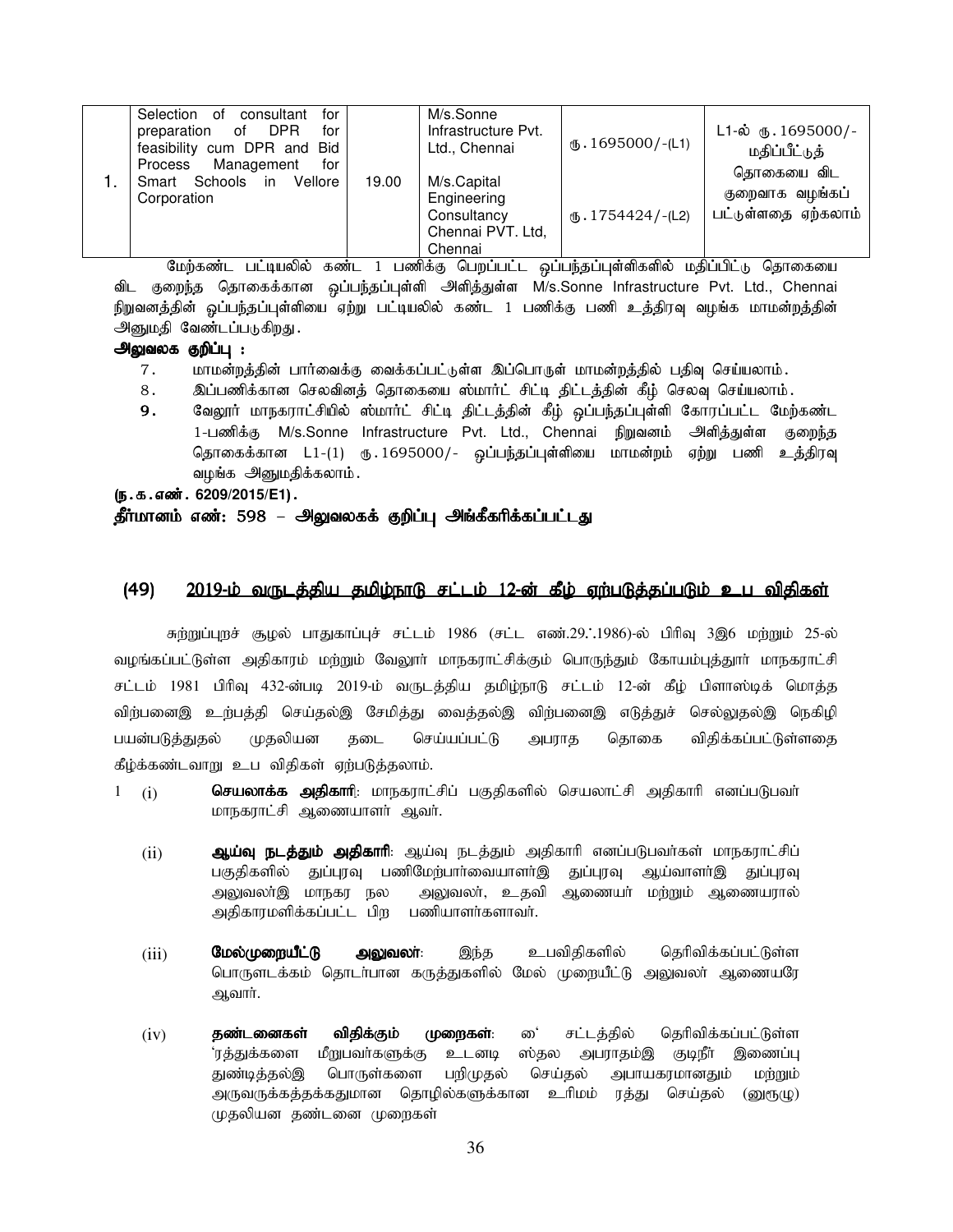| 1. | Selection of consultant for preparation of DPR for feasibility cum DPR and Bid Process Management for Smart Schools in Vellore Corporation | 19.00 | M/s.Sonne Infrastructure Pvt. Ltd., Chennai<br><br>M/s.Capital Engineering Consultancy Chennai PVT. Ltd, Chennai | ரூ.1695000/-(L1)<br><br>ரூ.1754424/-(L2) | L1-ல் ரூ.1695000/- மதிப்பீட்டுத் தொகையை விட குறைவாக வழங்கப் பட்டுள்ளதை ஏற்கலாம் |
|---|---|---|---|---|---|

மேற்கண்ட பட்டியலில் கண்ட 1 பணிக்கு பெறப்பட்ட ஒப்பந்தப்புள்ளிகளில் மதிப்பிட்டு தொகையை விட குறைந்த தொகைக்கான ஒப்பந்தப்புள்ளி அளித்துள்ள M/s.Sonne Infrastructure Pvt. Ltd., Chennai நிறுவனத்தின் ஒப்பந்தப்புள்ளியை ஏற்று பட்டியலில் கண்ட 1 பணிக்கு பணி உத்திரவு வழங்க மாமன்றத்தின் அனுமதி வேண்டப்படுகிறது.

**அலுவலக குறிப்பு :**

7. மாமன்றத்தின் பார்வைக்கு வைக்கப்பட்டுள்ள இப்பொருள் மாமன்றத்தில் பதிவு செய்யலாம்.
8. இப்பணிக்கான செலவினத் தொகையை ஸ்மார்ட் சிட்டி திட்டத்தின் கீழ் செலவு செய்யலாம்.
9. வேலூர் மாநகராட்சியில் ஸ்மார்ட் சிட்டி திட்டத்தின் கீழ் ஒப்பந்தப்புள்ளி கோரப்பட்ட மேற்கண்ட 1-பணிக்கு M/s.Sonne Infrastructure Pvt. Ltd., Chennai நிறுவனம் அளித்துள்ள குறைந்த தொகைக்கான L1-(1) ரூ.1695000/- ஒப்பந்தப்புள்ளியை மாமன்றம் ஏற்று பணி உத்திரவு வழங்க அனுமதிக்கலாம்.

**(ந.க.எண். 6209/2015/E1).**

**தீர்மானம் எண்: 598 – அலுவலகக் குறிப்பு அங்கீகரிக்கப்பட்டது**

## (49) <u>2019-ம் வருடத்திய தமிழ்நாடு சட்டம் 12-ன் கீழ் ஏற்படுத்தப்படும் உப விதிகள்</u>

சுற்றுப்புறச் சூழல் பாதுகாப்புச் சட்டம் 1986 (சட்ட எண்.29∴1986)-ல் பிரிவு 3இ6 மற்றும் 25-ல் வழங்கப்பட்டுள்ள அதிகாரம் மற்றும் வேலூர் மாநகராட்சிக்கும் பொருந்தும் கோயம்புத்தூர் மாநகராட்சி சட்டம் 1981 பிரிவு 432-ன்படி 2019-ம் வருடத்திய தமிழ்நாடு சட்டம் 12-ன் கீழ் பிளாஸ்டிக் மொத்த விற்பனைஇ உற்பத்தி செய்தல்இ சேமித்து வைத்தல்இ விற்பனைஇ எடுத்துச் செல்லுதல்இ நெகிழி பயன்படுத்துதல் முதலியன தடை செய்யப்பட்டு அபராத தொகை விதிக்கப்பட்டுள்ளதை கீழ்க்கண்டவாறு உப விதிகள் ஏற்படுத்தலாம்.

1 (i) **செயலாக்க அதிகாரி**: மாநகராட்சிப் பகுதிகளில் செயலாட்சி அதிகாரி எனப்படுபவர் மாநகராட்சி ஆணையாளர் ஆவர்.

(ii) **ஆய்வு நடத்தும் அதிகாரி**: ஆய்வு நடத்தும் அதிகாரி எனப்படுபவர்கள் மாநகராட்சிப் பகுதிகளில் துப்புரவு பணிமேற்பார்வையாளர்இ துப்புரவு ஆய்வாளர்இ துப்புரவு அலுவலர்இ மாநகர நல அலுவலர், உதவி ஆணையர் மற்றும் ஆணையரால் அதிகாரமளிக்கப்பட்ட பிற பணியாளர்களாவர்.

(iii) **மேல்முறையீட்டு அலுவலர்**: இந்த உபவிதிகளில் தெரிவிக்கப்பட்டுள்ள பொருளடக்கம் தொடர்பான கருத்துகளில் மேல் முறையீட்டு அலுவலர் ஆணையரே ஆவார்.

(iv) **தண்டனைகள் விதிக்கும் முறைகள்**: ௳ சட்டத்தில் தெரிவிக்கப்பட்டுள்ள 'ரத்துக்களை மீறுபவர்களுக்கு உடனடி ஸ்தல அபராதம்இ குடிநீர் இணைப்பு துண்டித்தல்இ பொருள்களை பறிமுதல் செய்தல் அபாயகரமானதும் மற்றும் அருவருக்கத்தக்கதுமான தொழில்களுக்கான உரிமம் ரத்து செய்தல் (னுரூழு) முதலியன தண்டனை முறைகள்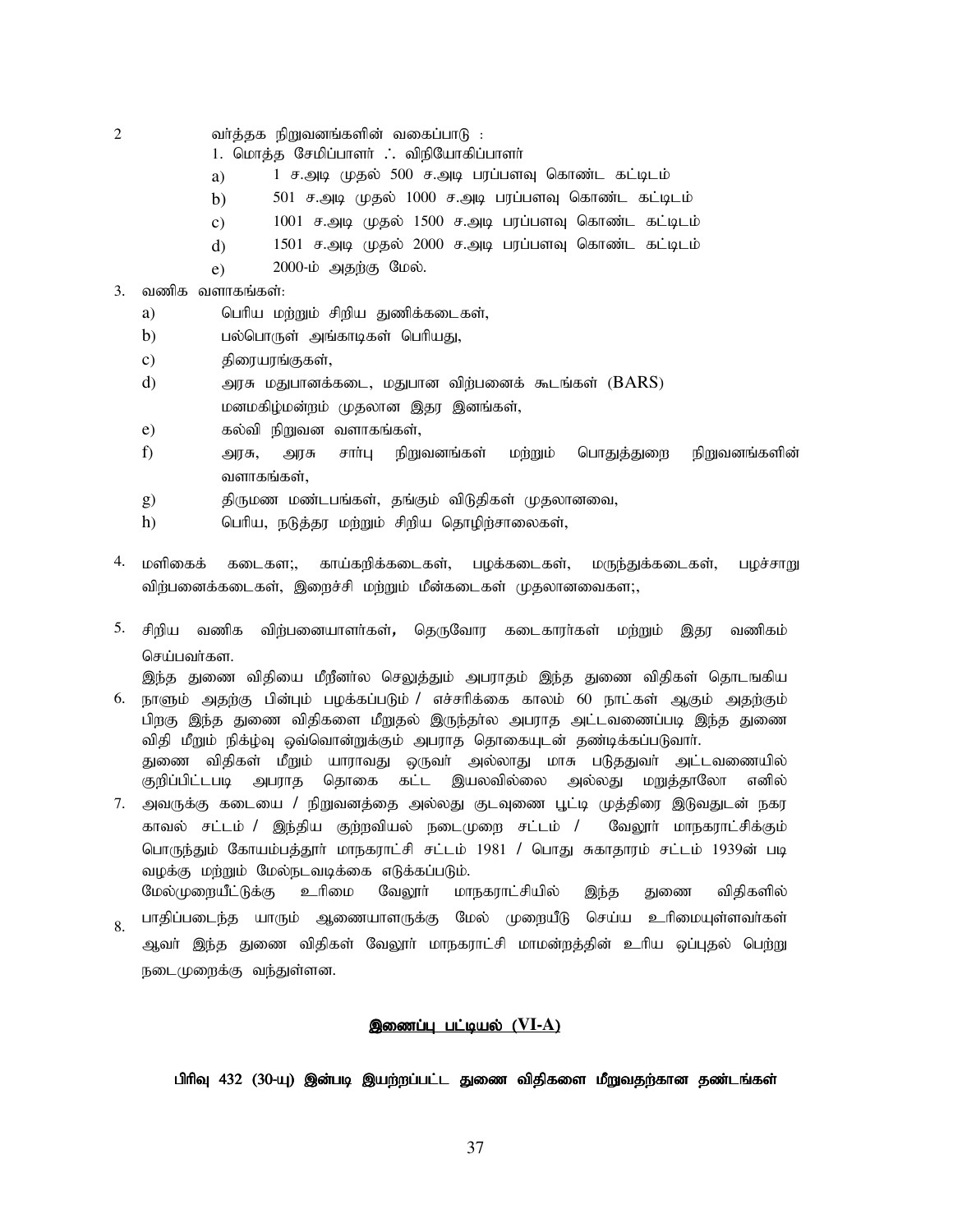2. வா்த்தக நிறுவனங்களின் வகைப்பாடு :

   1. மொத்த சேமிப்பாளா் ∴ விநியோகிப்பாளா்

      a) 1 ச.அடி முதல் 500 ச.அடி பரப்பளவு கொண்ட கட்டிடம்

      b) 501 ச.அடி முதல் 1000 ச.அடி பரப்பளவு கொண்ட கட்டிடம்

      c) 1001 ச.அடி முதல் 1500 ச.அடி பரப்பளவு கொண்ட கட்டிடம்

      d) 1501 ச.அடி முதல் 2000 ச.அடி பரப்பளவு கொண்ட கட்டிடம்

      e) 2000-ம் அதற்கு மேல்.

3. வணிக வளாகங்கள்:

   a) பெரிய மற்றும் சிறிய துணிக்கடைகள்,

   b) பல்பொருள் அங்காடிகள் பெரியது,

   c) திரையரங்குகள்,

   d) அரசு மதுபானக்கடை, மதுபான விற்பனைக் கூடங்கள் (BARS) மனமகிழ்மன்றம் முதலான இதர இனங்கள்,

   e) கல்வி நிறுவன வளாகங்கள்,

   f) அரசு, அரசு சாா்பு நிறுவனங்கள் மற்றும் பொதுத்துறை நிறுவனங்களின் வளாகங்கள்,

   g) திருமண மண்டபங்கள், தங்கும் விடுதிகள் முதலானவை,

   h) பெரிய, நடுத்தர மற்றும் சிறிய தொழிற்சாலைகள்,

4. மளிகைக் கடைகள;, காய்கறிக்கடைகள், பழக்கடைகள், மருந்துக்கடைகள், பழச்சாறு விற்பனைக்கடைகள், இறைச்சி மற்றும் மீன்கடைகள் முதலானவைகள;,

5. சிறிய வணிக விற்பனையாளா்கள், தெருவோர கடைகாரா்கள் மற்றும் இதர வணிகம் செய்பவா்கள.

6. இந்த துணை விதியை மீறீனா்ல செலுத்தும் அபராதம் இந்த துணை விதிகள் தொடஙகிய நாளும் அதற்கு பின்பும் பழக்கப்படும் / எச்சரிக்கை காலம் 60 நாட்கள் ஆகும் அதற்கும் பிறகு இந்த துணை விதிகளை மீறுதல் இருந்தா்ல அபராத அட்டவணைப்படி இந்த துணை விதி மீறும் நிக்ழ்வு ஒவ்வொன்றுக்கும் அபராத தொகையுடன் தண்டிக்கப்படுவாா்.

7. துணை விதிகள் மீறும் யாராவது ஒருவா் அல்லாது மாசு படுததுவா் அட்டவணையில் குறிப்பிட்டபடி அபராத தொகை கட்ட இயலவில்லை அல்லது மறுத்தாலோ எனில் அவருக்கு கடையை / நிறுவனத்தை அல்லது குடவுணை பூட்டி முத்திரை இடுவதுடன் நகர காவல் சட்டம் / இந்திய குற்றவியல் நடைமுறை சட்டம் / வேலூா் மாநகராட்சிக்கும் பொருந்தும் கோயம்பத்தூா் மாநகராட்சி சட்டம் 1981 / பொது சுகாதாரம் சட்டம் 1939ன் படி வழக்கு மற்றும் மேல்நடவடிக்கை எடுக்கப்படும்.

8. மேல்முறையீட்டுக்கு உரிமை வேலூா் மாநகராட்சியில் இந்த துணை விதிகளில் பாதிப்படைந்த யாரும் ஆணையாளருக்கு மேல் முறையீடு செய்ய உரிமையுள்ளவா்கள் ஆவா் இந்த துணை விதிகள் வேலூா் மாநகராட்சி மாமன்றத்தின் உரிய ஒப்புதல் பெற்று நடைமுறைக்கு வந்துள்ளன.

## <u>இணைப்பு பட்டியல் (VI-A)</u>

**பிரிவு 432 (30-யு) இன்படி இயற்றப்பட்ட துணை விதிகளை மீறுவதற்கான தண்டங்கள்**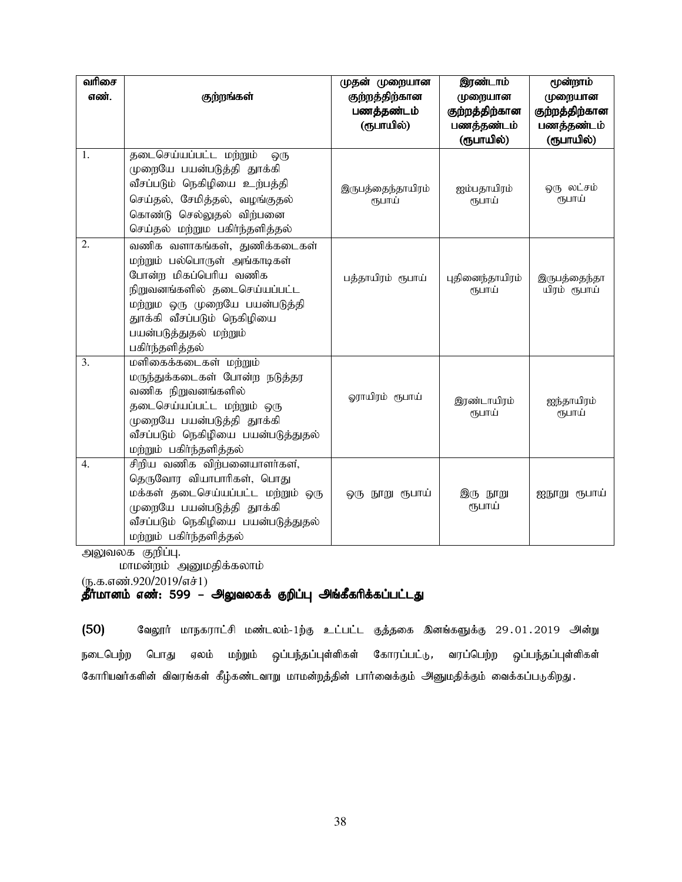| வரிசை எண். | குற்றங்கள் | முதன் முறையான குற்றத்திற்கான பணத்தண்டம் (ரூபாயில்) | இரண்டாம் முறையான குற்றத்திற்கான பணத்தண்டம் (ரூபாயில்) | மூன்றாம் முறையான குற்றத்திற்கான பணத்தண்டம் (ரூபாயில்) |
|---|---|---|---|---|
| 1. | தடைசெய்யப்பட்ட மற்றும் ஒரு முறையே பயன்படுத்தி தூக்கி வீசப்படும் நெகிழியை உற்பத்தி செய்தல், சேமித்தல், வழங்குதல் கொண்டு செல்லுதல் விற்பனை செய்தல் மற்றும பகிர்ந்தளித்தல் | இருபத்தைந்தாயிரம் ரூபாய் | ஐம்பதாயிரம் ரூபாய் | ஒரு லட்சம் ரூபாய் |
| 2. | வணிக வளாகங்கள், துணிக்கடைகள் மற்றும் பல்பொருள் அங்காடிகள் போன்ற மிகப்பெரிய வணிக நிறுவனங்களில் தடைசெய்யப்பட்ட மற்றும ஒரு முறையே பயன்படுத்தி தூக்கி வீசப்படும் நெகிழியை பயன்படுத்துதல் மற்றும் பகிர்ந்தளித்தல் | பத்தாயிரம் ரூபாய் | பதினைந்தாயிரம் ரூபாய் | இருபத்தைந்தாயிரம் ரூபாய் |
| 3. | மளிகைக்கடைகள் மற்றும் மருந்துக்கடைகள் போன்ற நடுத்தர வணிக நிறுவனங்களில் தடைசெய்யப்பட்ட மற்றும் ஒரு முறையே பயன்படுத்தி தூக்கி வீசப்படும் நெகிழியை பயன்படுத்துதல் மற்றும் பகிர்ந்தளித்தல் | ஓராயிரம் ரூபாய் | இரண்டாயிரம் ரூபாய் | ஐந்தாயிரம் ரூபாய் |
| 4. | சிறிய வணிக விற்பனையாளர்கள், தெருவோர வியாபாரிகள், பொது மக்கள் தடைசெய்யப்பட்ட மற்றும் ஒரு முறையே பயன்படுத்தி தூக்கி வீசப்படும் நெகிழியை பயன்படுத்துதல் மற்றும் பகிர்ந்தளித்தல் | ஒரு நூறு ரூபாய் | இரு நூறு ரூபாய் | ஐநூறு ரூபாய் |

அலுவலக குறிப்பு.

மாமன்றம் அனுமதிக்கலாம்

(ந.க.எண்.920/2019/எச்1)

**தீர்மானம் எண்: 599 – அலுவலகக் குறிப்பு அங்கீகரிக்கப்பட்டது**

**(50)** வேலூர் மாநகராட்சி மண்டலம்-1ற்கு உட்பட்ட குத்தகை இனங்களுக்கு 29.01.2019 அன்று நடைபெற்ற பொது ஏலம் மற்றும் ஒப்பந்தப்புள்ளிகள் கோரப்பட்டு, வரப்பெற்ற ஒப்பந்தப்புள்ளிகள் கோரியவர்களின் விவரங்கள் கீழ்கண்டவாறு மாமன்றத்தின் பார்வைக்கும் அனுமதிக்கும் வைக்கப்படுகிறது.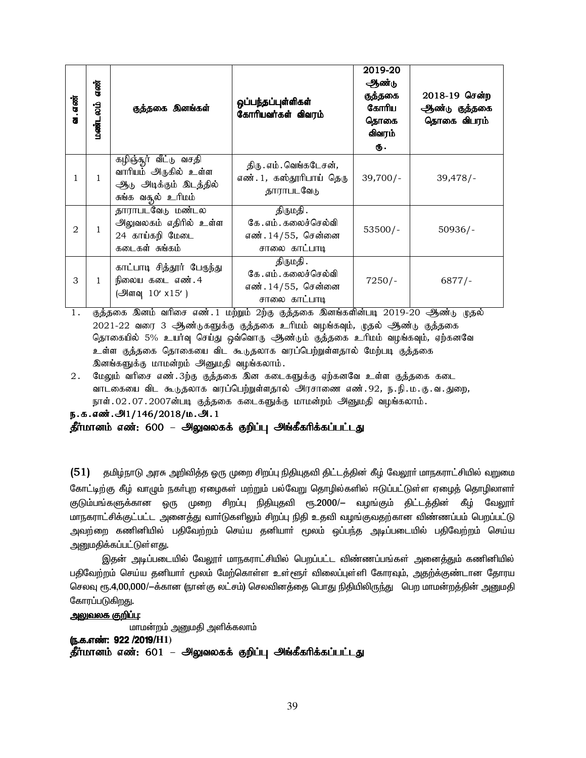| வ.எண் | மண்டலம் எண் | குத்தகை இனங்கள் | ஒப்பந்தப்புள்ளிகள் கோரியவர்கள் விவரம் | 2019-20 ஆண்டு குத்தகை கோரிய தொகை விவரம் ரூ. | 2018-19 சென்ற ஆண்டு குத்தகை தொகை விபரம் |
|---|---|---|---|---|---|
| 1 | 1 | கழிஞ்சூர் வீட்டு வசதி வாரியம் அருகில் உள்ள ஆடு அடிக்கும் இடத்தில் சுங்க வசூல் உரிமம் | திரு.எம்.வெங்கடேசன், எண்.1, கஸ்தூரிபாய் தெரு தாராபடவேடு | 39,700/- | 39,478/- |
| 2 | 1 | தாராபடவேடு மண்டல அலுவலகம் எதிரில் உள்ள 24 காய்கறி மேடை கடைகள் சுங்கம் | திருமதி. கே.எம்.கலைச்செல்வி எண்.14/55, சென்னை சாலை காட்பாடி | 53500/- | 50936/- |
| 3 | 1 | காட்பாடி சித்தூர் பேருந்து நிலைய கடை எண்.4 (அளவு 10′ x15′ ) | திருமதி. கே.எம்.கலைச்செல்வி எண்.14/55, சென்னை சாலை காட்பாடி | 7250/- | 6877/- |

1. குத்தகை இனம் வரிசை எண்.1 மற்றும் 2ற்கு குத்தகை இனங்களின்படி 2019-20 ஆண்டு முதல் 2021-22 வரை 3 ஆண்டுகளுக்கு குத்தகை உரிமம் வழங்கவும், முதல் ஆண்டு குத்தகை தொகையில் 5% உயர்வு செய்து ஒவ்வொரு ஆண்டும் குத்தகை உரிமம் வழங்கவும், ஏற்கனவே உள்ள குத்தகை தொகையை விட கூடுதலாக வரப்பெற்றுள்ளதால் மேற்படி குத்தகை இனங்களுக்கு மாமன்றம் அனுமதி வழங்கலாம்.
2. மேலும் வரிசை எண்.3ற்கு குத்தகை இன கடைகளுக்கு ஏற்கனவே உள்ள குத்தகை கடை வாடகையை விட கூடுதலாக வரப்பெற்றுள்ளதால் அரசாணை எண்.92, ந.நி.ம.கு.வ.துறை, நாள்.02.07.2007ன்படி குத்தகை கடைகளுக்கு மாமன்றம் அனுமதி வழங்கலாம்.

**ந.க.எண்.அ1/146/2018/ம.அ.1**

**தீர்மானம் எண்: 600 – அலுவலகக் குறிப்பு அங்கீகரிக்கப்பட்டது**

**(51)** தமிழ்நாடு அரசு அறிவித்த ஒரு முறை சிறப்பு நிதியுதவி திட்டத்தின் கீழ் வேலூர் மாநகராட்சியில் வறுமை கோட்டிற்கு கீழ் வாழும் நகர்புற ஏழைகள் மற்றும் பல்வேறு தொழில்களில் ஈடுப்பட்டுள்ள ஏழைத் தொழிலாளர் குடும்பங்களுக்கான ஒரு முறை சிறப்பு நிதியுதவி ரூ.2000/– வழங்கும் திட்டத்தின் கீழ் வேலூர் மாநகராட்சிக்குட்பட்ட அனைத்து வார்டுகளிலும் சிறப்பு நிதி உதவி வழங்குவதற்கான விண்ணப்பம் பெறப்பட்டு அவற்றை கணினியில் பதிவேற்றம் செய்ய தனியார் மூலம் ஒப்பந்த அடிப்படையில் பதிவேற்றம் செய்ய அனுமதிக்கப்பட்டுள்ளது.

இதன் அடிப்படையில் வேலூர் மாநகராட்சியில் பெறப்பட்ட விண்ணப்பங்கள் அனைத்தும் கணினியில் பதிவேற்றம் செய்ய தனியார் மூலம் மேற்கொள்ள உள்ளூர் விலைப்புள்ளி கோரவும், அதற்குண்டான தோரய செலவு ரூ.4,00,000/–க்கான (நான்கு லட்சம்) செலவினத்தை பொது நிதியிலிருந்து பெற மாமன்றத்தின் அனுமதி கோரப்படுகிறது.

**அலுவலக குறிப்பு:**

மாமன்றம் அனுமதி அளிக்கலாம்

**(ந.க.எண்: 922 /2019/H1)**

**தீர்மானம் எண்: 601 – அலுவலகக் குறிப்பு அங்கீகரிக்கப்பட்டது**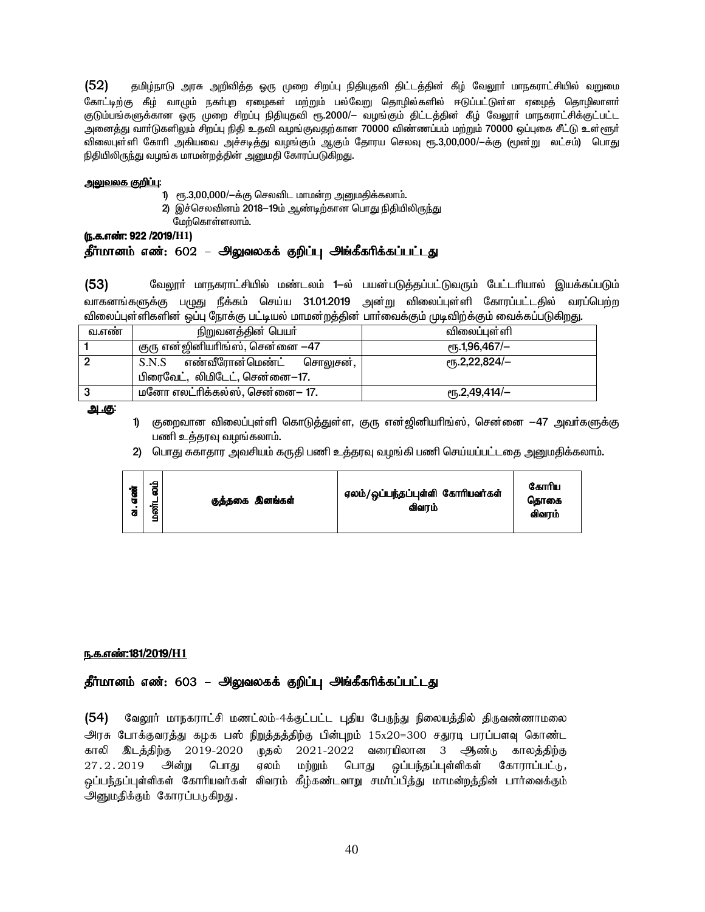(52) தமிழ்நாடு அரசு அறிவித்த ஒரு முறை சிறப்பு நிதியுதவி திட்டத்தின் கீழ் வேலூர் மாநகராட்சியில் வறுமை கோட்டிற்கு கீழ் வாழும் நகர்புற ஏழைகள் மற்றும் பல்வேறு தொழில்களில் ஈடுப்பட்டுள்ள ஏழைத் தொழிலாளர் குடும்பங்களுக்கான ஒரு முறை சிறப்பு நிதியுதவி ரூ.2000/– வழங்கும் திட்டத்தின் கீழ் வேலூர் மாநகராட்சிக்குட்பட்ட அனைத்து வார்டுகளிலும் சிறப்பு நிதி உதவி வழங்குவதற்கான 70000 விண்ணப்பம் மற்றும் 70000 ஒப்புகை சீட்டு உள்ளூர் விலைபுள்ளி கோரி அகியவை அச்சடித்து வழங்கும் ஆகும் தோரய செலவு ரூ.3,00,000/–க்கு (மூன்று லட்சம்) பொது நிதியிலிருந்து வழங்க மாமன்றத்தின் அனுமதி கோரப்படுகிறது.

**அலுவலக குறிப்பு:**

1) ரூ.3,00,000/–க்கு செலவிட மாமன்ற அனுமதிக்கலாம்.
2) இச்செலவினம் 2018–19ம் ஆண்டிற்கான பொது நிதியிலிருந்து மேற்கொள்ளலாம்.

**(ந.க.எண்: 922 /2019/H1)**

**தீர்மானம் எண்: 602 – அலுவலகக் குறிப்பு அங்கீகரிக்கப்பட்டது**

(53) வேலூர் மாநகராட்சியில் மண்டலம் 1–ல் பயன்படுத்தப்பட்டுவரும் பேட்டரியால் இயக்கப்படும் வாகனங்களுக்கு பழுது நீக்கம் செய்ய 31.01.2019 அன்று விலைப்புள்ளி கோரப்பட்டதில் வரப்பெற்ற விலைப்புள்ளிகளின் ஒப்பு நோக்கு பட்டியல் மாமன்றத்தின் பார்வைக்கும் முடிவிற்க்கும் வைக்கப்படுகிறது.

| வ.எண் | நிறுவனத்தின் பெயர் | விலைப்புள்ளி |
|---|---|---|
| 1 | குரு என்ஜினியரிங்ஸ், சென்னை –47 | ரூ.1,96,467/– |
| 2 | S.N.S எண்வீரோன்மெண்ட் சொலுசன், பிரைவேட், லிமிடேட், சென்னை–17. | ரூ.2,22,824/– |
| 3 | மனோ எலட்ரிக்கல்ஸ், சென்னை– 17. | ரூ.2,49,414/– |

**அ.கு:**

1) குறைவான விலைப்புள்ளி கொடுத்துள்ள, குரு என்ஜினியரிங்ஸ், சென்னை –47 அவர்களுக்கு பணி உத்தரவு வழங்கலாம்.
2) பொது சுகாதார அவசியம் கருதி பணி உத்தரவு வழங்கி பணி செய்யப்பட்டதை அனுமதிக்கலாம்.

| வ.எண் | மண்டலம் | குத்தகை இனங்கள் | ஏலம்/ஒப்பந்தப்புள்ளி கோரியவர்கள் விவரம் | கோரிய தொகை விவரம் |
|---|---|---|---|---|

**ந.க.எண்:181/2019/H1**

**தீர்மானம் எண்: 603 – அலுவலகக் குறிப்பு அங்கீகரிக்கப்பட்டது**

(54) வேலூர் மாநகராட்சி மணட்லம்-4க்குட்பட்ட புதிய பேருந்து நிலையத்தில் திருவண்ணாமலை அரசு போக்குவரத்து கழக பஸ் நிறுத்தத்திற்கு பின்புறம் 15x20=300 சதுரடி பரப்பளவு கொண்ட காலி இடத்திற்கு 2019-2020 முதல் 2021-2022 வரையிலான 3 ஆண்டு காலத்திற்கு 27.2.2019 அன்று பொது ஏலம் மற்றும் பொது ஒப்பந்தப்புள்ளிகள் கோராப்பட்டு, ஒப்பந்தப்புள்ளிகள் கோரியவர்கள் விவரம் கீழ்கண்டவாறு சமர்ப்பித்து மாமன்றத்தின் பார்வைக்கும் அனுமதிக்கும் கோரப்படுகிறது.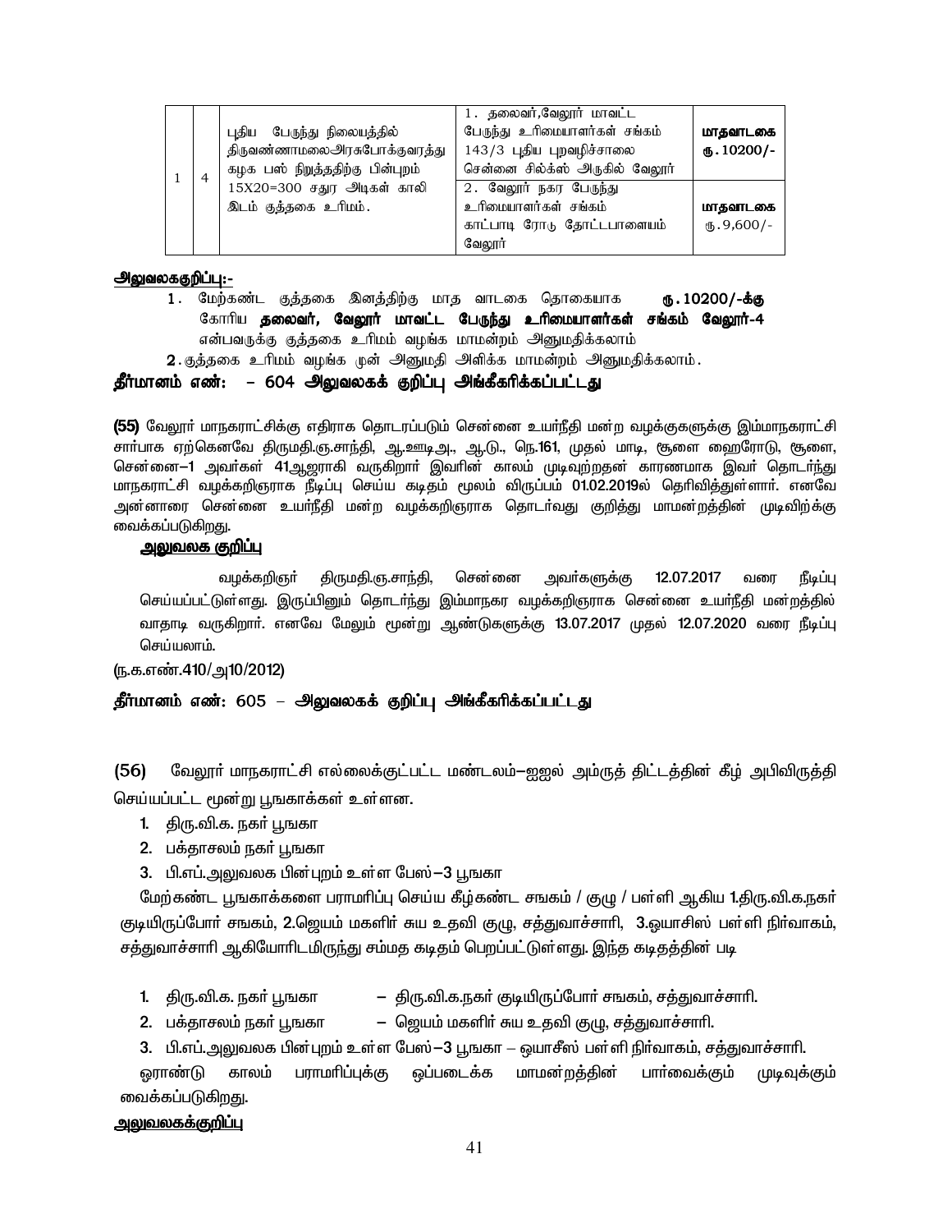| | | | | |
|---|---|---|---|---|
| 1 | 4 | புதிய பேருந்து நிலையத்தில் திருவண்ணாமலைஅரசுபோக்குவரத்து கழக பஸ் நிறுத்ததிற்கு பின்புறம் 15X20=300 சதுர அடிகள் காலி இடம் குத்தகை உரிமம். | 1. தலைவர்,வேலூர் மாவட்ட பேருந்து உரிமையாளர்கள் சங்கம் 143/3 புதிய புறவழிச்சாலை சென்னை சில்க்ஸ் அருகில் வேலூர் | **மாதவாடகை ரூ.10200/-** |
| | | | 2. வேலூர் நகர பேருந்து உரிமையாளர்கள் சங்கம் காட்பாடி ரோடு தோட்டபாளையம் வேலூர் | **மாதவாடகை** ரூ.9,600/- |

**அலுவலககுறிப்பு:-**

1. மேற்கண்ட குத்தகை இனத்திற்கு மாத வாடகை தொகையாக **ரூ.10200/-க்கு** கோரிய **தலைவர், வேலூர் மாவட்ட பேருந்து உரிமையாளர்கள் சங்கம் வேலூர்-4** என்பவருக்கு குத்தகை உரிமம் வழங்க மாமன்றம் அனுமதிக்கலாம்
2. குத்தகை உரிமம் வழங்க முன் அனுமதி அளிக்க மாமன்றம் அனுமதிக்கலாம்.

**தீர்மானம் எண்: – 604 அலுவலகக் குறிப்பு அங்கீகரிக்கப்பட்டது**

**(55)** வேலூர் மாநகராட்சிக்கு எதிராக தொடரப்படும் சென்னை உயர்நீதி மன்ற வழக்குகளுக்கு இம்மாநகராட்சி சார்பாக ஏற்கெனவே திருமதி.ஞ.சாந்தி, ஆ.ஊடிஅ., ஆ.டு., நெ.161, முதல் மாடி, சூளை ஹைரோடு, சூளை, சென்னை–1 அவர்கள் 41ஆஜராகி வருகிறார் இவரின் காலம் முடிவுற்றதன் காரணமாக இவர் தொடர்ந்து மாநகராட்சி வழக்கறிஞராக நீடிப்பு செய்ய கடிதம் மூலம் விருப்பம் 01.02.2019ல் தெரிவித்துள்ளார். எனவே அன்னாரை சென்னை உயர்நீதி மன்ற வழக்கறிஞராக தொடர்வது குறித்து மாமன்றத்தின் முடிவிற்கு வைக்கப்படுகிறது.

**அலுவலக குறிப்பு**

வழக்கறிஞர் திருமதி.ஞ.சாந்தி, சென்னை அவர்களுக்கு 12.07.2017 வரை நீடிப்பு செய்யப்பட்டுள்ளது. இருப்பினும் தொடர்ந்து இம்மாநகர வழக்கறிஞராக சென்னை உயர்நீதி மன்றத்தில் வாதாடி வருகிறார். எனவே மேலும் மூன்று ஆண்டுகளுக்கு 13.07.2017 முதல் 12.07.2020 வரை நீடிப்பு செய்யலாம்.

(ந.க.எண்.410/அ10/2012)

**தீர்மானம் எண்: 605 – அலுவலகக் குறிப்பு அங்கீகரிக்கப்பட்டது**

(56) வேலூர் மாநகராட்சி எல்லைக்குட்பட்ட மண்டலம்–ஐஐல் அம்ருத் திட்டத்தின் கீழ் அபிவிருத்தி செய்யப்பட்ட மூன்று பூஙகாக்கள் உள்ளன.

1. திரு.வி.க. நகர் பூஙகா
2. பக்தாசலம் நகர் பூஙகா
3. பி.எப்.அலுவலக பின்புறம் உள்ள பேஸ்–3 பூஙகா

மேற்கண்ட பூஙகாக்களை பராமரிப்பு செய்ய கீழ்கண்ட சஙகம் / குழு / பள்ளி ஆகிய 1.திரு.வி.க.நகர் குடியிருப்போர் சஙகம், 2.ஜெயம் மகளிர் சுய உதவி குழு, சத்துவாச்சாரி, 3.ஒயாசிஸ் பள்ளி நிர்வாகம், சத்துவாச்சாரி ஆகியோரிடமிருந்து சம்மத கடிதம் பெறப்பட்டுள்ளது. இந்த கடிதத்தின் படி

1. திரு.வி.க. நகர் பூஙகா – திரு.வி.க.நகர் குடியிருப்போர் சஙகம், சத்துவாச்சாரி.
2. பக்தாசலம் நகர் பூஙகா – ஜெயம் மகளிர் சுய உதவி குழு, சத்துவாச்சாரி.
3. பி.எப்.அலுவலக பின்புறம் உள்ள பேஸ்–3 பூஙகா – ஒயாசீஸ் பள்ளி நிர்வாகம், சத்துவாச்சாரி.

ஓராண்டு காலம் பராமரிப்புக்கு ஒப்படைக்க மாமன்றத்தின் பார்வைக்கும் முடிவுக்கும் வைக்கப்படுகிறது.

**அலுவலகக்குறிப்பு**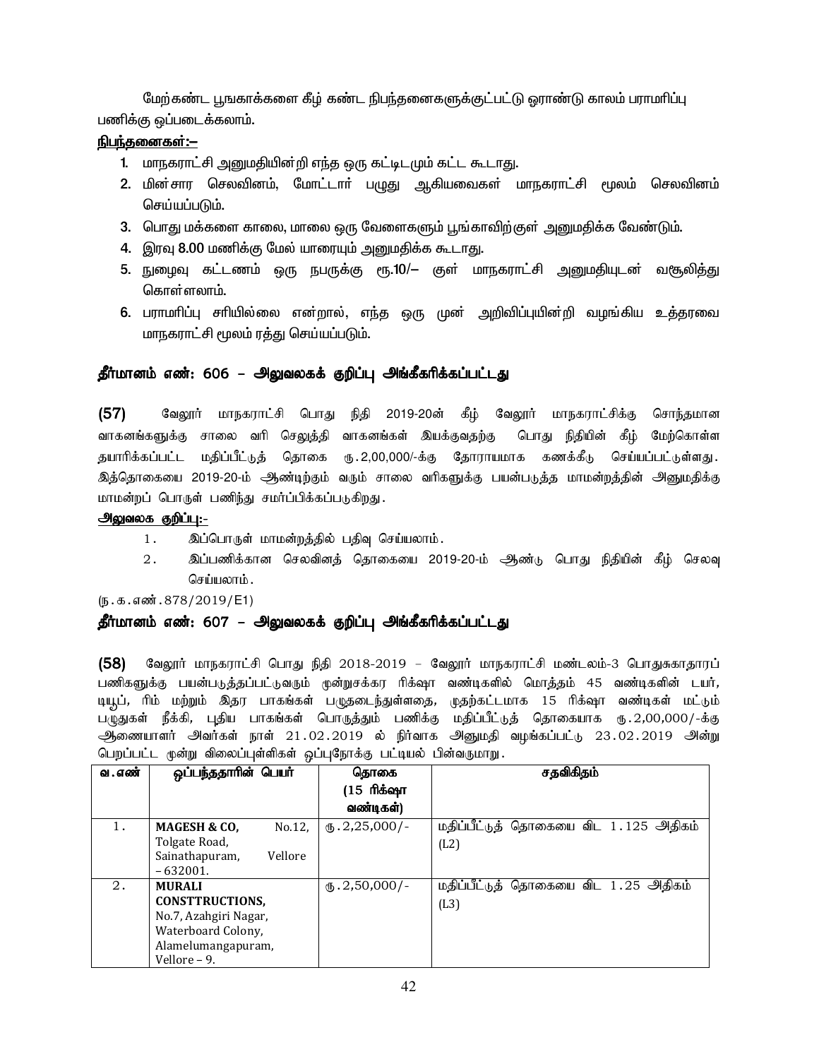மேற்கண்ட பூஙகாக்களை கீழ் கண்ட நிபந்தனைகளுக்குட்பட்டு ஓராண்டு காலம் பராமரிப்பு பணிக்கு ஒப்படைக்கலாம்.

**நிபந்தனைகள்:–**

1. மாநகராட்சி அனுமதியின்றி எந்த ஒரு கட்டிடமும் கட்ட கூடாது.
2. மின்சார செலவினம், மோட்டார் பழுது ஆகியவைகள் மாநகராட்சி மூலம் செலவினம் செய்யப்படும்.
3. பொது மக்களை காலை, மாலை ஒரு வேளைகளும் பூங்காவிற்குள் அனுமதிக்க வேண்டும்.
4. இரவு 8.00 மணிக்கு மேல் யாரையும் அனுமதிக்க கூடாது.
5. நுழைவு கட்டணம் ஒரு நபருக்கு ரூ.10/– குள் மாநகராட்சி அனுமதியுடன் வசூலித்து கொள்ளலாம்.
6. பராமரிப்பு சரியில்லை என்றால், எந்த ஒரு முன் அறிவிப்புயின்றி வழங்கிய உத்தரவை மாநகராட்சி மூலம் ரத்து செய்யப்படும்.

### தீர்மானம் எண்: 606 – அலுவலகக் குறிப்பு அங்கீகரிக்கப்பட்டது

**(57)** வேலூர் மாநகராட்சி பொது நிதி 2019-20ன் கீழ் வேலூர் மாநகராட்சிக்கு சொந்தமான வாகனங்களுக்கு சாலை வரி செலுத்தி வாகனங்கள் இயக்குவதற்கு பொது நிதியின் கீழ் மேற்கொள்ள தயாரிக்கப்பட்ட மதிப்பீட்டுத் தொகை ரூ.2,00,000/-க்கு தோராயமாக கணக்கீடு செய்யப்பட்டுள்ளது. இத்தொகையை 2019-20-ம் ஆண்டிற்கும் வரும் சாலை வரிகளுக்கு பயன்படுத்த மாமன்றத்தின் அனுமதிக்கு மாமன்றப் பொருள் பணிந்து சமர்ப்பிக்கப்படுகிறது.

**அலுவலக குறிப்பு:-**

1. இப்பொருள் மாமன்றத்தில் பதிவு செய்யலாம்.
2. இப்பணிக்கான செலவினத் தொகையை 2019-20-ம் ஆண்டு பொது நிதியின் கீழ் செலவு செய்யலாம்.

(ந.க.எண்.878/2019/E1)

### தீர்மானம் எண்: 607 – அலுவலகக் குறிப்பு அங்கீகரிக்கப்பட்டது

**(58)** வேலூர் மாநகராட்சி பொது நிதி 2018-2019 – வேலூர் மாநகராட்சி மண்டலம்-3 பொதுசுகாதாரப் பணிகளுக்கு பயன்படுத்தப்பட்டுவரும் மூன்றுசக்கர ரிக்ஷா வண்டிகளில் மொத்தம் 45 வண்டிகளின் டயர், டியூப், ரிம் மற்றும் இதர பாகங்கள் பழுதடைந்துள்ளதை, முதற்கட்டமாக 15 ரிக்ஷா வண்டிகள் மட்டும் பழுதுகள் நீக்கி, புதிய பாகங்கள் பொருத்தும் பணிக்கு மதிப்பீட்டுத் தொகையாக ரூ.2,00,000/-க்கு ஆணையாளர் அவர்கள் நாள் 21.02.2019 ல் நிர்வாக அனுமதி வழங்கப்பட்டு 23.02.2019 அன்று பெறப்பட்ட மூன்று விலைப்புள்ளிகள் ஒப்புநோக்கு பட்டியல் பின்வருமாறு.

| வ.எண் | ஒப்பந்ததாரின் பெயர் | தொகை (15 ரிக்ஷா வண்டிகள்) | சதவிகிதம் |
|---|---|---|---|
| 1. | **MAGESH & CO,** No.12, Tolgate Road, Sainathapuram, Vellore – 632001. | ரூ.2,25,000/- | மதிப்பீட்டுத் தொகையை விட 1.125 அதிகம் (L2) |
| 2. | **MURALI CONSTTRUCTIONS,** No.7, Azahgiri Nagar, Waterboard Colony, Alamelumangapuram, Vellore – 9. | ரூ.2,50,000/- | மதிப்பீட்டுத் தொகையை விட 1.25 அதிகம் (L3) |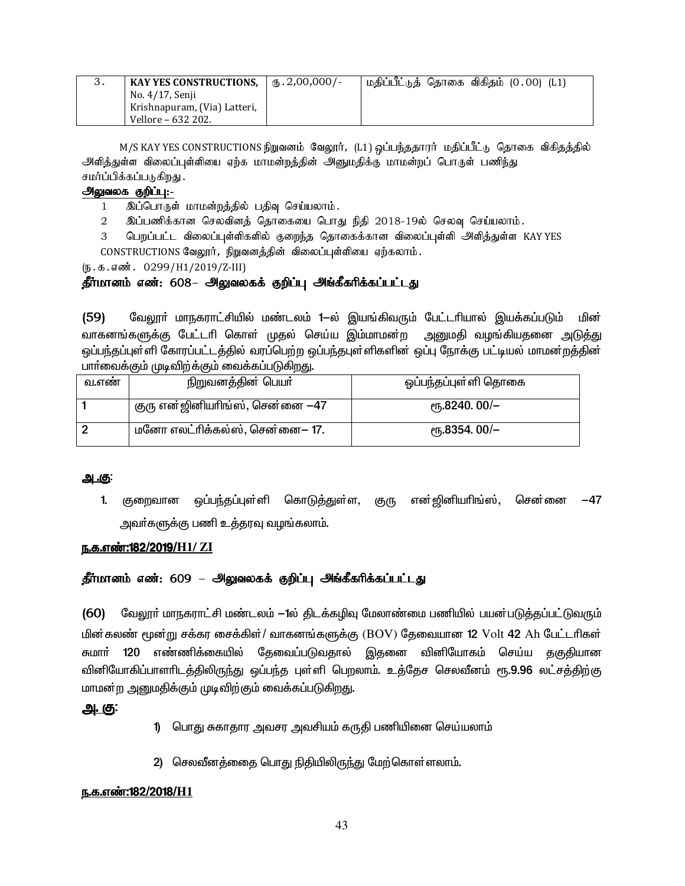| 3. | **KAY YES CONSTRUCTIONS,** No. 4/17, Senji Krishnapuram, (Via) Latteri, Vellore – 632 202. | ரு.2,00,000/- | மதிப்பீட்டுத் தொகை விகிதம் (0.00) (L1) |
|---|---|---|---|

M/S KAY YES CONSTRUCTIONS நிறுவனம் வேலூர், (L1) ஒப்பந்ததாரர் மதிப்பீட்டு தொகை விகிதத்தில் அளித்துள்ள விலைப்புள்ளியை ஏற்க மாமன்றத்தின் அனுமதிக்கு மாமன்றப் பொருள் பணிந்து சமர்ப்பிக்கப்படுகிறது.

**அலுவலக குறிப்பு:-**

1 இப்பொருள் மாமன்றத்தில் பதிவு செய்யலாம்.

2 இப்பணிக்கான செலவினத் தொகையை பொது நிதி 2018-19ல் செலவு செய்யலாம்.

3 பெறப்பட்ட விலைப்புள்ளிகளில் குறைந்த தொகைக்கான விலைப்புள்ளி அளித்துள்ள KAY YES CONSTRUCTIONS வேலூர், நிறுவனத்தின் விலைப்புள்ளியை ஏற்கலாம்.

(ந.க.எண். 0299/H1/2019/Z-III)

**தீர்மானம் எண்: 608– அலுவலகக் குறிப்பு அங்கீகரிக்கப்பட்டது**

**(59)** வேலூர் மாநகராட்சியில் மண்டலம் 1–ல் இயங்கிவரும் பேட்டரியால் இயக்கப்படும் மின் வாகனங்களுக்கு பேட்டரி கொள் முதல் செய்ய இம்மாமன்ற அனுமதி வழங்கியதனை அடுத்து ஒப்பந்தப்புள்ளி கோரப்பட்டத்தில் வரப்பெற்ற ஒப்பந்தபுள்ளிகளின் ஒப்பு நோக்கு பட்டியல் மாமன்றத்தின் பார்வைக்கும் முடிவிற்க்கும் வைக்கப்படுகிறது.

| வ.எண் | நிறுவனத்தின் பெயர் | ஒப்பந்தப்புள்ளி தொகை |
|---|---|---|
| 1 | குரு என்ஜினியரிங்ஸ், சென்னை –47 | ரூ.8240. 00/– |
| 2 | மனோ எலட்ரிக்கல்ஸ், சென்னை– 17. | ரூ.8354. 00/– |

**அ.கு:**

1. குறைவான ஒப்பந்தப்புள்ளி கொடுத்துள்ள, குரு என்ஜினியரிங்ஸ், சென்னை –47 அவர்களுக்கு பணி உத்தரவு வழங்கலாம்.

**ந.க.எண்:182/2019/H1/ ZI**

**தீர்மானம் எண்: 609 – அலுவலகக் குறிப்பு அங்கீகரிக்கப்பட்டது**

**(60)** வேலூர் மாநகராட்சி மண்டலம் –1ல் திடக்கழிவு மேலாண்மை பணியில் பயன்படுத்தப்பட்டுவரும் மின்கலன் மூன்று சக்கர சைக்கிள்/ வாகனங்களுக்கு (BOV) தேவையான 12 Volt 42 Ah பேட்டரிகள் சுமார் 120 எண்ணிக்கையில் தேவைப்படுவதால் இதனை வினியோகம் செய்ய தகுதியான வினியோகிப்பாளரிடத்திலிருந்து ஒப்பந்த புள்ளி பெறலாம். உத்தேச செலவீனம் ரூ.9.96 லட்சத்திற்கு மாமன்ற அனுமதிக்கும் முடிவிற்கும் வைக்கப்படுகிறது.

**அ. கு:**

1) பொது சுகாதார அவசர அவசியம் கருதி பணியினை செய்யலாம்

2) செலவீனத்தை பொது நிதியிலிருந்து மேற்கொள்ளலாம்.

**ந.க.எண்:182/2018/H1**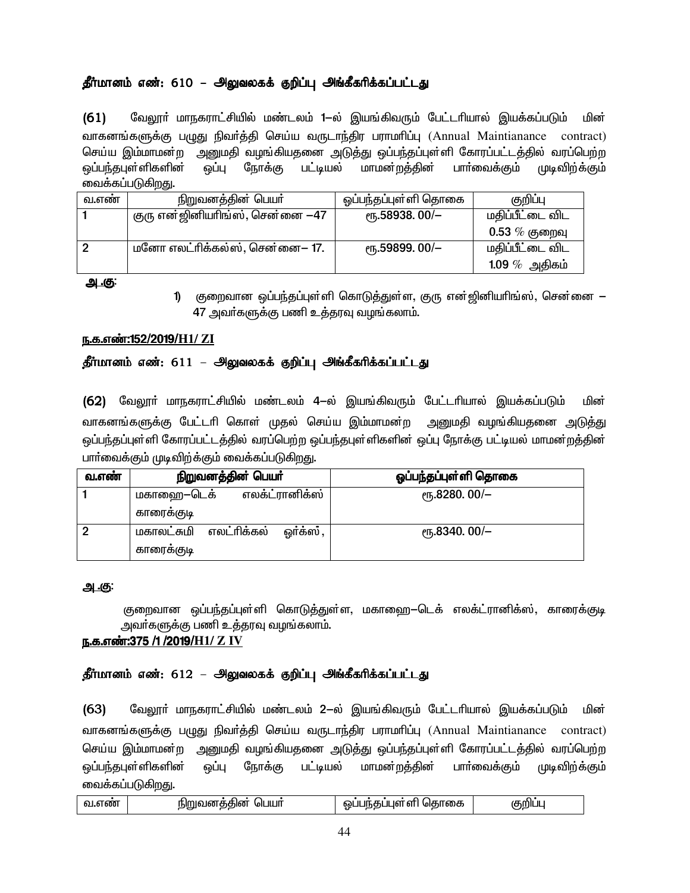**தீர்மானம் எண்: 610 – அலுவலகக் குறிப்பு அங்கீகரிக்கப்பட்டது**

**(61)** வேலூர் மாநகராட்சியில் மண்டலம் 1–ல் இயங்கிவரும் பேட்டரியால் இயக்கப்படும் மின் வாகனங்களுக்கு பழுது நிவர்த்தி செய்ய வருடாந்திர பராமரிப்பு (Annual Maintianance contract) செய்ய இம்மாமன்ற அனுமதி வழங்கியதனை அடுத்து ஒப்பந்தப்புள்ளி கோரப்பட்டத்தில் வரப்பெற்ற ஒப்பந்தபுள்ளிகளின் ஒப்பு நோக்கு பட்டியல் மாமன்றத்தின் பார்வைக்கும் முடிவிற்க்கும் வைக்கப்படுகிறது.

| வ.எண் | நிறுவனத்தின் பெயர் | ஒப்பந்தப்புள்ளி தொகை | குறிப்பு |
|---|---|---|---|
| 1 | குரு என்ஜினியரிங்ஸ், சென்னை –47 | ரூ.58938. 00/– | மதிப்பீட்டை விட 0.53 % குறைவு |
| 2 | மனோ எலட்ரிக்கல்ஸ், சென்னை– 17. | ரூ.59899. 00/– | மதிப்பீட்டை விட 1.09 % அதிகம் |

**அ.கு:**

1) குறைவான ஒப்பந்தப்புள்ளி கொடுத்துள்ள, குரு என்ஜினியரிங்ஸ், சென்னை – 47 அவர்களுக்கு பணி உத்தரவு வழங்கலாம்.

**ந.க.எண்:152/2019/H1/ ZI**

**தீர்மானம் எண்: 611 – அலுவலகக் குறிப்பு அங்கீகரிக்கப்பட்டது**

**(62)** வேலூர் மாநகராட்சியில் மண்டலம் 4–ல் இயங்கிவரும் பேட்டரியால் இயக்கப்படும் மின் வாகனங்களுக்கு பேட்டரி கொள் முதல் செய்ய இம்மாமன்ற அனுமதி வழங்கியதனை அடுத்து ஒப்பந்தப்புள்ளி கோரப்பட்டத்தில் வரப்பெற்ற ஒப்பந்தபுள்ளிகளின் ஒப்பு நோக்கு பட்டியல் மாமன்றத்தின் பார்வைக்கும் முடிவிற்க்கும் வைக்கப்படுகிறது.

| வ.எண் | நிறுவனத்தின் பெயர் | ஒப்பந்தப்புள்ளி தொகை |
|---|---|---|
| 1 | மகாஹை–டெக் எலக்ட்ரானிக்ஸ் காரைக்குடி | ரூ.8280. 00/– |
| 2 | மகாலட்சுமி எலட்ரிக்கல் ஒர்க்ஸ், காரைக்குடி | ரூ.8340. 00/– |

**அ.கு:**

குறைவான ஒப்பந்தப்புள்ளி கொடுத்துள்ள, மகாஹை–டெக் எலக்ட்ரானிக்ஸ், காரைக்குடி அவர்களுக்கு பணி உத்தரவு வழங்கலாம்.

**ந.க.எண்:375 /1 /2019/H1/ Z IV**

**தீர்மானம் எண்: 612 – அலுவலகக் குறிப்பு அங்கீகரிக்கப்பட்டது**

**(63)** வேலூர் மாநகராட்சியில் மண்டலம் 2–ல் இயங்கிவரும் பேட்டரியால் இயக்கப்படும் மின் வாகனங்களுக்கு பழுது நிவர்த்தி செய்ய வருடாந்திர பராமரிப்பு (Annual Maintianance contract) செய்ய இம்மாமன்ற அனுமதி வழங்கியதனை அடுத்து ஒப்பந்தப்புள்ளி கோரப்பட்டத்தில் வரப்பெற்ற ஒப்பந்தபுள்ளிகளின் ஒப்பு நோக்கு பட்டியல் மாமன்றத்தின் பார்வைக்கும் முடிவிற்க்கும் வைக்கப்படுகிறது.

| வ.எண் | நிறுவனத்தின் பெயர் | ஒப்பந்தப்புள்ளி தொகை | குறிப்பு |
|---|---|---|---|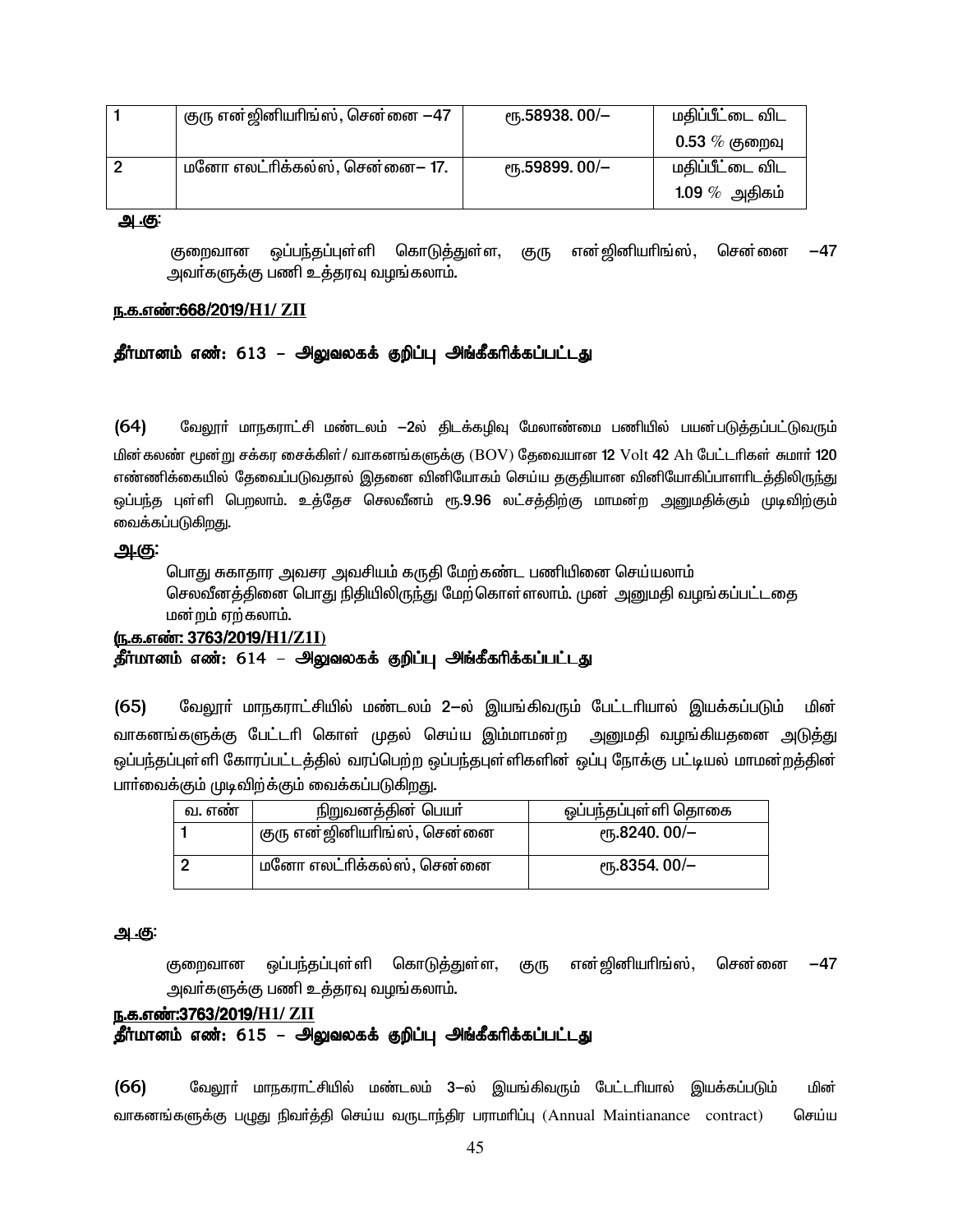| 1 | குரு என்ஜினியரிங்ஸ், சென்னை –47 | ரூ.58938. 00/– | மதிப்பீட்டை விட 0.53 % குறைவு |
|---|---|---|---|
| 2 | மனோ எலட்ரிக்கல்ஸ், சென்னை– 17. | ரூ.59899. 00/– | மதிப்பீட்டை விட 1.09 % அதிகம் |

**அ.கு:**

குறைவான ஒப்பந்தப்புள்ளி கொடுத்துள்ள, குரு என்ஜினியரிங்ஸ், சென்னை –47 அவர்களுக்கு பணி உத்தரவு வழங்கலாம்.

**ந.க.எண்:668/2019/H1/ ZII**

**தீர்மானம் எண்: 613 – அலுவலகக் குறிப்பு அங்கீகரிக்கப்பட்டது**

**(64)** வேலூர் மாநகராட்சி மண்டலம் –2ல் திடக்கழிவு மேலாண்மை பணியில் பயன்படுத்தப்பட்டுவரும் மின்கலண் மூன்று சக்கர சைக்கிள்/ வாகனங்களுக்கு (BOV) தேவையான 12 Volt 42 Ah பேட்டரிகள் சுமார் 120 எண்ணிக்கையில் தேவைப்படுவதால் இதனை வினியோகம் செய்ய தகுதியான வினியோகிப்பாளரிடத்திலிருந்து ஒப்பந்த புள்ளி பெறலாம். உத்தேச செலவீனம் ரூ.9.96 லட்சத்திற்கு மாமன்ற அனுமதிக்கும் முடிவிற்கும் வைக்கப்படுகிறது.

**அ.கு:**

பொது சுகாதார அவசர அவசியம் கருதி மேற்கண்ட பணியினை செய்யலாம் செலவீனத்தினை பொது நிதியிலிருந்து மேற்கொள்ளலாம். முன் அனுமதி வழங்கப்பட்டதை மன்றம் ஏற்கலாம்.

**(ந.க.எண்: 3763/2019/H1/Z1I)**

**தீர்மானம் எண்: 614 – அலுவலகக் குறிப்பு அங்கீகரிக்கப்பட்டது**

**(65)** வேலூர் மாநகராட்சியில் மண்டலம் 2–ல் இயங்கிவரும் பேட்டரியால் இயக்கப்படும் மின் வாகனங்களுக்கு பேட்டரி கொள் முதல் செய்ய இம்மாமன்ற அனுமதி வழங்கியதனை அடுத்து ஒப்பந்தப்புள்ளி கோரப்பட்டத்தில் வரப்பெற்ற ஒப்பந்தபுள்ளிகளின் ஒப்பு நோக்கு பட்டியல் மாமன்றத்தின் பார்வைக்கும் முடிவிற்க்கும் வைக்கப்படுகிறது.

| வ. எண் | நிறுவனத்தின் பெயர் | ஒப்பந்தப்புள்ளி தொகை |
|---|---|---|
| 1 | குரு என்ஜினியரிங்ஸ், சென்னை | ரூ.8240. 00/– |
| 2 | மனோ எலட்ரிக்கல்ஸ், சென்னை | ரூ.8354. 00/– |

**அ.கு:**

குறைவான ஒப்பந்தப்புள்ளி கொடுத்துள்ள, குரு என்ஜினியரிங்ஸ், சென்னை –47 அவர்களுக்கு பணி உத்தரவு வழங்கலாம்.

**ந.க.எண்:3763/2019/H1/ ZII**

**தீர்மானம் எண்: 615 – அலுவலகக் குறிப்பு அங்கீகரிக்கப்பட்டது**

**(66)** வேலூர் மாநகராட்சியில் மண்டலம் 3–ல் இயங்கிவரும் பேட்டரியால் இயக்கப்படும் மின் வாகனங்களுக்கு பழுது நிவர்த்தி செய்ய வருடாந்திர பராமரிப்பு (Annual Maintianance contract) செய்ய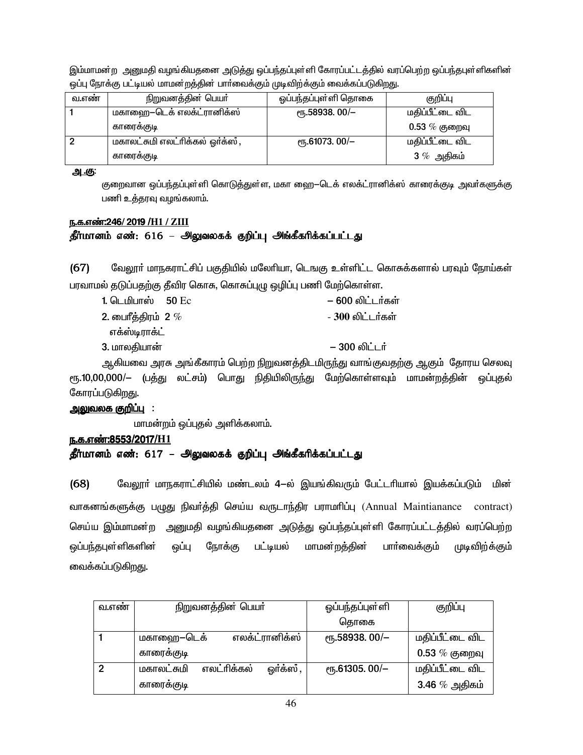இம்மாமன்ற அனுமதி வழங்கியதனை அடுத்து ஒப்பந்தப்புள்ளி கோரப்பட்டத்தில் வரப்பெற்ற ஒப்பந்தபுள்ளிகளின் ஒப்பு நோக்கு பட்டியல் மாமன்றத்தின் பார்வைக்கும் முடிவிற்க்கும் வைக்கப்படுகிறது.

| வ.எண் | நிறுவனத்தின் பெயர் | ஒப்பந்தப்புள்ளி தொகை | குறிப்பு |
|---|---|---|---|
| 1 | மகாஹை–டெக் எலக்ட்ரானிக்ஸ் காரைக்குடி | ரூ.58938. 00/– | மதிப்பீட்டை விட 0.53 % குறைவு |
| 2 | மகாலட்சுமி எலட்ரிக்கல் ஒர்க்ஸ், காரைக்குடி | ரூ.61073. 00/– | மதிப்பீட்டை விட 3 % அதிகம் |

**அ.கு:**

குறைவான ஒப்பந்தப்புள்ளி கொடுத்துள்ள, மகா ஹை–டெக் எலக்ட்ரானிக்ஸ் காரைக்குடி அவர்களுக்கு பணி உத்தரவு வழங்கலாம்.

**ந.க.எண்:246/ 2019 /H1 / ZIII**

**தீர்மானம் எண்: 616 – அலுவலகக் குறிப்பு அங்கீகரிக்கப்பட்டது**

**(67)** வேலூர் மாநகராட்சிப் பகுதியில் மலேரியா, டெங்கு உள்ளிட்ட கொசுக்களால் பரவும் நோய்கள் பரவாமல் தடுப்பதற்கு தீவிர கொசு, கொசுப்புழு ஒழிப்பு பணி மேற்கொள்ள.

1. டெமிபாஸ் 50 Ec – 600 லிட்டர்கள்
2. பைரீத்திரம் 2 % எக்ஸ்டிராக்ட் - 300 லிட்டர்கள்
3. மாலதியான் – 300 லிட்டர்

ஆகியவை அரசு அங்கீகாரம் பெற்ற நிறுவனத்திடமிருந்து வாங்குவதற்கு ஆகும் தோராய செலவு ரூ.10,00,000/– (பத்து லட்சம்) பொது நிதியிலிருந்து மேற்கொள்ளவும் மாமன்றத்தின் ஒப்புதல் கோரப்படுகிறது.

**அலுவலக குறிப்பு :**

மாமன்றம் ஒப்புதல் அளிக்கலாம்.

**ந.க.எண்:8553/2017/H1**

**தீர்மானம் எண்: 617 – அலுவலகக் குறிப்பு அங்கீகரிக்கப்பட்டது**

**(68)** வேலூர் மாநகராட்சியில் மண்டலம் 4–ல் இயங்கிவரும் பேட்டரியால் இயக்கப்படும் மின் வாகனங்களுக்கு பழுது நிவர்த்தி செய்ய வருடாந்திர பராமரிப்பு (Annual Maintianance contract) செய்ய இம்மாமன்ற அனுமதி வழங்கியதனை அடுத்து ஒப்பந்தப்புள்ளி கோரப்பட்டத்தில் வரப்பெற்ற ஒப்பந்தபுள்ளிகளின் ஒப்பு நோக்கு பட்டியல் மாமன்றத்தின் பார்வைக்கும் முடிவிற்க்கும் வைக்கப்படுகிறது.

| வ.எண் | நிறுவனத்தின் பெயர் | ஒப்பந்தப்புள்ளி தொகை | குறிப்பு |
|---|---|---|---|
| 1 | மகாஹை–டெக் எலக்ட்ரானிக்ஸ் காரைக்குடி | ரூ.58938. 00/– | மதிப்பீட்டை விட 0.53 % குறைவு |
| 2 | மகாலட்சுமி எலட்ரிக்கல் ஒர்க்ஸ், காரைக்குடி | ரூ.61305. 00/– | மதிப்பீட்டை விட 3.46 % அதிகம் |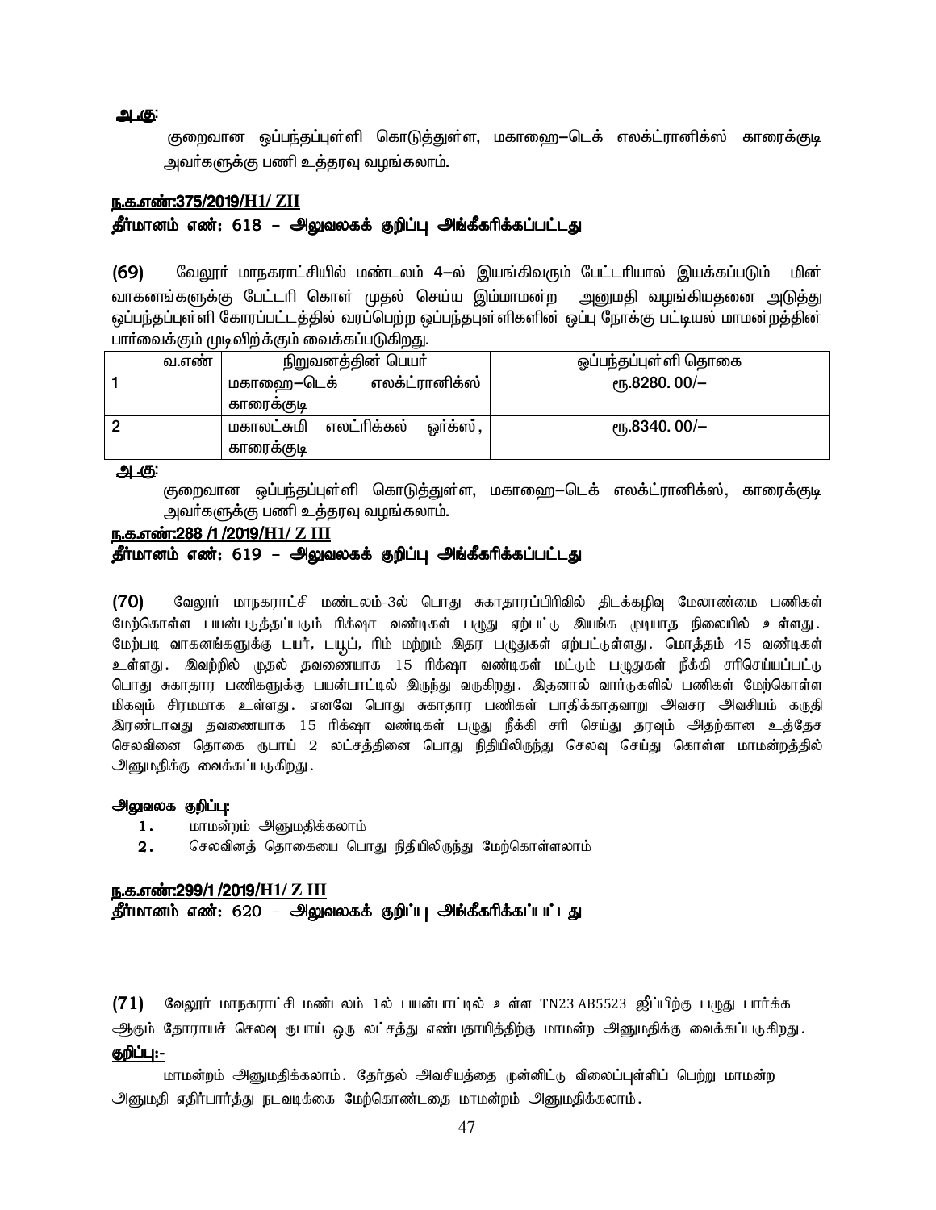**அ.கு:**

குறைவான ஒப்பந்தப்புள்ளி கொடுத்துள்ள, மகாஹை–டெக் எலக்ட்ரானிக்ஸ் காரைக்குடி அவர்களுக்கு பணி உத்தரவு வழங்கலாம்.

**ந.க.எண்:375/2019/H1/ ZII**

**தீர்மானம் எண்: 618 – அலுவலகக் குறிப்பு அங்கீகரிக்கப்பட்டது**

**(69)** வேலூர் மாநகராட்சியில் மண்டலம் 4–ல் இயங்கிவரும் பேட்டரியால் இயக்கப்படும் மின் வாகனங்களுக்கு பேட்டரி கொள் முதல் செய்ய இம்மாமன்ற அனுமதி வழங்கியதனை அடுத்து ஒப்பந்தப்புள்ளி கோரப்பட்டத்தில் வரப்பெற்ற ஒப்பந்தபுள்ளிகளின் ஒப்பு நோக்கு பட்டியல் மாமன்றத்தின் பார்வைக்கும் முடிவிற்க்கும் வைக்கப்படுகிறது.

| வ.எண் | நிறுவனத்தின் பெயர் | ஒப்பந்தப்புள்ளி தொகை |
|---|---|---|
| 1 | மகாஹை–டெக் எலக்ட்ரானிக்ஸ் காரைக்குடி | ரூ.8280. 00/– |
| 2 | மகாலட்சுமி எலட்ரிக்கல் ஒர்க்ஸ், காரைக்குடி | ரூ.8340. 00/– |

**அ.கு:**

குறைவான ஒப்பந்தப்புள்ளி கொடுத்துள்ள, மகாஹை–டெக் எலக்ட்ரானிக்ஸ், காரைக்குடி அவர்களுக்கு பணி உத்தரவு வழங்கலாம்.

**ந.க.எண்:288 /1 /2019/H1/ Z III**

**தீர்மானம் எண்: 619 – அலுவலகக் குறிப்பு அங்கீகரிக்கப்பட்டது**

**(70)** வேலூர் மாநகராட்சி மண்டலம்-3ல் பொது சுகாதாரப்பிரிவில் திடக்கழிவு மேலாண்மை பணிகள் மேற்கொள்ள பயன்படுத்தப்படும் ரிக்ஷா வண்டிகள் பழுது ஏற்பட்டு இயங்க முடியாத நிலையில் உள்ளது. மேற்படி வாகனங்களுக்கு டயர், டியூப், ரிம் மற்றும் இதர பழுதுகள் ஏற்பட்டுள்ளது. மொத்தம் 45 வண்டிகள் உள்ளது. இவற்றில் முதல் தவணையாக 15 ரிக்ஷா வண்டிகள் மட்டும் பழுதுகள் நீக்கி சரிசெய்யப்பட்டு பொது சுகாதார பணிகளுக்கு பயன்பாட்டில் இருந்து வருகிறது. இதனால் வார்டுகளில் பணிகள் மேற்கொள்ள மிகவும் சிரமமாக உள்ளது. எனவே பொது சுகாதார பணிகள் பாதிக்காதவாறு அவசர அவசியம் கருதி இரண்டாவது தவணையாக 15 ரிக்ஷா வண்டிகள் பழுது நீக்கி சரி செய்து தரவும் அதற்கான உத்தேச செலவினை தொகை ருபாய் 2 லட்சத்தினை பொது நிதியிலிருந்து செலவு செய்து கொள்ள மாமன்றத்தில் அனுமதிக்கு வைக்கப்படுகிறது.

**அலுவலக குறிப்பு:**

1. மாமன்றம் அனுமதிக்கலாம்
2. செலவினத் தொகையை பொது நிதியிலிருந்து மேற்கொள்ளலாம்

**ந.க.எண்:299/1 /2019/H1/ Z III**

**தீர்மானம் எண்: 620 – அலுவலகக் குறிப்பு அங்கீகரிக்கப்பட்டது**

**(71)** வேலூர் மாநகராட்சி மண்டலம் 1ல் பயன்பாட்டில் உள்ள TN23 AB5523 ஜீப்பிற்கு பழுது பார்க்க ஆகும் தோராயச் செலவு ருபாய் ஒரு லட்சத்து எண்பதாயித்திற்கு மாமன்ற அனுமதிக்கு வைக்கப்படுகிறது.

**குறிப்பு:-**

மாமன்றம் அனுமதிக்கலாம். தேர்தல் அவசியத்தை முன்னிட்டு விலைப்புள்ளிப் பெற்று மாமன்ற அனுமதி எதிர்பார்த்து நடவடிக்கை மேற்கொண்டதை மாமன்றம் அனுமதிக்கலாம்.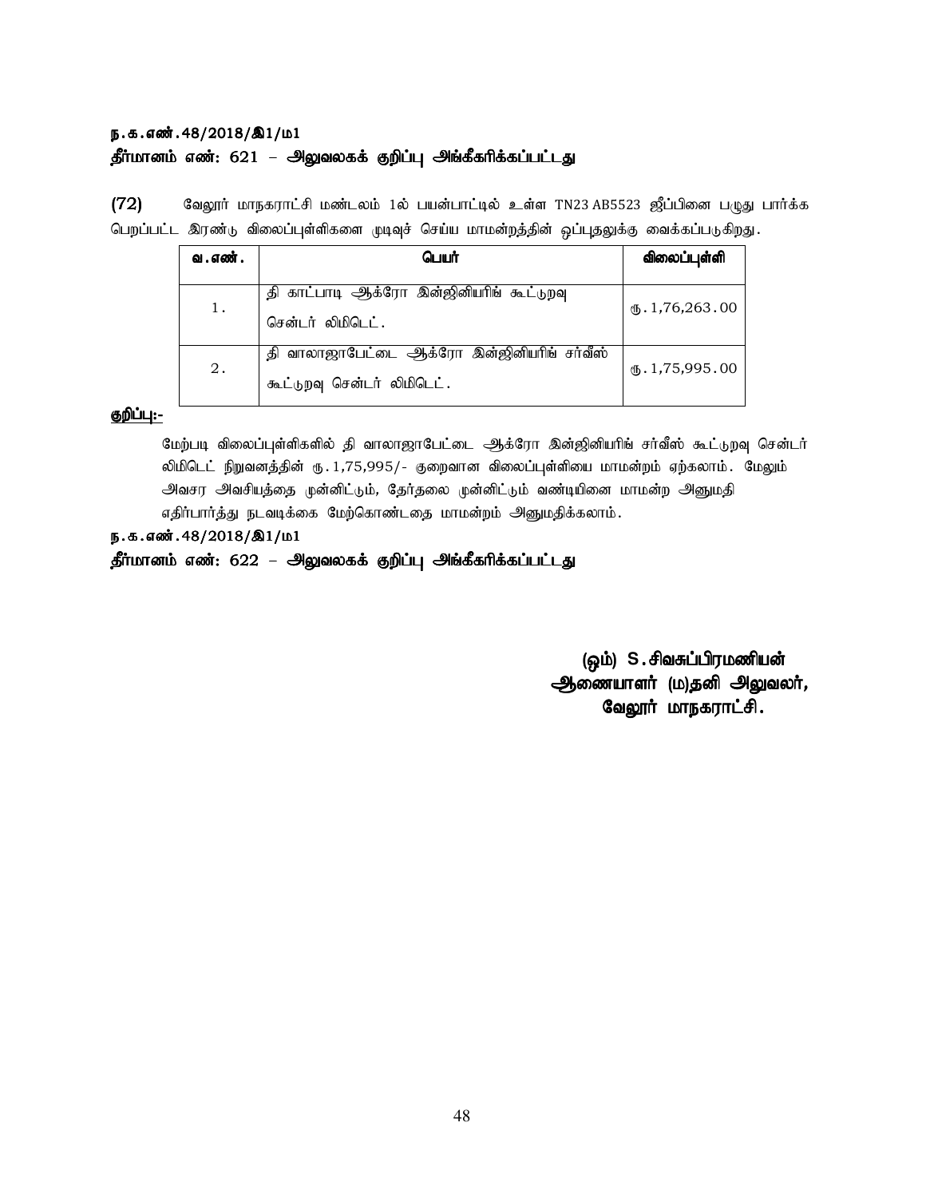ந.க.எண்.48/2018/இ1/ம1

**தீர்மானம் எண்: 621 – அலுவலகக் குறிப்பு அங்கீகரிக்கப்பட்டது**

**(72)** வேலூர் மாநகராட்சி மண்டலம் 1ல் பயன்பாட்டில் உள்ள TN23 AB5523 ஜீப்பினை பழுது பார்க்க பெறப்பட்ட இரண்டு விலைப்புள்ளிகளை முடிவுச் செய்ய மாமன்றத்தின் ஒப்புதலுக்கு வைக்கப்படுகிறது.

| வ.எண். | பெயர் | விலைப்புள்ளி |
|---|---|---|
| 1. | தி காட்பாடி ஆக்ரோ இன்ஜினியரிங் கூட்டுறவு சென்டர் லிமிடெட். | ரு.1,76,263.00 |
| 2. | தி வாலாஜாபேட்டை ஆக்ரோ இன்ஜினியரிங் சர்வீஸ் கூட்டுறவு சென்டர் லிமிடெட். | ரு.1,75,995.00 |

<u>குறிப்பு:-</u>

மேற்படி விலைப்புள்ளிகளில் தி வாலாஜாபேட்டை ஆக்ரோ இன்ஜினியரிங் சர்வீஸ் கூட்டுறவு சென்டர் லிமிடெட் நிறுவனத்தின் ரு.1,75,995/- குறைவான விலைப்புள்ளியை மாமன்றம் ஏற்கலாம். மேலும் அவசர அவசியத்தை முன்னிட்டும், தேர்தலை முன்னிட்டும் வண்டியினை மாமன்ற அனுமதி எதிர்பார்த்து நடவடிக்கை மேற்கொண்டதை மாமன்றம் அனுமதிக்கலாம்.

ந.க.எண்.48/2018/இ1/ம1

**தீர்மானம் எண்: 622 – அலுவலகக் குறிப்பு அங்கீகரிக்கப்பட்டது**

**(ஒம்) S.சிவசுப்பிரமணியன்**
**ஆணையாளர் (ம)தனி அலுவலர்,**
**வேலூர் மாநகராட்சி.**